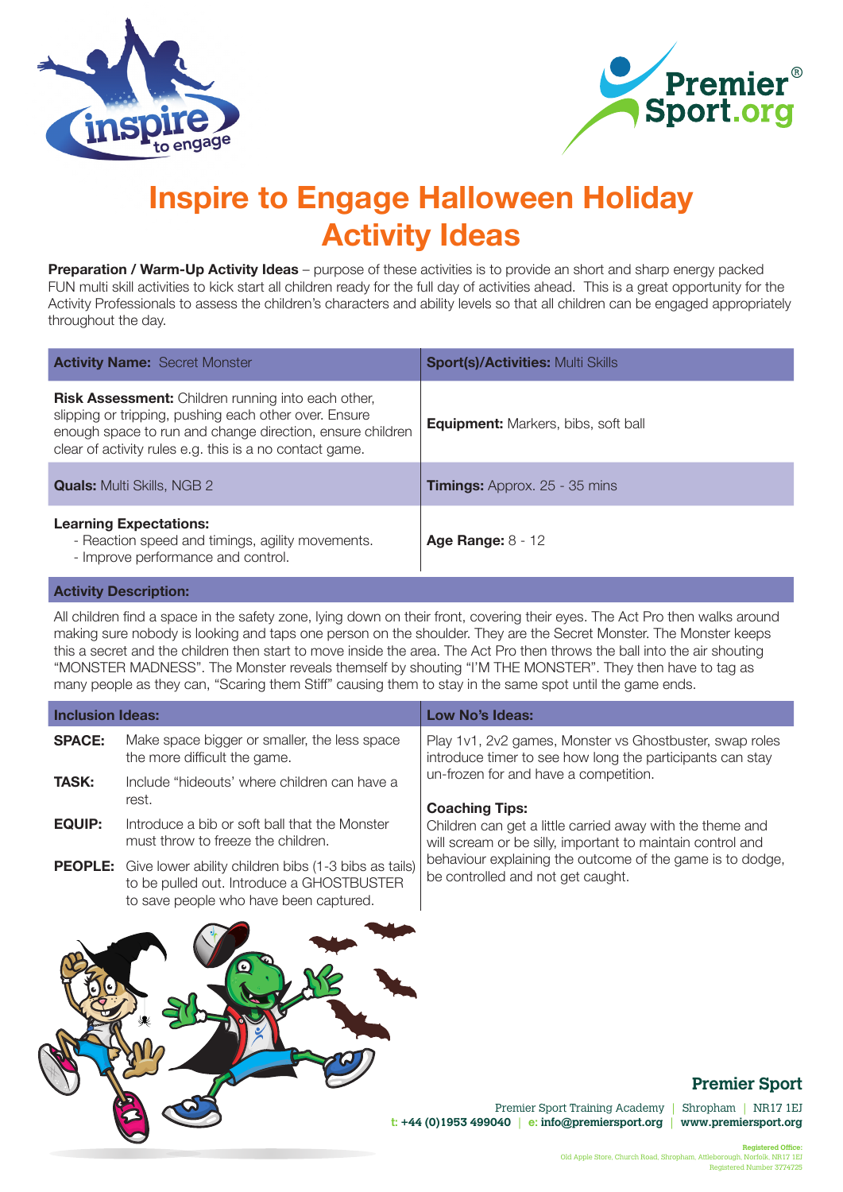# Inspire to Engage Halloween Holiday Activity Ideas

**Preparation / Warm-Up Activity Ideas** – purpose of these activities is to provide an short and sharp energy packed FUN multi skill activities to kick start all children ready for the full day of activities ahead. This is a great opportunity for the Activity Professionals to assess the children's characters and ability levels so that all children can be engaged appropriately throughout the day.

| **Activity Name:** Secret Monster | **Sport(s)/Activities:** Multi Skills |
|---|---|
| **Risk Assessment:** Children running into each other, slipping or tripping, pushing each other over. Ensure enough space to run and change direction, ensure children clear of activity rules e.g. this is a no contact game. | **Equipment:** Markers, bibs, soft ball |
| **Quals:** Multi Skills, NGB 2 | **Timings:** Approx. 25 - 35 mins |
| **Learning Expectations:**<br>- Reaction speed and timings, agility movements.<br>- Improve performance and control. | **Age Range:** 8 - 12 |

**Activity Description:**

All children find a space in the safety zone, lying down on their front, covering their eyes. The Act Pro then walks around making sure nobody is looking and taps one person on the shoulder. They are the Secret Monster. The Monster keeps this a secret and the children then start to move inside the area. The Act Pro then throws the ball into the air shouting "MONSTER MADNESS". The Monster reveals themself by shouting "I'M THE MONSTER". They then have to tag as many people as they can, "Scaring them Stiff" causing them to stay in the same spot until the game ends.

**Inclusion Ideas:**

| | |
|---|---|
| **SPACE:** | Make space bigger or smaller, the less space the more difficult the game. |
| **TASK:** | Include "hideouts' where children can have a rest. |
| **EQUIP:** | Introduce a bib or soft ball that the Monster must throw to freeze the children. |
| **PEOPLE:** | Give lower ability children bibs (1-3 bibs as tails) to be pulled out. Introduce a GHOSTBUSTER to save people who have been captured. |

**Low No's Ideas:**

Play 1v1, 2v2 games, Monster vs Ghostbuster, swap roles introduce timer to see how long the participants can stay un-frozen for and have a competition.

**Coaching Tips:**

Children can get a little carried away with the theme and will scream or be silly, important to maintain control and behaviour explaining the outcome of the game is to dodge, be controlled and not get caught.

**Premier Sport**

Premier Sport Training Academy | Shropham | NR17 1EJ
t: +44 (0)1953 499040 | e: info@premiersport.org | www.premiersport.org

Registered Office:
Old Apple Store, Church Road, Shropham, Attleborough, Norfolk, NR17 1EJ
Registered Number 3774725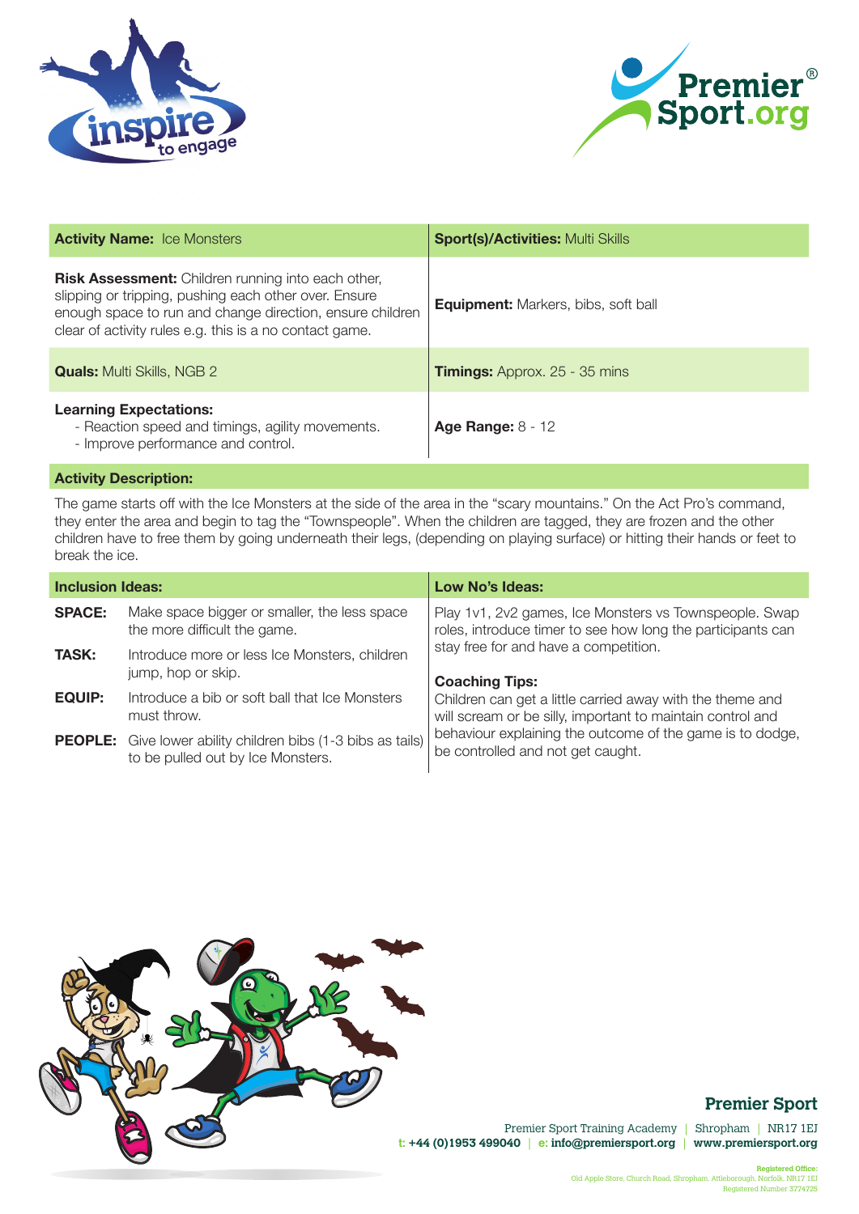| **Activity Name:** Ice Monsters | **Sport(s)/Activities:** Multi Skills |
| --- | --- |
| **Risk Assessment:** Children running into each other, slipping or tripping, pushing each other over. Ensure enough space to run and change direction, ensure children clear of activity rules e.g. this is a no contact game. | **Equipment:** Markers, bibs, soft ball |
| **Quals:** Multi Skills, NGB 2 | **Timings:** Approx. 25 - 35 mins |
| **Learning Expectations:**<br>- Reaction speed and timings, agility movements.<br>- Improve performance and control. | **Age Range:** 8 - 12 |

**Activity Description:**

The game starts off with the Ice Monsters at the side of the area in the "scary mountains." On the Act Pro's command, they enter the area and begin to tag the "Townspeople". When the children are tagged, they are frozen and the other children have to free them by going underneath their legs, (depending on playing surface) or hitting their hands or feet to break the ice.

**Inclusion Ideas:**

| | |
| --- | --- |
| **SPACE:** | Make space bigger or smaller, the less space the more difficult the game. |
| **TASK:** | Introduce more or less Ice Monsters, children jump, hop or skip. |
| **EQUIP:** | Introduce a bib or soft ball that Ice Monsters must throw. |
| **PEOPLE:** | Give lower ability children bibs (1-3 bibs as tails) to be pulled out by Ice Monsters. |

**Low No's Ideas:**

Play 1v1, 2v2 games, Ice Monsters vs Townspeople. Swap roles, introduce timer to see how long the participants can stay free for and have a competition.

**Coaching Tips:**

Children can get a little carried away with the theme and will scream or be silly, important to maintain control and behaviour explaining the outcome of the game is to dodge, be controlled and not get caught.

**Premier Sport**

Premier Sport Training Academy | Shropham | NR17 1EJ
t: +44 (0)1953 499040 | e: info@premiersport.org | www.premiersport.org

Registered Office:
Old Apple Store, Church Road, Shropham, Attleborough, Norfolk, NR17 1EJ
Registered Number 3774725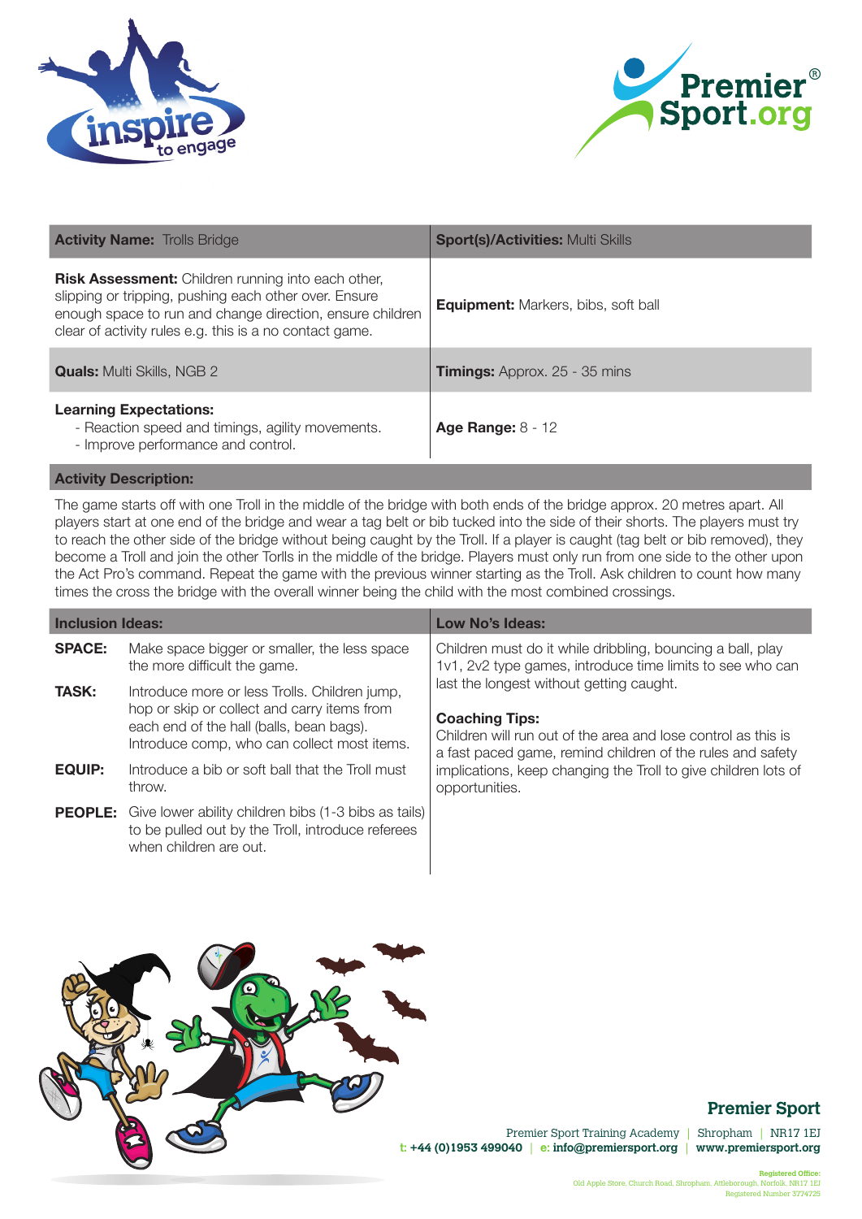| **Activity Name:** Trolls Bridge | **Sport(s)/Activities:** Multi Skills |
|---|---|
| **Risk Assessment:** Children running into each other, slipping or tripping, pushing each other over. Ensure enough space to run and change direction, ensure children clear of activity rules e.g. this is a no contact game. | **Equipment:** Markers, bibs, soft ball |
| **Quals:** Multi Skills, NGB 2 | **Timings:** Approx. 25 - 35 mins |
| **Learning Expectations:**<br>- Reaction speed and timings, agility movements.<br>- Improve performance and control. | **Age Range:** 8 - 12 |

## Activity Description:

The game starts off with one Troll in the middle of the bridge with both ends of the bridge approx. 20 metres apart. All players start at one end of the bridge and wear a tag belt or bib tucked into the side of their shorts. The players must try to reach the other side of the bridge without being caught by the Troll. If a player is caught (tag belt or bib removed), they become a Troll and join the other Torlls in the middle of the bridge. Players must only run from one side to the other upon the Act Pro's command. Repeat the game with the previous winner starting as the Troll. Ask children to count how many times the cross the bridge with the overall winner being the child with the most combined crossings.

## Inclusion Ideas:

**SPACE:** Make space bigger or smaller, the less space the more difficult the game.

**TASK:** Introduce more or less Trolls. Children jump, hop or skip or collect and carry items from each end of the hall (balls, bean bags). Introduce comp, who can collect most items.

**EQUIP:** Introduce a bib or soft ball that the Troll must throw.

**PEOPLE:** Give lower ability children bibs (1-3 bibs as tails) to be pulled out by the Troll, introduce referees when children are out.

## Low No's Ideas:

Children must do it while dribbling, bouncing a ball, play 1v1, 2v2 type games, introduce time limits to see who can last the longest without getting caught.

**Coaching Tips:**
Children will run out of the area and lose control as this is a fast paced game, remind children of the rules and safety implications, keep changing the Troll to give children lots of opportunities.

**Premier Sport**

Premier Sport Training Academy | Shropham | NR17 1EJ
t: +44 (0)1953 499040 | e: info@premiersport.org | www.premiersport.org

Registered Office:
Old Apple Store, Church Road, Shropham, Attleborough, Norfolk, NR17 1EJ
Registered Number 3774725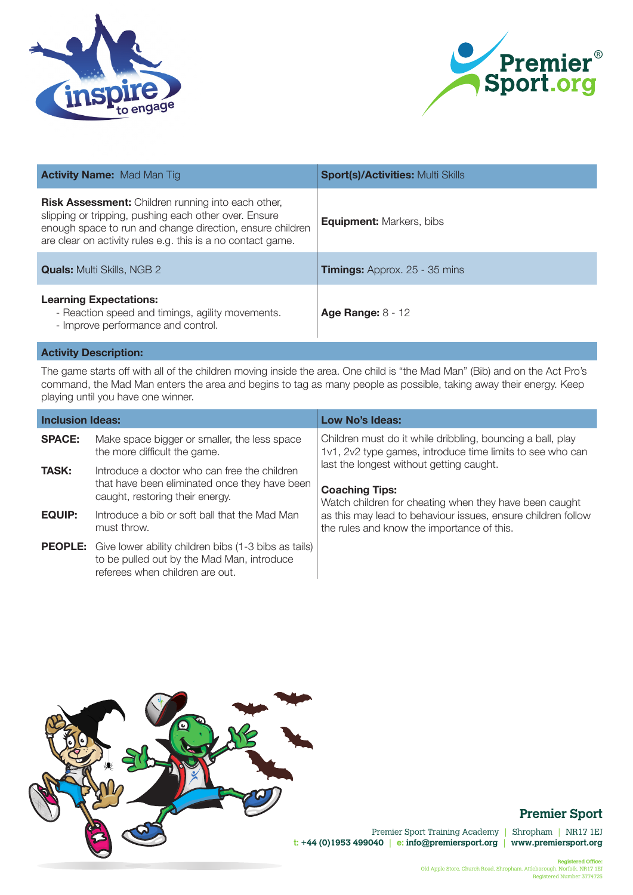| **Activity Name:** Mad Man Tig | **Sport(s)/Activities:** Multi Skills |
|---|---|
| **Risk Assessment:** Children running into each other, slipping or tripping, pushing each other over. Ensure enough space to run and change direction, ensure children are clear on activity rules e.g. this is a no contact game. | **Equipment:** Markers, bibs |
| **Quals:** Multi Skills, NGB 2 | **Timings:** Approx. 25 - 35 mins |
| **Learning Expectations:**<br>- Reaction speed and timings, agility movements.<br>- Improve performance and control. | **Age Range:** 8 - 12 |

**Activity Description:**

The game starts off with all of the children moving inside the area. One child is "the Mad Man" (Bib) and on the Act Pro's command, the Mad Man enters the area and begins to tag as many people as possible, taking away their energy. Keep playing until you have one winner.

**Inclusion Ideas:**

| | |
|---|---|
| **SPACE:** | Make space bigger or smaller, the less space the more difficult the game. |
| **TASK:** | Introduce a doctor who can free the children that have been eliminated once they have been caught, restoring their energy. |
| **EQUIP:** | Introduce a bib or soft ball that the Mad Man must throw. |
| **PEOPLE:** | Give lower ability children bibs (1-3 bibs as tails) to be pulled out by the Mad Man, introduce referees when children are out. |

**Low No's Ideas:**

Children must do it while dribbling, bouncing a ball, play 1v1, 2v2 type games, introduce time limits to see who can last the longest without getting caught.

**Coaching Tips:**

Watch children for cheating when they have been caught as this may lead to behaviour issues, ensure children follow the rules and know the importance of this.

**Premier Sport**

Premier Sport Training Academy | Shropham | NR17 1EJ
t: +44 (0)1953 499040 | e: info@premiersport.org | www.premiersport.org

Registered Office:
Old Apple Store, Church Road, Shropham, Attleborough, Norfolk, NR17 1EJ
Registered Number 3774725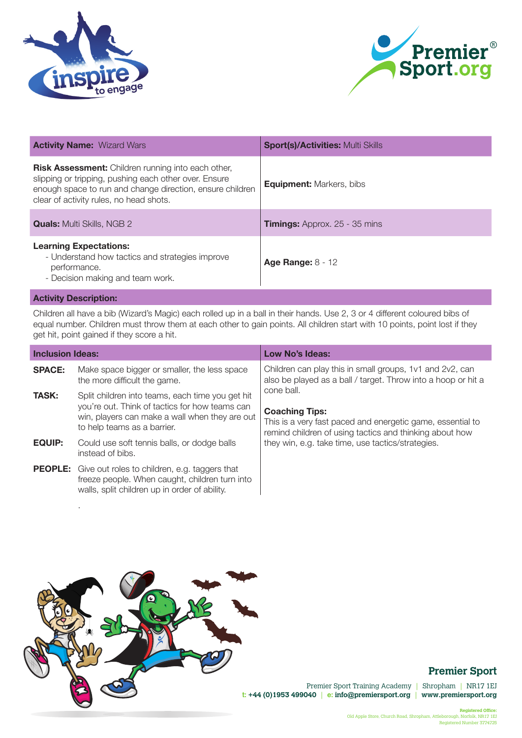| **Activity Name:** Wizard Wars | **Sport(s)/Activities:** Multi Skills |
|---|---|
| **Risk Assessment:** Children running into each other, slipping or tripping, pushing each other over. Ensure enough space to run and change direction, ensure children clear of activity rules, no head shots. | **Equipment:** Markers, bibs |
| **Quals:** Multi Skills, NGB 2 | **Timings:** Approx. 25 - 35 mins |
| **Learning Expectations:**<br>- Understand how tactics and strategies improve performance.<br>- Decision making and team work. | **Age Range:** 8 - 12 |

**Activity Description:**

Children all have a bib (Wizard's Magic) each rolled up in a ball in their hands. Use 2, 3 or 4 different coloured bibs of equal number. Children must throw them at each other to gain points. All children start with 10 points, point lost if they get hit, point gained if they score a hit.

**Inclusion Ideas:**

- **SPACE:** Make space bigger or smaller, the less space the more difficult the game.
- **TASK:** Split children into teams, each time you get hit you're out. Think of tactics for how teams can win, players can make a wall when they are out to help teams as a barrier.
- **EQUIP:** Could use soft tennis balls, or dodge balls instead of bibs.
- **PEOPLE:** Give out roles to children, e.g. taggers that freeze people. When caught, children turn into walls, split children up in order of ability.

**Low No's Ideas:**

Children can play this in small groups, 1v1 and 2v2, can also be played as a ball / target. Throw into a hoop or hit a cone ball.

**Coaching Tips:**

This is a very fast paced and energetic game, essential to remind children of using tactics and thinking about how they win, e.g. take time, use tactics/strategies.

**Premier Sport**

Premier Sport Training Academy | Shropham | NR17 1EJ
t: +44 (0)1953 499040 | e: info@premiersport.org | www.premiersport.org

Registered Office:
Old Apple Store, Church Road, Shropham, Attleborough, Norfolk, NR17 1EJ
Registered Number 3774725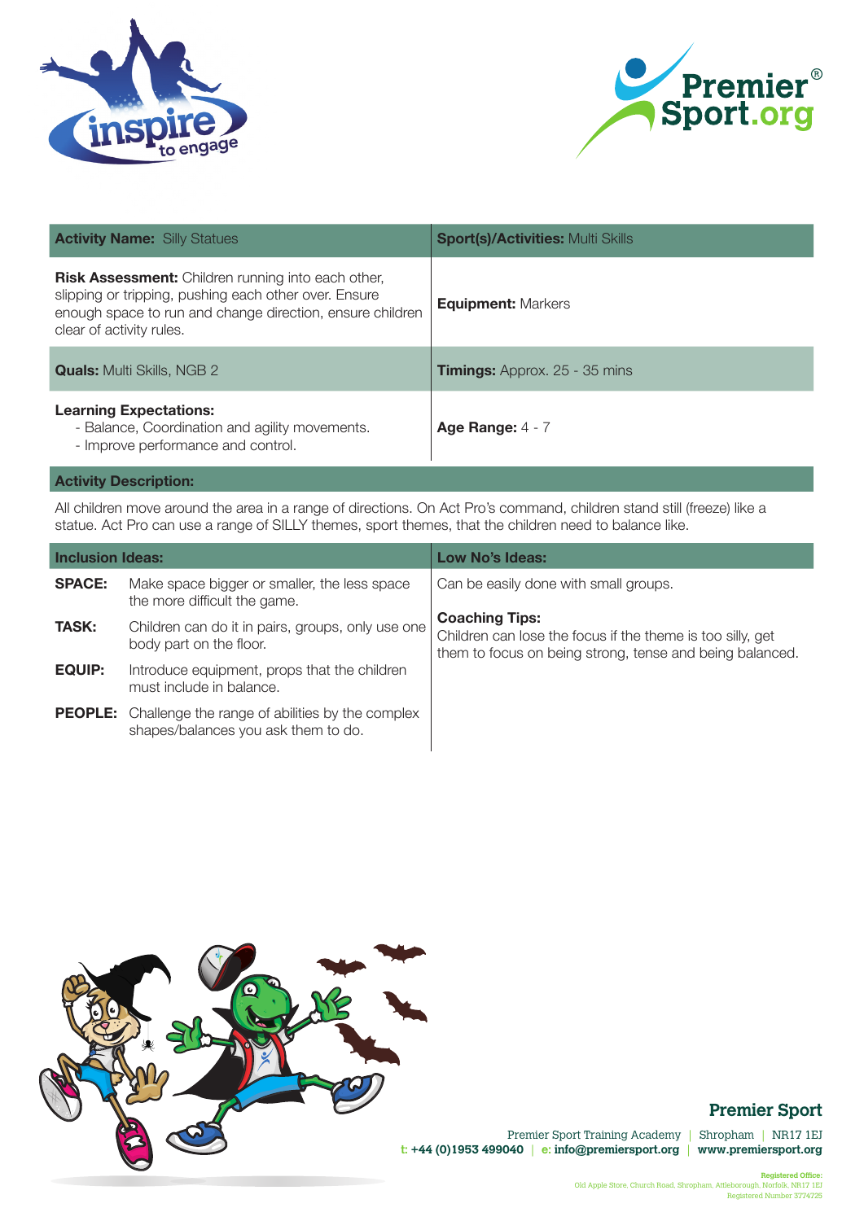| **Activity Name:** Silly Statues | **Sport(s)/Activities:** Multi Skills |
| --- | --- |
| **Risk Assessment:** Children running into each other, slipping or tripping, pushing each other over. Ensure enough space to run and change direction, ensure children clear of activity rules. | **Equipment:** Markers |
| **Quals:** Multi Skills, NGB 2 | **Timings:** Approx. 25 - 35 mins |
| **Learning Expectations:**<br>- Balance, Coordination and agility movements.<br>- Improve performance and control. | **Age Range:** 4 - 7 |

**Activity Description:**

All children move around the area in a range of directions. On Act Pro's command, children stand still (freeze) like a statue. Act Pro can use a range of SILLY themes, sport themes, that the children need to balance like.

**Inclusion Ideas:**

| | |
| --- | --- |
| **SPACE:** | Make space bigger or smaller, the less space the more difficult the game. |
| **TASK:** | Children can do it in pairs, groups, only use one body part on the floor. |
| **EQUIP:** | Introduce equipment, props that the children must include in balance. |
| **PEOPLE:** | Challenge the range of abilities by the complex shapes/balances you ask them to do. |

**Low No's Ideas:**

Can be easily done with small groups.

**Coaching Tips:**

Children can lose the focus if the theme is too silly, get them to focus on being strong, tense and being balanced.

**Premier Sport**

Premier Sport Training Academy | Shropham | NR17 1EJ
t: +44 (0)1953 499040 | e: info@premiersport.org | www.premiersport.org

Registered Office:
Old Apple Store, Church Road, Shropham, Attleborough, Norfolk, NR17 1EJ
Registered Number 3774725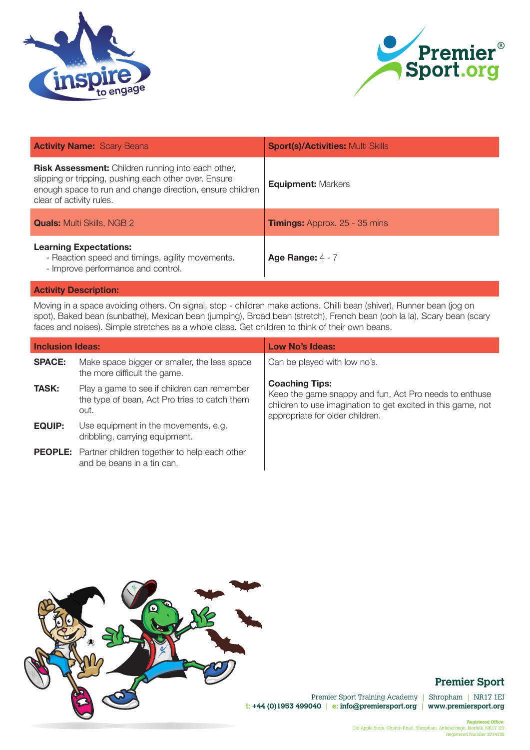| **Activity Name:** Scary Beans | **Sport(s)/Activities:** Multi Skills |
|---|---|
| **Risk Assessment:** Children running into each other, slipping or tripping, pushing each other over. Ensure enough space to run and change direction, ensure children clear of activity rules. | **Equipment:** Markers |
| **Quals:** Multi Skills, NGB 2 | **Timings:** Approx. 25 - 35 mins |
| **Learning Expectations:**<br>- Reaction speed and timings, agility movements.<br>- Improve performance and control. | **Age Range:** 4 - 7 |

**Activity Description:**

Moving in a space avoiding others. On signal, stop - children make actions. Chilli bean (shiver), Runner bean (jog on spot), Baked bean (sunbathe), Mexican bean (jumping), Broad bean (stretch), French bean (ooh la la), Scary bean (scary faces and noises). Simple stretches as a whole class. Get children to think of their own beans.

| **Inclusion Ideas:** | | **Low No's Ideas:** |
|---|---|---|
| **SPACE:** | Make space bigger or smaller, the less space the more difficult the game. | Can be played with low no's. |
| **TASK:** | Play a game to see if children can remember the type of bean, Act Pro tries to catch them out. | **Coaching Tips:**<br>Keep the game snappy and fun, Act Pro needs to enthuse children to use imagination to get excited in this game, not appropriate for older children. |
| **EQUIP:** | Use equipment in the movements, e.g. dribbling, carrying equipment. | |
| **PEOPLE:** | Partner children together to help each other and be beans in a tin can. | |

**Premier Sport**

Premier Sport Training Academy | Shropham | NR17 1EJ
t: +44 (0)1953 499040 | e: info@premiersport.org | www.premiersport.org

Registered Office:
Old Apple Store, Church Road, Shropham, Attleborough, Norfolk, NR17 1EJ
Registered Number 3774725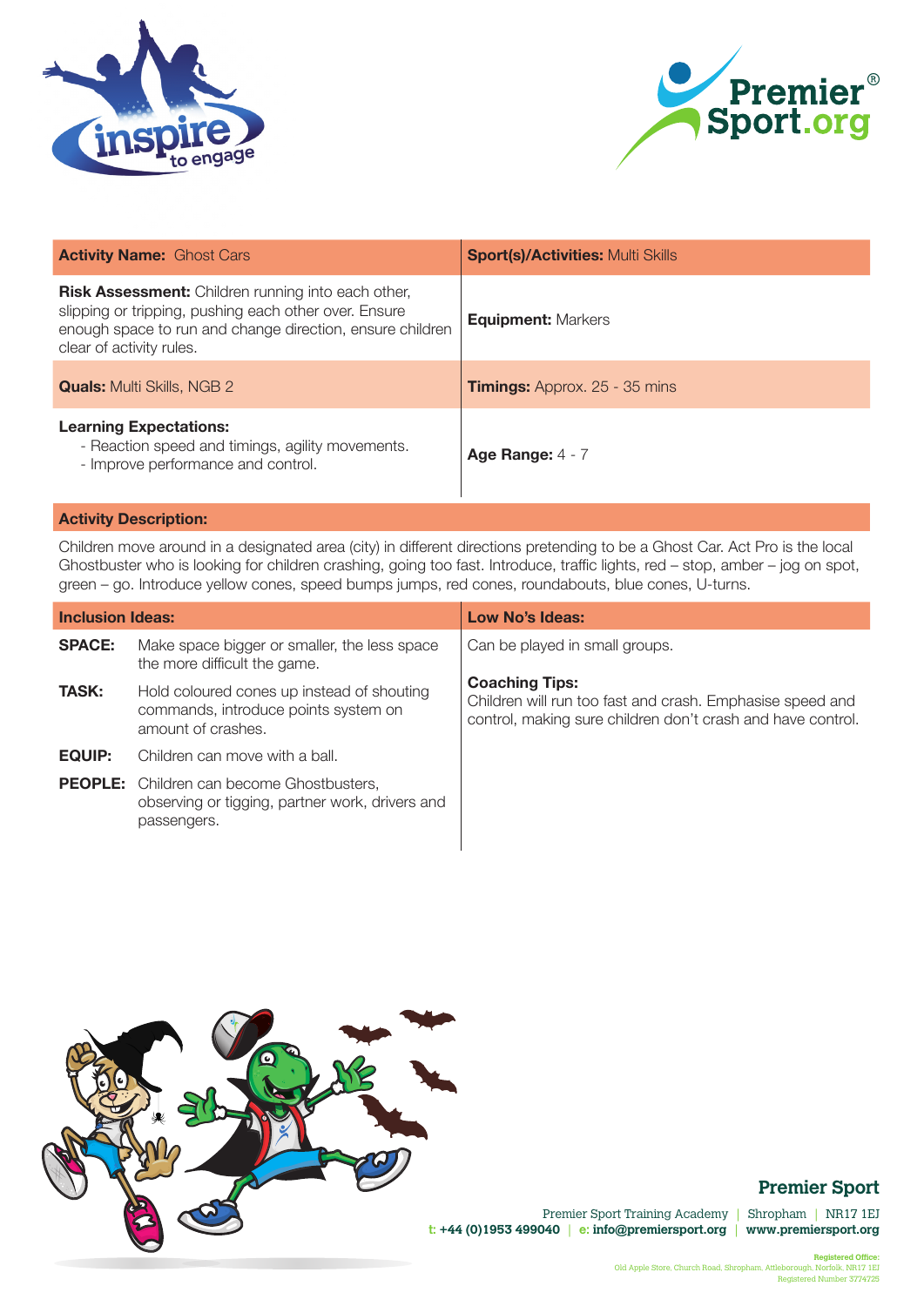| **Activity Name:** Ghost Cars | **Sport(s)/Activities:** Multi Skills |
|---|---|
| **Risk Assessment:** Children running into each other, slipping or tripping, pushing each other over. Ensure enough space to run and change direction, ensure children clear of activity rules. | **Equipment:** Markers |
| **Quals:** Multi Skills, NGB 2 | **Timings:** Approx. 25 - 35 mins |
| **Learning Expectations:**<br>- Reaction speed and timings, agility movements.<br>- Improve performance and control. | **Age Range:** 4 - 7 |

**Activity Description:**

Children move around in a designated area (city) in different directions pretending to be a Ghost Car. Act Pro is the local Ghostbuster who is looking for children crashing, going too fast. Introduce, traffic lights, red – stop, amber – jog on spot, green – go. Introduce yellow cones, speed bumps jumps, red cones, roundabouts, blue cones, U-turns.

**Inclusion Ideas:**

| | |
|---|---|
| **SPACE:** | Make space bigger or smaller, the less space the more difficult the game. |
| **TASK:** | Hold coloured cones up instead of shouting commands, introduce points system on amount of crashes. |
| **EQUIP:** | Children can move with a ball. |
| **PEOPLE:** | Children can become Ghostbusters, observing or tigging, partner work, drivers and passengers. |

**Low No's Ideas:**

Can be played in small groups.

**Coaching Tips:**

Children will run too fast and crash. Emphasise speed and control, making sure children don't crash and have control.

**Premier Sport**

Premier Sport Training Academy | Shropham | NR17 1EJ
t: +44 (0)1953 499040 | e: info@premiersport.org | www.premiersport.org

Registered Office:
Old Apple Store, Church Road, Shropham, Attleborough, Norfolk, NR17 1EJ
Registered Number 3774725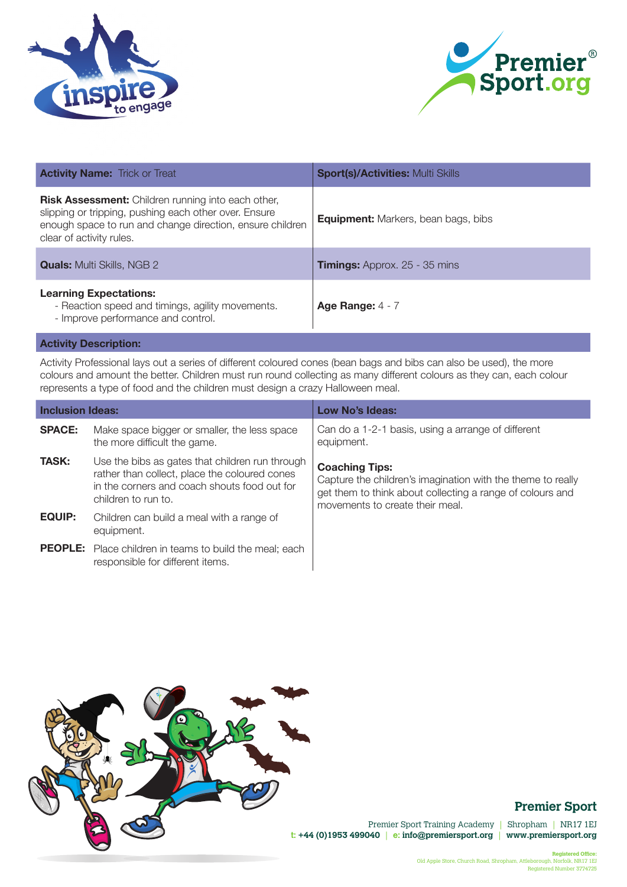| **Activity Name:** Trick or Treat | **Sport(s)/Activities:** Multi Skills |
|---|---|
| **Risk Assessment:** Children running into each other, slipping or tripping, pushing each other over. Ensure enough space to run and change direction, ensure children clear of activity rules. | **Equipment:** Markers, bean bags, bibs |
| **Quals:** Multi Skills, NGB 2 | **Timings:** Approx. 25 - 35 mins |
| **Learning Expectations:**<br>- Reaction speed and timings, agility movements.<br>- Improve performance and control. | **Age Range:** 4 - 7 |

**Activity Description:**

Activity Professional lays out a series of different coloured cones (bean bags and bibs can also be used), the more colours and amount the better. Children must run round collecting as many different colours as they can, each colour represents a type of food and the children must design a crazy Halloween meal.

**Inclusion Ideas:**

| | |
|---|---|
| **SPACE:** | Make space bigger or smaller, the less space the more difficult the game. |
| **TASK:** | Use the bibs as gates that children run through rather than collect, place the coloured cones in the corners and coach shouts food out for children to run to. |
| **EQUIP:** | Children can build a meal with a range of equipment. |
| **PEOPLE:** | Place children in teams to build the meal; each responsible for different items. |

**Low No's Ideas:**

Can do a 1-2-1 basis, using a arrange of different equipment.

**Coaching Tips:**
Capture the children's imagination with the theme to really get them to think about collecting a range of colours and movements to create their meal.

**Premier Sport**

Premier Sport Training Academy | Shropham | NR17 1EJ
t: +44 (0)1953 499040 | e: info@premiersport.org | www.premiersport.org

Registered Office:
Old Apple Store, Church Road, Shropham, Attleborough, Norfolk, NR17 1EJ
Registered Number 3774725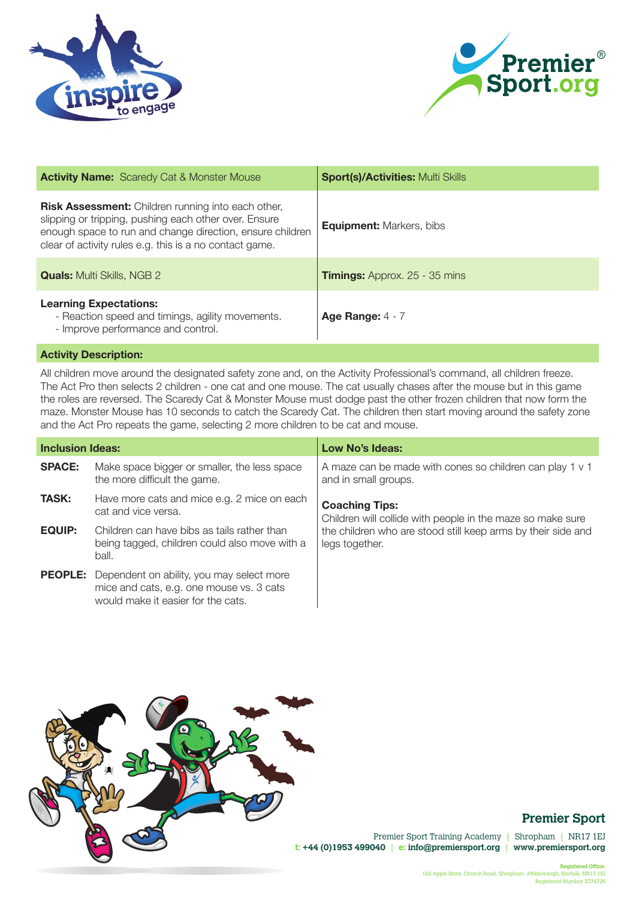| **Activity Name:** Scaredy Cat & Monster Mouse | **Sport(s)/Activities:** Multi Skills |
|---|---|
| **Risk Assessment:** Children running into each other, slipping or tripping, pushing each other over. Ensure enough space to run and change direction, ensure children clear of activity rules e.g. this is a no contact game. | **Equipment:** Markers, bibs |
| **Quals:** Multi Skills, NGB 2 | **Timings:** Approx. 25 - 35 mins |
| **Learning Expectations:**<br>- Reaction speed and timings, agility movements.<br>- Improve performance and control. | **Age Range:** 4 - 7 |

**Activity Description:**

All children move around the designated safety zone and, on the Activity Professional's command, all children freeze. The Act Pro then selects 2 children - one cat and one mouse. The cat usually chases after the mouse but in this game the roles are reversed. The Scaredy Cat & Monster Mouse must dodge past the other frozen children that now form the maze. Monster Mouse has 10 seconds to catch the Scaredy Cat. The children then start moving around the safety zone and the Act Pro repeats the game, selecting 2 more children to be cat and mouse.

**Inclusion Ideas:**

**SPACE:** Make space bigger or smaller, the less space the more difficult the game.

**TASK:** Have more cats and mice e.g. 2 mice on each cat and vice versa.

**EQUIP:** Children can have bibs as tails rather than being tagged, children could also move with a ball.

**PEOPLE:** Dependent on ability, you may select more mice and cats, e.g. one mouse vs. 3 cats would make it easier for the cats.

**Low No's Ideas:**

A maze can be made with cones so children can play 1 v 1 and in small groups.

**Coaching Tips:**

Children will collide with people in the maze so make sure the children who are stood still keep arms by their side and legs together.

**Premier Sport**

Premier Sport Training Academy | Shropham | NR17 1EJ
t: +44 (0)1953 499040 | e: info@premiersport.org | www.premiersport.org

Registered Office:
Old Apple Store, Church Road, Shropham, Attleborough, Norfolk, NR17 1EJ
Registered Number 3774725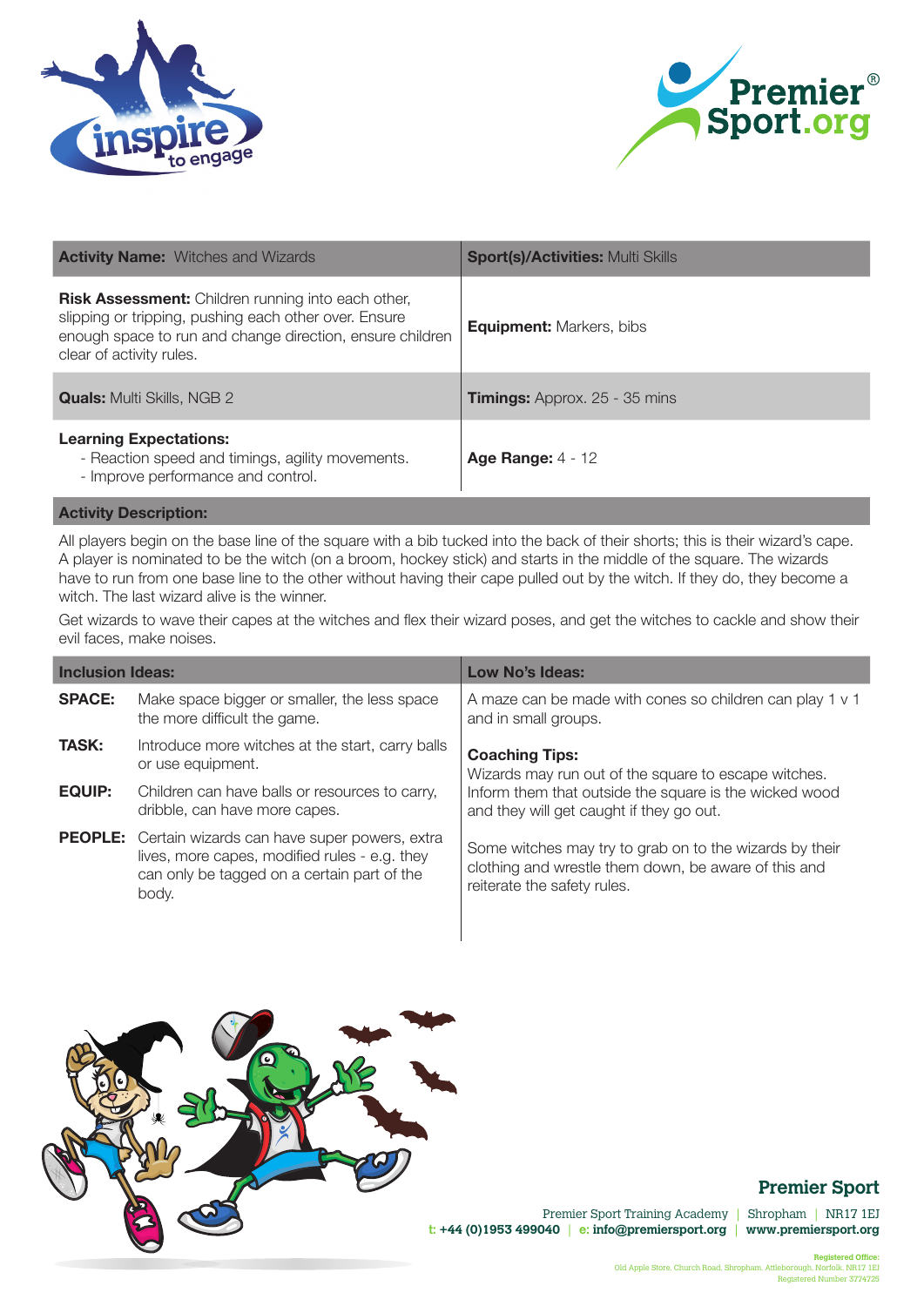| **Activity Name:** Witches and Wizards | **Sport(s)/Activities:** Multi Skills |
| --- | --- |
| **Risk Assessment:** Children running into each other, slipping or tripping, pushing each other over. Ensure enough space to run and change direction, ensure children clear of activity rules. | **Equipment:** Markers, bibs |
| **Quals:** Multi Skills, NGB 2 | **Timings:** Approx. 25 - 35 mins |
| **Learning Expectations:**<br>- Reaction speed and timings, agility movements.<br>- Improve performance and control. | **Age Range:** 4 - 12 |

**Activity Description:**

All players begin on the base line of the square with a bib tucked into the back of their shorts; this is their wizard's cape. A player is nominated to be the witch (on a broom, hockey stick) and starts in the middle of the square. The wizards have to run from one base line to the other without having their cape pulled out by the witch. If they do, they become a witch. The last wizard alive is the winner.

Get wizards to wave their capes at the witches and flex their wizard poses, and get the witches to cackle and show their evil faces, make noises.

**Inclusion Ideas:**

| | |
| --- | --- |
| **SPACE:** | Make space bigger or smaller, the less space the more difficult the game. |
| **TASK:** | Introduce more witches at the start, carry balls or use equipment. |
| **EQUIP:** | Children can have balls or resources to carry, dribble, can have more capes. |
| **PEOPLE:** | Certain wizards can have super powers, extra lives, more capes, modified rules - e.g. they can only be tagged on a certain part of the body. |

**Low No's Ideas:**

A maze can be made with cones so children can play 1 v 1 and in small groups.

**Coaching Tips:**

Wizards may run out of the square to escape witches. Inform them that outside the square is the wicked wood and they will get caught if they go out.

Some witches may try to grab on to the wizards by their clothing and wrestle them down, be aware of this and reiterate the safety rules.

**Premier Sport**

Premier Sport Training Academy | Shropham | NR17 1EJ
t: +44 (0)1953 499040 | e: info@premiersport.org | www.premiersport.org

Registered Office:
Old Apple Store, Church Road, Shropham, Attleborough, Norfolk, NR17 1EJ
Registered Number 3774725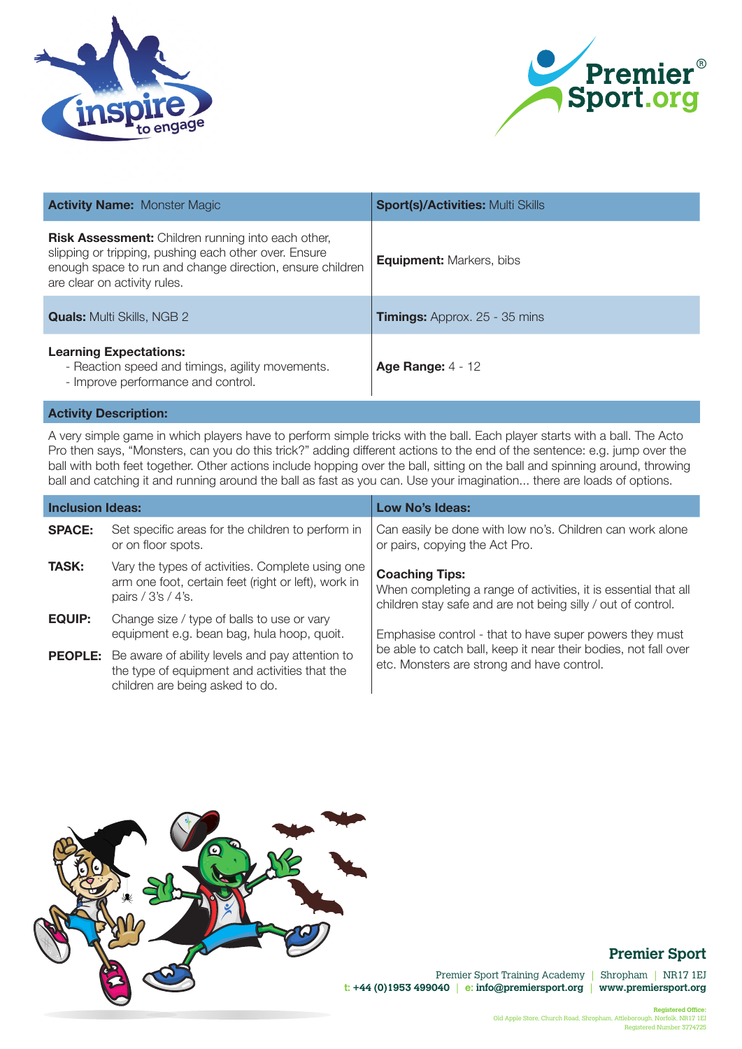| **Activity Name:** Monster Magic | **Sport(s)/Activities:** Multi Skills |
| --- | --- |
| **Risk Assessment:** Children running into each other, slipping or tripping, pushing each other over. Ensure enough space to run and change direction, ensure children are clear on activity rules. | **Equipment:** Markers, bibs |
| **Quals:** Multi Skills, NGB 2 | **Timings:** Approx. 25 - 35 mins |
| **Learning Expectations:**<br>- Reaction speed and timings, agility movements.<br>- Improve performance and control. | **Age Range:** 4 - 12 |

**Activity Description:**

A very simple game in which players have to perform simple tricks with the ball. Each player starts with a ball. The Acto Pro then says, "Monsters, can you do this trick?" adding different actions to the end of the sentence: e.g. jump over the ball with both feet together. Other actions include hopping over the ball, sitting on the ball and spinning around, throwing ball and catching it and running around the ball as fast as you can. Use your imagination... there are loads of options.

**Inclusion Ideas:**

| | |
| --- | --- |
| **SPACE:** | Set specific areas for the children to perform in or on floor spots. |
| **TASK:** | Vary the types of activities. Complete using one arm one foot, certain feet (right or left), work in pairs / 3's / 4's. |
| **EQUIP:** | Change size / type of balls to use or vary equipment e.g. bean bag, hula hoop, quoit. |
| **PEOPLE:** | Be aware of ability levels and pay attention to the type of equipment and activities that the children are being asked to do. |

**Low No's Ideas:**

Can easily be done with low no's. Children can work alone or pairs, copying the Act Pro.

**Coaching Tips:**

When completing a range of activities, it is essential that all children stay safe and are not being silly / out of control.

Emphasise control - that to have super powers they must be able to catch ball, keep it near their bodies, not fall over etc. Monsters are strong and have control.

**Premier Sport**

Premier Sport Training Academy | Shropham | NR17 1EJ
t: +44 (0)1953 499040 | e: info@premiersport.org | www.premiersport.org

Registered Office:
Old Apple Store, Church Road, Shropham, Attleborough, Norfolk, NR17 1EJ
Registered Number 3774725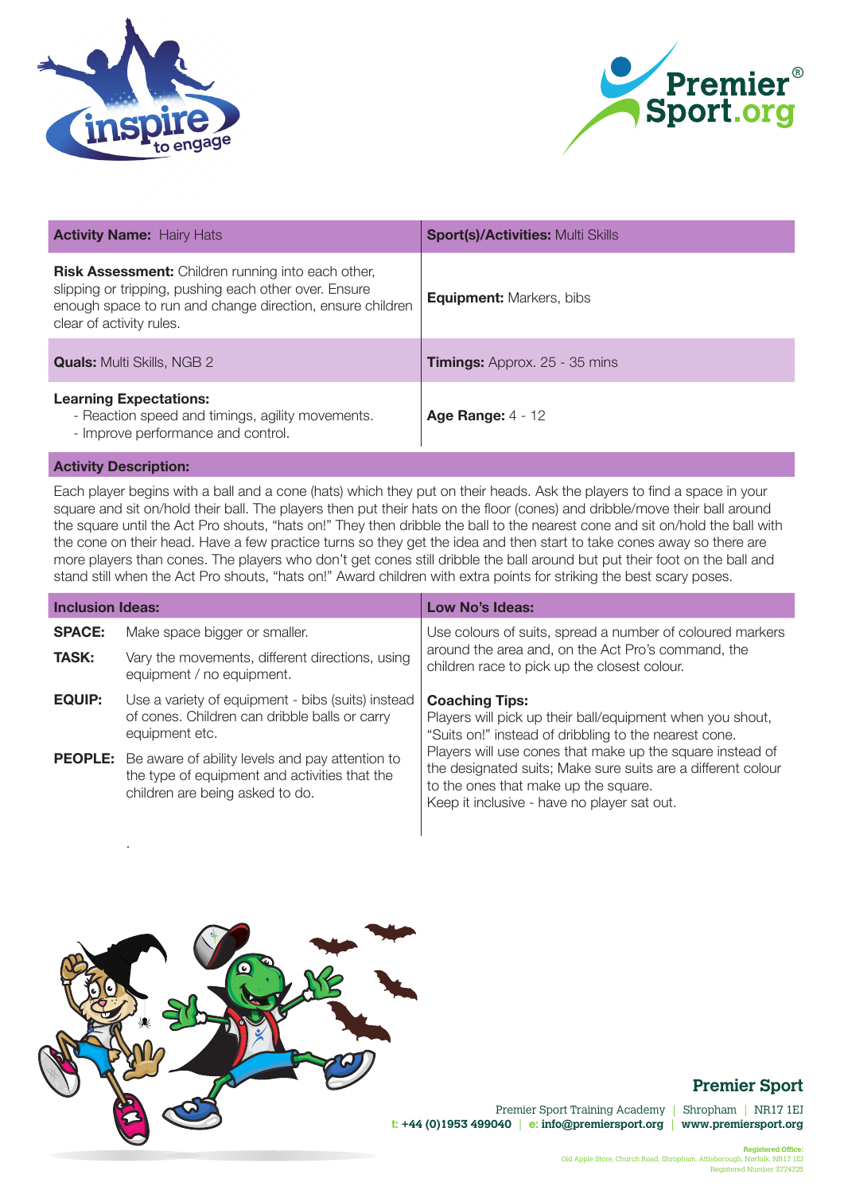| **Activity Name:** Hairy Hats | **Sport(s)/Activities:** Multi Skills |
|---|---|
| **Risk Assessment:** Children running into each other, slipping or tripping, pushing each other over. Ensure enough space to run and change direction, ensure children clear of activity rules. | **Equipment:** Markers, bibs |
| **Quals:** Multi Skills, NGB 2 | **Timings:** Approx. 25 - 35 mins |
| **Learning Expectations:**<br>- Reaction speed and timings, agility movements.<br>- Improve performance and control. | **Age Range:** 4 - 12 |

**Activity Description:**

Each player begins with a ball and a cone (hats) which they put on their heads. Ask the players to find a space in your square and sit on/hold their ball. The players then put their hats on the floor (cones) and dribble/move their ball around the square until the Act Pro shouts, "hats on!" They then dribble the ball to the nearest cone and sit on/hold the ball with the cone on their head. Have a few practice turns so they get the idea and then start to take cones away so there are more players than cones. The players who don't get cones still dribble the ball around but put their foot on the ball and stand still when the Act Pro shouts, "hats on!" Award children with extra points for striking the best scary poses.

**Inclusion Ideas:**

- **SPACE:** Make space bigger or smaller.
- **TASK:** Vary the movements, different directions, using equipment / no equipment.
- **EQUIP:** Use a variety of equipment - bibs (suits) instead of cones. Children can dribble balls or carry equipment etc.
- **PEOPLE:** Be aware of ability levels and pay attention to the type of equipment and activities that the children are being asked to do.

**Low No's Ideas:**

Use colours of suits, spread a number of coloured markers around the area and, on the Act Pro's command, the children race to pick up the closest colour.

**Coaching Tips:**

Players will pick up their ball/equipment when you shout, "Suits on!" instead of dribbling to the nearest cone.
Players will use cones that make up the square instead of the designated suits; Make sure suits are a different colour to the ones that make up the square.
Keep it inclusive - have no player sat out.

**Premier Sport**

Premier Sport Training Academy | Shropham | NR17 1EJ
t: +44 (0)1953 499040 | e: info@premiersport.org | www.premiersport.org

Registered Office:
Old Apple Store, Church Road, Shropham, Attleborough, Norfolk, NR17 1EJ
Registered Number 3774725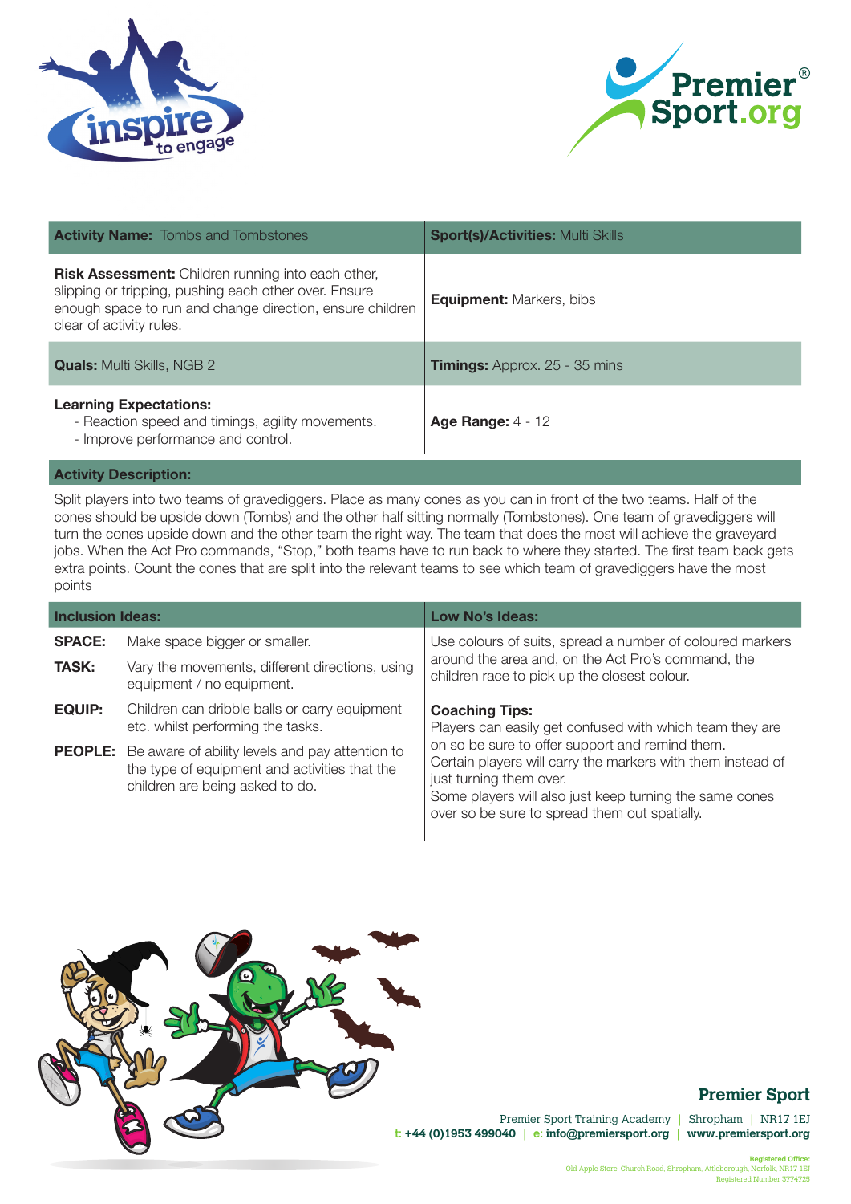| **Activity Name:** Tombs and Tombstones | **Sport(s)/Activities:** Multi Skills |
|---|---|
| **Risk Assessment:** Children running into each other, slipping or tripping, pushing each other over. Ensure enough space to run and change direction, ensure children clear of activity rules. | **Equipment:** Markers, bibs |
| **Quals:** Multi Skills, NGB 2 | **Timings:** Approx. 25 - 35 mins |
| **Learning Expectations:**<br>- Reaction speed and timings, agility movements.<br>- Improve performance and control. | **Age Range:** 4 - 12 |

**Activity Description:**

Split players into two teams of gravediggers. Place as many cones as you can in front of the two teams. Half of the cones should be upside down (Tombs) and the other half sitting normally (Tombstones). One team of gravediggers will turn the cones upside down and the other team the right way. The team that does the most will achieve the graveyard jobs. When the Act Pro commands, "Stop," both teams have to run back to where they started. The first team back gets extra points. Count the cones that are split into the relevant teams to see which team of gravediggers have the most points

**Inclusion Ideas:**

- **SPACE:** Make space bigger or smaller.
- **TASK:** Vary the movements, different directions, using equipment / no equipment.
- **EQUIP:** Children can dribble balls or carry equipment etc. whilst performing the tasks.
- **PEOPLE:** Be aware of ability levels and pay attention to the type of equipment and activities that the children are being asked to do.

**Low No's Ideas:**

Use colours of suits, spread a number of coloured markers around the area and, on the Act Pro's command, the children race to pick up the closest colour.

**Coaching Tips:**

Players can easily get confused with which team they are on so be sure to offer support and remind them.
Certain players will carry the markers with them instead of just turning them over.
Some players will also just keep turning the same cones over so be sure to spread them out spatially.

**Premier Sport**

Premier Sport Training Academy | Shropham | NR17 1EJ
t: +44 (0)1953 499040 | e: info@premiersport.org | www.premiersport.org

Registered Office:
Old Apple Store, Church Road, Shropham, Attleborough, Norfolk, NR17 1EJ
Registered Number 3774725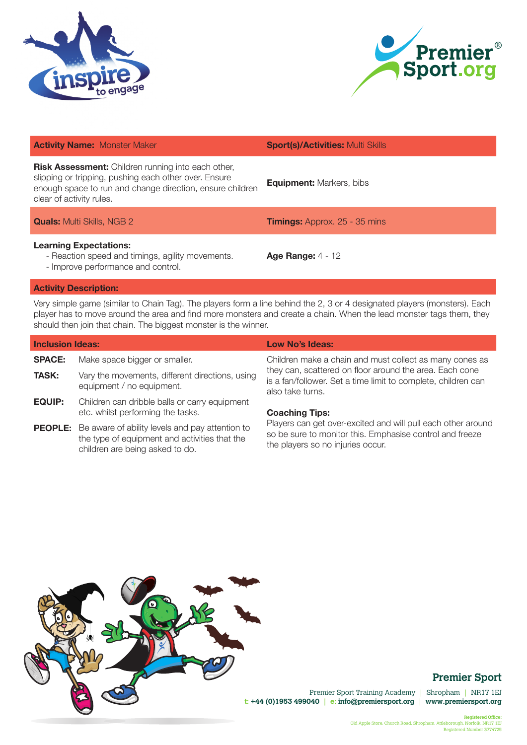| **Activity Name:** Monster Maker | **Sport(s)/Activities:** Multi Skills |
|---|---|
| **Risk Assessment:** Children running into each other, slipping or tripping, pushing each other over. Ensure enough space to run and change direction, ensure children clear of activity rules. | **Equipment:** Markers, bibs |
| **Quals:** Multi Skills, NGB 2 | **Timings:** Approx. 25 - 35 mins |
| **Learning Expectations:**<br>- Reaction speed and timings, agility movements.<br>- Improve performance and control. | **Age Range:** 4 - 12 |

**Activity Description:**

Very simple game (similar to Chain Tag). The players form a line behind the 2, 3 or 4 designated players (monsters). Each player has to move around the area and find more monsters and create a chain. When the lead monster tags them, they should then join that chain. The biggest monster is the winner.

**Inclusion Ideas:**

| | |
|---|---|
| **SPACE:** | Make space bigger or smaller. |
| **TASK:** | Vary the movements, different directions, using equipment / no equipment. |
| **EQUIP:** | Children can dribble balls or carry equipment etc. whilst performing the tasks. |
| **PEOPLE:** | Be aware of ability levels and pay attention to the type of equipment and activities that the children are being asked to do. |

**Low No's Ideas:**

Children make a chain and must collect as many cones as they can, scattered on floor around the area. Each cone is a fan/follower. Set a time limit to complete, children can also take turns.

**Coaching Tips:**

Players can get over-excited and will pull each other around so be sure to monitor this. Emphasise control and freeze the players so no injuries occur.

**Premier Sport**

Premier Sport Training Academy | Shropham | NR17 1EJ
t: +44 (0)1953 499040 | e: info@premiersport.org | www.premiersport.org

Registered Office:
Old Apple Store, Church Road, Shropham, Attleborough, Norfolk, NR17 1EJ
Registered Number 3774725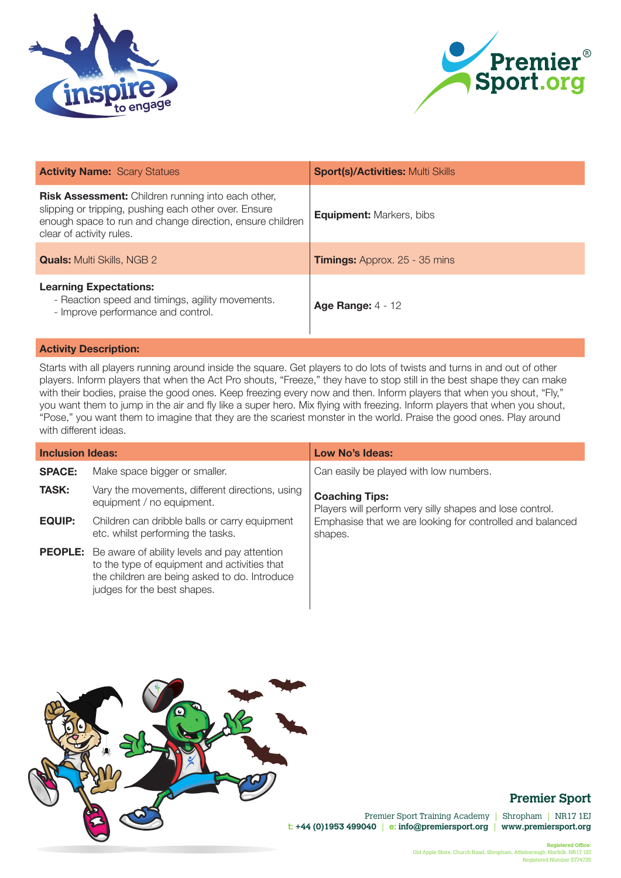| **Activity Name:** Scary Statues | **Sport(s)/Activities:** Multi Skills |
|---|---|
| **Risk Assessment:** Children running into each other, slipping or tripping, pushing each other over. Ensure enough space to run and change direction, ensure children clear of activity rules. | **Equipment:** Markers, bibs |
| **Quals:** Multi Skills, NGB 2 | **Timings:** Approx. 25 - 35 mins |
| **Learning Expectations:**<br>- Reaction speed and timings, agility movements.<br>- Improve performance and control. | **Age Range:** 4 - 12 |

**Activity Description:**

Starts with all players running around inside the square. Get players to do lots of twists and turns in and out of other players. Inform players that when the Act Pro shouts, "Freeze," they have to stop still in the best shape they can make with their bodies, praise the good ones. Keep freezing every now and then. Inform players that when you shout, "Fly," you want them to jump in the air and fly like a super hero. Mix flying with freezing. Inform players that when you shout, "Pose," you want them to imagine that they are the scariest monster in the world. Praise the good ones. Play around with different ideas.

| **Inclusion Ideas:** | | **Low No's Ideas:** |
|---|---|---|
| **SPACE:** | Make space bigger or smaller. | Can easily be played with low numbers. |
| **TASK:** | Vary the movements, different directions, using equipment / no equipment. | **Coaching Tips:**<br>Players will perform very silly shapes and lose control. Emphasise that we are looking for controlled and balanced shapes. |
| **EQUIP:** | Children can dribble balls or carry equipment etc. whilst performing the tasks. | |
| **PEOPLE:** | Be aware of ability levels and pay attention to the type of equipment and activities that the children are being asked to do. Introduce judges for the best shapes. | |

**Premier Sport**

Premier Sport Training Academy | Shropham | NR17 1EJ
t: +44 (0)1953 499040 | e: info@premiersport.org | www.premiersport.org

Registered Office:
Old Apple Store, Church Road, Shropham, Attleborough, Norfolk, NR17 1EJ
Registered Number 3774725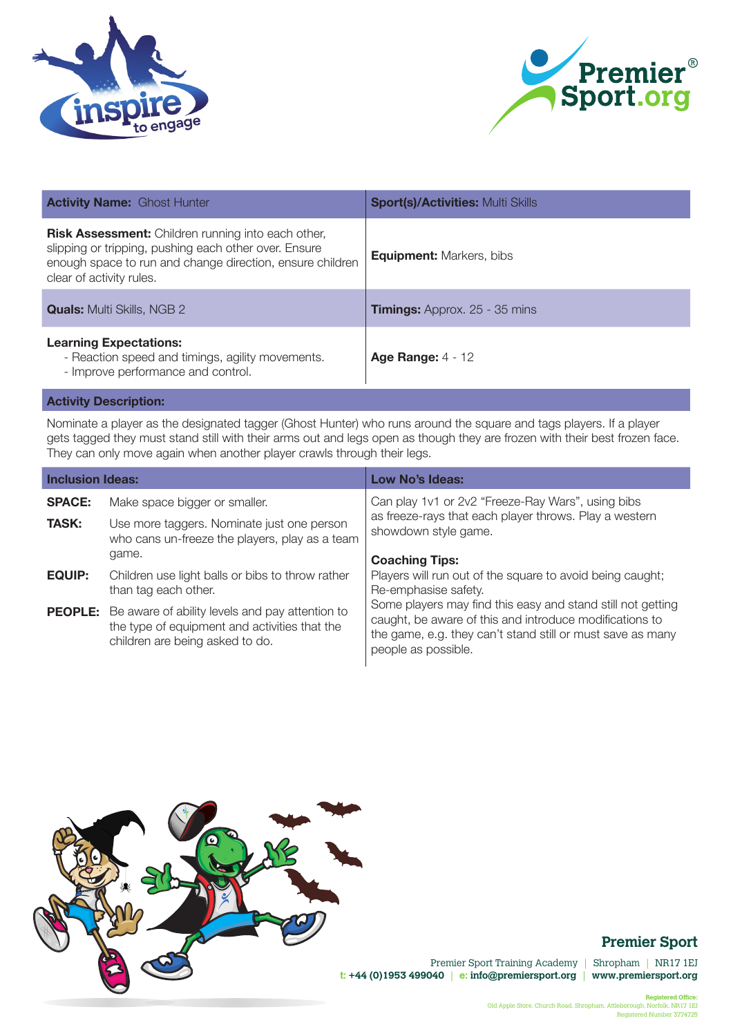| **Activity Name:** Ghost Hunter | **Sport(s)/Activities:** Multi Skills |
|---|---|
| **Risk Assessment:** Children running into each other, slipping or tripping, pushing each other over. Ensure enough space to run and change direction, ensure children clear of activity rules. | **Equipment:** Markers, bibs |
| **Quals:** Multi Skills, NGB 2 | **Timings:** Approx. 25 - 35 mins |
| **Learning Expectations:**<br>- Reaction speed and timings, agility movements.<br>- Improve performance and control. | **Age Range:** 4 - 12 |

**Activity Description:**

Nominate a player as the designated tagger (Ghost Hunter) who runs around the square and tags players. If a player gets tagged they must stand still with their arms out and legs open as though they are frozen with their best frozen face. They can only move again when another player crawls through their legs.

**Inclusion Ideas:**

**SPACE:** Make space bigger or smaller.

**TASK:** Use more taggers. Nominate just one person who cans un-freeze the players, play as a team game.

**EQUIP:** Children use light balls or bibs to throw rather than tag each other.

**PEOPLE:** Be aware of ability levels and pay attention to the type of equipment and activities that the children are being asked to do.

**Low No's Ideas:**

Can play 1v1 or 2v2 "Freeze-Ray Wars", using bibs as freeze-rays that each player throws. Play a western showdown style game.

**Coaching Tips:**

Players will run out of the square to avoid being caught; Re-emphasise safety.
Some players may find this easy and stand still not getting caught, be aware of this and introduce modifications to the game, e.g. they can't stand still or must save as many people as possible.

**Premier Sport**

Premier Sport Training Academy | Shropham | NR17 1EJ
t: +44 (0)1953 499040 | e: info@premiersport.org | www.premiersport.org

Registered Office:
Old Apple Store, Church Road, Shropham, Attleborough, Norfolk, NR17 1EJ
Registered Number 3774725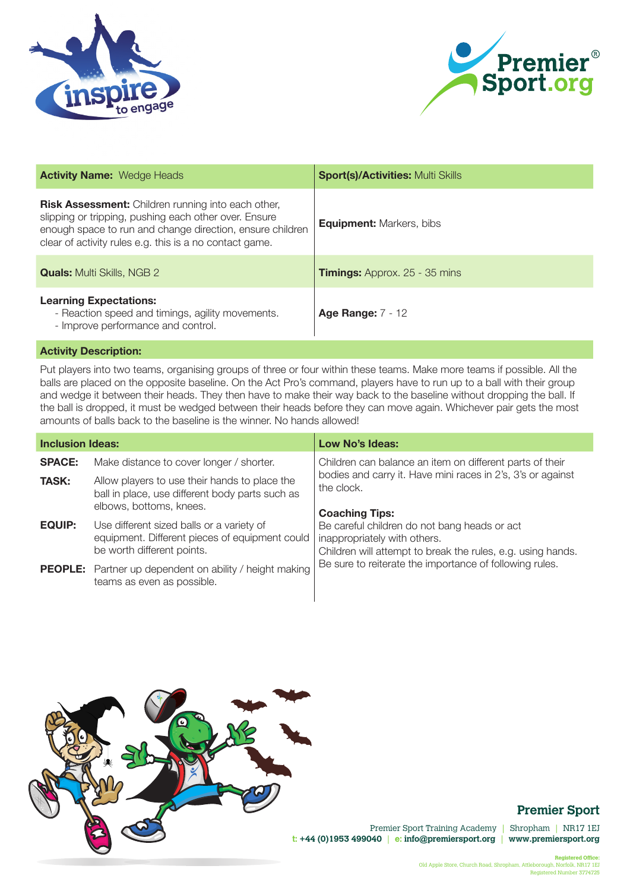| **Activity Name:** Wedge Heads | **Sport(s)/Activities:** Multi Skills |
|---|---|
| **Risk Assessment:** Children running into each other, slipping or tripping, pushing each other over. Ensure enough space to run and change direction, ensure children clear of activity rules e.g. this is a no contact game. | **Equipment:** Markers, bibs |
| **Quals:** Multi Skills, NGB 2 | **Timings:** Approx. 25 - 35 mins |
| **Learning Expectations:**<br>- Reaction speed and timings, agility movements.<br>- Improve performance and control. | **Age Range:** 7 - 12 |

**Activity Description:**

Put players into two teams, organising groups of three or four within these teams. Make more teams if possible. All the balls are placed on the opposite baseline. On the Act Pro's command, players have to run up to a ball with their group and wedge it between their heads. They then have to make their way back to the baseline without dropping the ball. If the ball is dropped, it must be wedged between their heads before they can move again. Whichever pair gets the most amounts of balls back to the baseline is the winner. No hands allowed!

**Inclusion Ideas:**

- **SPACE:** Make distance to cover longer / shorter.
- **TASK:** Allow players to use their hands to place the ball in place, use different body parts such as elbows, bottoms, knees.
- **EQUIP:** Use different sized balls or a variety of equipment. Different pieces of equipment could be worth different points.
- **PEOPLE:** Partner up dependent on ability / height making teams as even as possible.

**Low No's Ideas:**

Children can balance an item on different parts of their bodies and carry it. Have mini races in 2's, 3's or against the clock.

**Coaching Tips:**

Be careful children do not bang heads or act inappropriately with others.
Children will attempt to break the rules, e.g. using hands.
Be sure to reiterate the importance of following rules.

**Premier Sport**

Premier Sport Training Academy | Shropham | NR17 1EJ
t: +44 (0)1953 499040 | e: info@premiersport.org | www.premiersport.org

Registered Office:
Old Apple Store, Church Road, Shropham, Attleborough, Norfolk, NR17 1EJ
Registered Number 3774725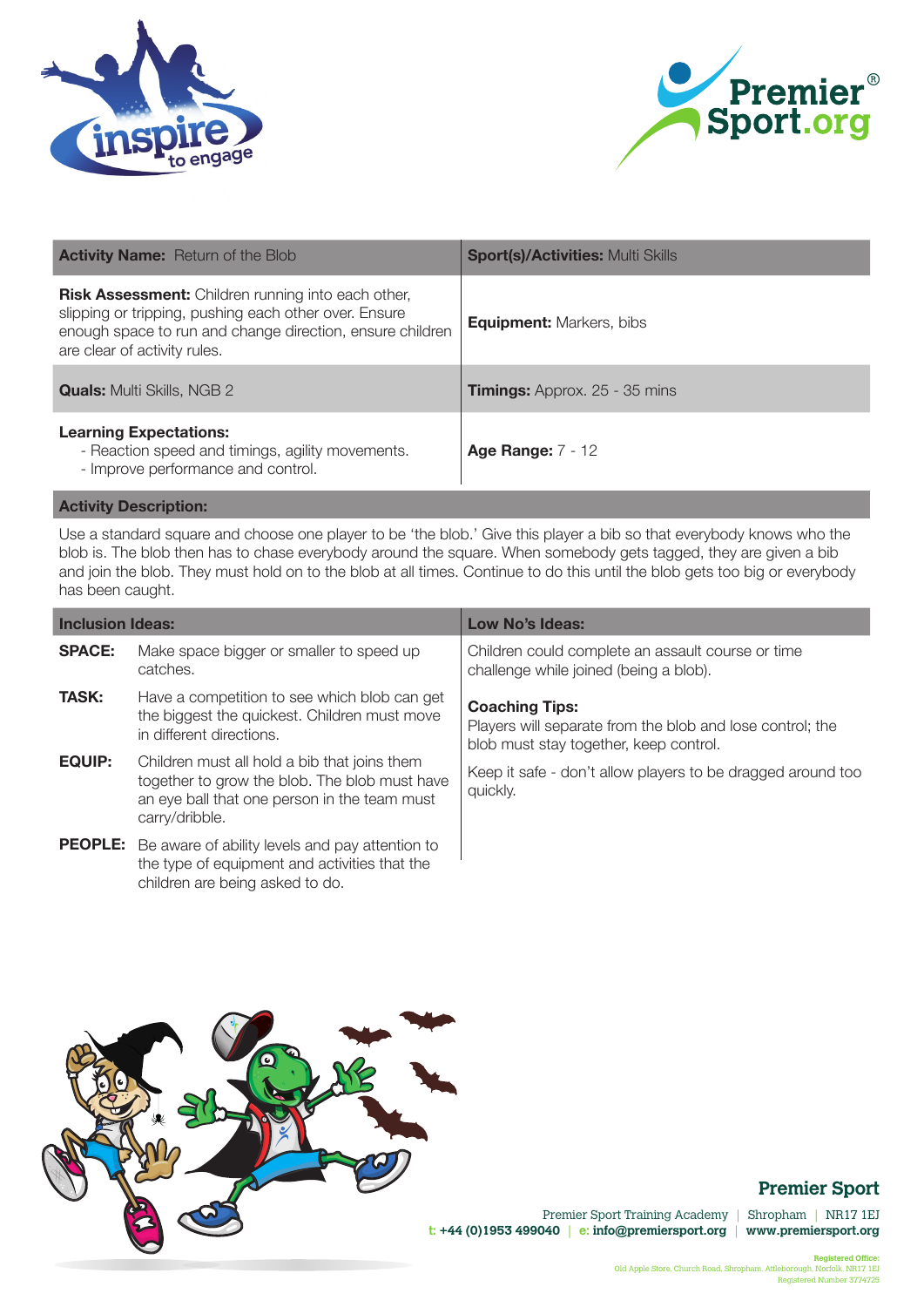| **Activity Name:** Return of the Blob | **Sport(s)/Activities:** Multi Skills |
|---|---|
| **Risk Assessment:** Children running into each other, slipping or tripping, pushing each other over. Ensure enough space to run and change direction, ensure children are clear of activity rules. | **Equipment:** Markers, bibs |
| **Quals:** Multi Skills, NGB 2 | **Timings:** Approx. 25 - 35 mins |
| **Learning Expectations:**<br>- Reaction speed and timings, agility movements.<br>- Improve performance and control. | **Age Range:** 7 - 12 |

**Activity Description:**

Use a standard square and choose one player to be 'the blob.' Give this player a bib so that everybody knows who the blob is. The blob then has to chase everybody around the square. When somebody gets tagged, they are given a bib and join the blob. They must hold on to the blob at all times. Continue to do this until the blob gets too big or everybody has been caught.

**Inclusion Ideas:**

**SPACE:** Make space bigger or smaller to speed up catches.

**TASK:** Have a competition to see which blob can get the biggest the quickest. Children must move in different directions.

**EQUIP:** Children must all hold a bib that joins them together to grow the blob. The blob must have an eye ball that one person in the team must carry/dribble.

**PEOPLE:** Be aware of ability levels and pay attention to the type of equipment and activities that the children are being asked to do.

**Low No's Ideas:**

Children could complete an assault course or time challenge while joined (being a blob).

**Coaching Tips:**

Players will separate from the blob and lose control; the blob must stay together, keep control.

Keep it safe - don't allow players to be dragged around too quickly.

**Premier Sport**

Premier Sport Training Academy | Shropham | NR17 1EJ
t: +44 (0)1953 499040 | e: info@premiersport.org | www.premiersport.org

Registered Office:
Old Apple Store, Church Road, Shropham, Attleborough, Norfolk, NR17 1EJ
Registered Number 3774725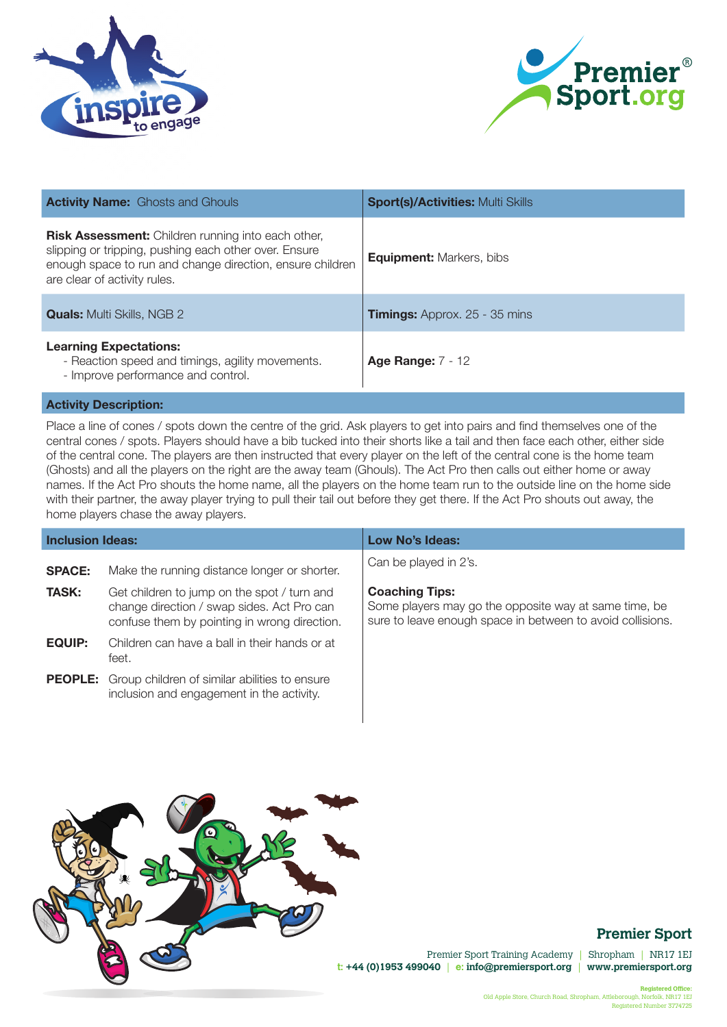| **Activity Name:** Ghosts and Ghouls | **Sport(s)/Activities:** Multi Skills |
|---|---|
| **Risk Assessment:** Children running into each other, slipping or tripping, pushing each other over. Ensure enough space to run and change direction, ensure children are clear of activity rules. | **Equipment:** Markers, bibs |
| **Quals:** Multi Skills, NGB 2 | **Timings:** Approx. 25 - 35 mins |
| **Learning Expectations:**<br>- Reaction speed and timings, agility movements.<br>- Improve performance and control. | **Age Range:** 7 - 12 |

**Activity Description:**

Place a line of cones / spots down the centre of the grid. Ask players to get into pairs and find themselves one of the central cones / spots. Players should have a bib tucked into their shorts like a tail and then face each other, either side of the central cone. The players are then instructed that every player on the left of the central cone is the home team (Ghosts) and all the players on the right are the away team (Ghouls). The Act Pro then calls out either home or away names. If the Act Pro shouts the home name, all the players on the home team run to the outside line on the home side with their partner, the away player trying to pull their tail out before they get there. If the Act Pro shouts out away, the home players chase the away players.

| **Inclusion Ideas:** | **Low No's Ideas:** |
|---|---|
| **SPACE:** Make the running distance longer or shorter.<br>**TASK:** Get children to jump on the spot / turn and change direction / swap sides. Act Pro can confuse them by pointing in wrong direction.<br>**EQUIP:** Children can have a ball in their hands or at feet.<br>**PEOPLE:** Group children of similar abilities to ensure inclusion and engagement in the activity. | Can be played in 2's.<br><br>**Coaching Tips:**<br>Some players may go the opposite way at same time, be sure to leave enough space in between to avoid collisions. |

**Premier Sport**

Premier Sport Training Academy | Shropham | NR17 1EJ
t: +44 (0)1953 499040 | e: info@premiersport.org | www.premiersport.org

Registered Office:
Old Apple Store, Church Road, Shropham, Attleborough, Norfolk, NR17 1EJ
Registered Number 3774725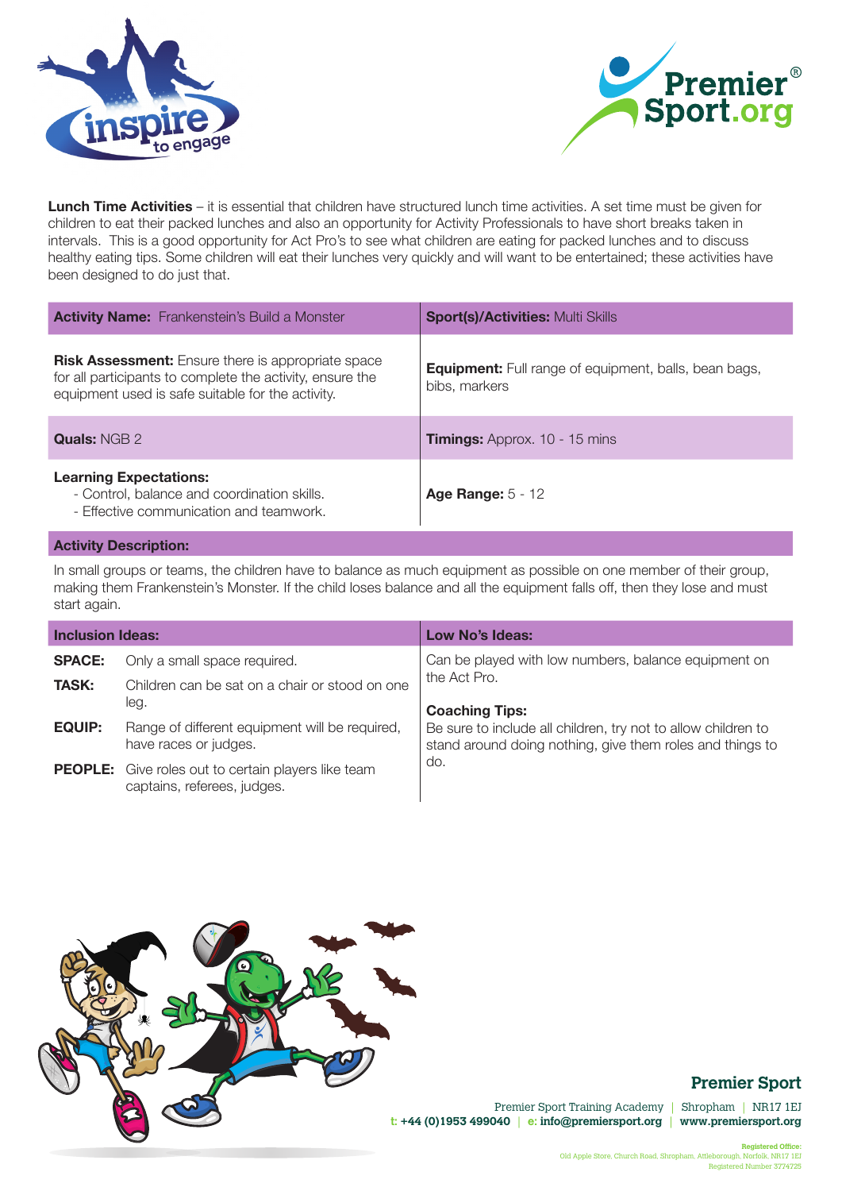**Lunch Time Activities** – it is essential that children have structured lunch time activities. A set time must be given for children to eat their packed lunches and also an opportunity for Activity Professionals to have short breaks taken in intervals. This is a good opportunity for Act Pro's to see what children are eating for packed lunches and to discuss healthy eating tips. Some children will eat their lunches very quickly and will want to be entertained; these activities have been designed to do just that.

| **Activity Name:** Frankenstein's Build a Monster | **Sport(s)/Activities:** Multi Skills |
| --- | --- |
| **Risk Assessment:** Ensure there is appropriate space for all participants to complete the activity, ensure the equipment used is safe suitable for the activity. | **Equipment:** Full range of equipment, balls, bean bags, bibs, markers |
| **Quals:** NGB 2 | **Timings:** Approx. 10 - 15 mins |
| **Learning Expectations:**<br>- Control, balance and coordination skills.<br>- Effective communication and teamwork. | **Age Range:** 5 - 12 |

**Activity Description:**

In small groups or teams, the children have to balance as much equipment as possible on one member of their group, making them Frankenstein's Monster. If the child loses balance and all the equipment falls off, then they lose and must start again.

| **Inclusion Ideas:** | | **Low No's Ideas:** |
| --- | --- | --- |
| **SPACE:** | Only a small space required. | Can be played with low numbers, balance equipment on the Act Pro. |
| **TASK:** | Children can be sat on a chair or stood on one leg. | **Coaching Tips:**<br>Be sure to include all children, try not to allow children to stand around doing nothing, give them roles and things to do. |
| **EQUIP:** | Range of different equipment will be required, have races or judges. | |
| **PEOPLE:** | Give roles out to certain players like team captains, referees, judges. | |

**Premier Sport**

Premier Sport Training Academy | Shropham | NR17 1EJ
t: +44 (0)1953 499040 | e: info@premiersport.org | www.premiersport.org

Registered Office:
Old Apple Store, Church Road, Shropham, Attleborough, Norfolk, NR17 1EJ
Registered Number 3774725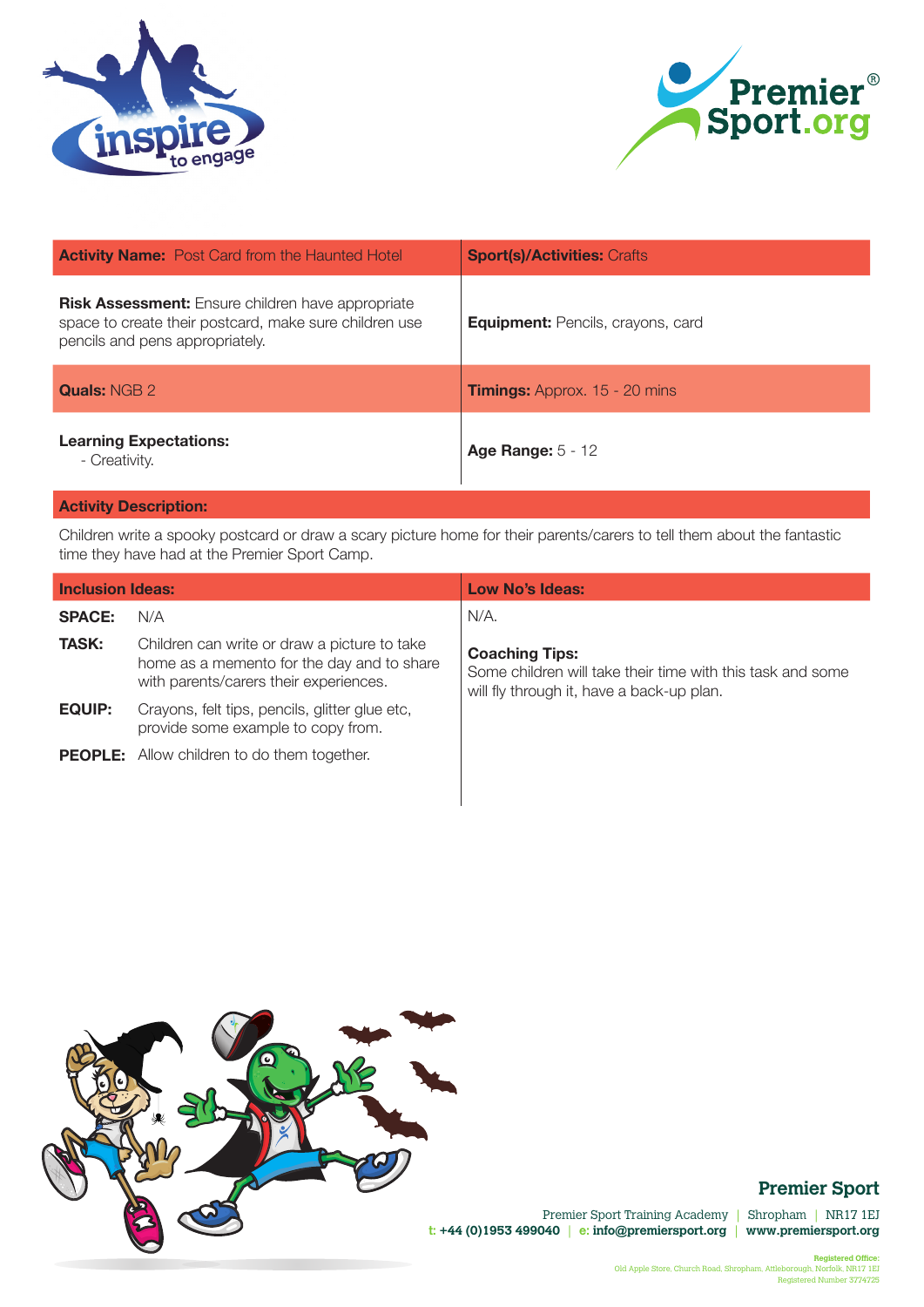| **Activity Name:** Post Card from the Haunted Hotel | **Sport(s)/Activities:** Crafts |
|---|---|
| **Risk Assessment:** Ensure children have appropriate space to create their postcard, make sure children use pencils and pens appropriately. | **Equipment:** Pencils, crayons, card |
| **Quals:** NGB 2 | **Timings:** Approx. 15 - 20 mins |
| **Learning Expectations:**<br>- Creativity. | **Age Range:** 5 - 12 |

**Activity Description:**

Children write a spooky postcard or draw a scary picture home for their parents/carers to tell them about the fantastic time they have had at the Premier Sport Camp.

**Inclusion Ideas:**

**SPACE:** N/A

**TASK:** Children can write or draw a picture to take home as a memento for the day and to share with parents/carers their experiences.

**EQUIP:** Crayons, felt tips, pencils, glitter glue etc, provide some example to copy from.

**PEOPLE:** Allow children to do them together.

**Low No's Ideas:**

N/A.

**Coaching Tips:**
Some children will take their time with this task and some will fly through it, have a back-up plan.

**Premier Sport**

Premier Sport Training Academy | Shropham | NR17 1EJ
t: +44 (0)1953 499040 | e: info@premiersport.org | www.premiersport.org

Registered Office:
Old Apple Store, Church Road, Shropham, Attleborough, Norfolk, NR17 1EJ
Registered Number 3774725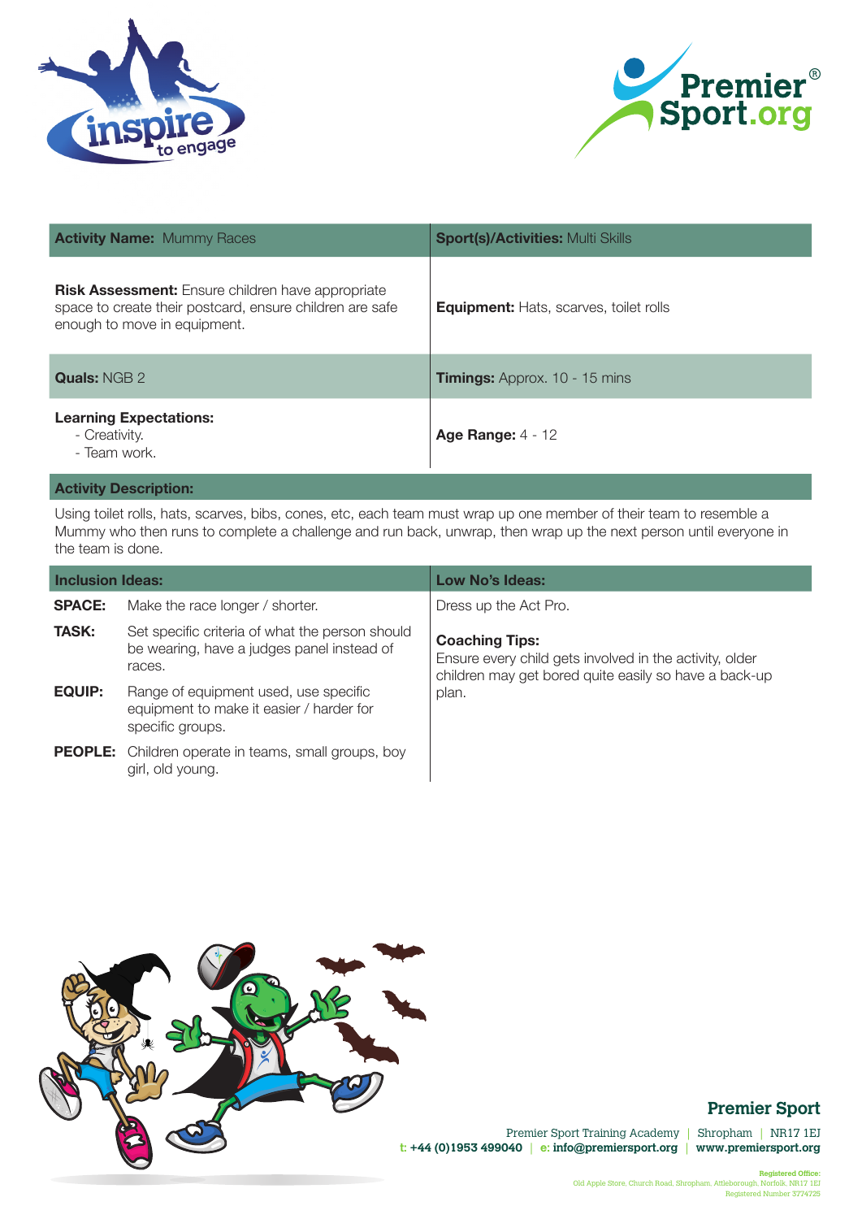| **Activity Name:** Mummy Races | **Sport(s)/Activities:** Multi Skills |
|---|---|
| **Risk Assessment:** Ensure children have appropriate space to create their postcard, ensure children are safe enough to move in equipment. | **Equipment:** Hats, scarves, toilet rolls |
| **Quals:** NGB 2 | **Timings:** Approx. 10 - 15 mins |
| **Learning Expectations:**<br>- Creativity.<br>- Team work. | **Age Range:** 4 - 12 |

**Activity Description:**

Using toilet rolls, hats, scarves, bibs, cones, etc, each team must wrap up one member of their team to resemble a Mummy who then runs to complete a challenge and run back, unwrap, then wrap up the next person until everyone in the team is done.

**Inclusion Ideas:**

| | |
|---|---|
| **SPACE:** | Make the race longer / shorter. |
| **TASK:** | Set specific criteria of what the person should be wearing, have a judges panel instead of races. |
| **EQUIP:** | Range of equipment used, use specific equipment to make it easier / harder for specific groups. |
| **PEOPLE:** | Children operate in teams, small groups, boy girl, old young. |

**Low No's Ideas:**

Dress up the Act Pro.

**Coaching Tips:**

Ensure every child gets involved in the activity, older children may get bored quite easily so have a back-up plan.

**Premier Sport**

Premier Sport Training Academy | Shropham | NR17 1EJ
t: +44 (0)1953 499040 | e: info@premiersport.org | www.premiersport.org

Registered Office:
Old Apple Store, Church Road, Shropham, Attleborough, Norfolk, NR17 1EJ
Registered Number 3774725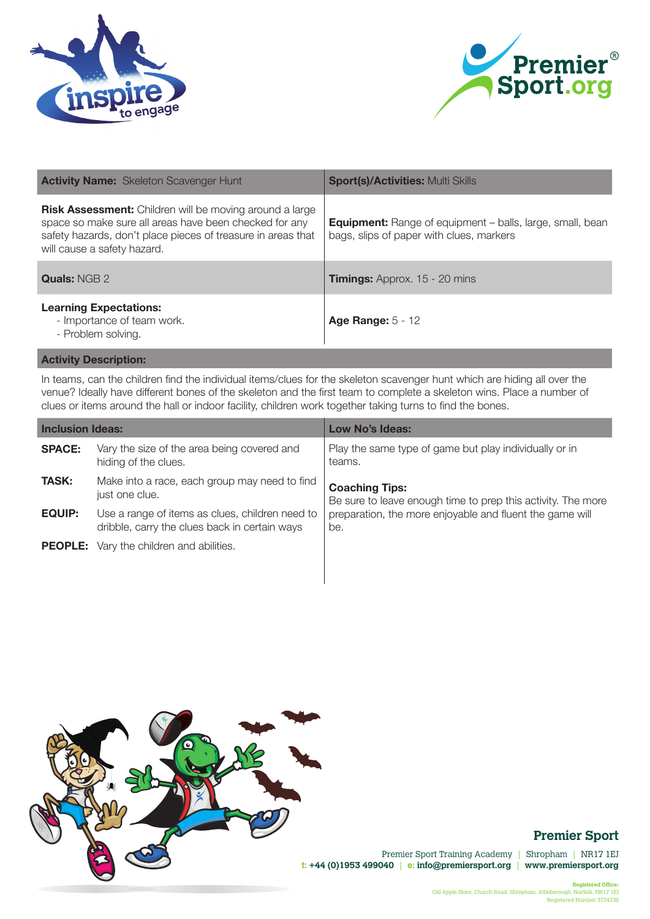| **Activity Name:** Skeleton Scavenger Hunt | **Sport(s)/Activities:** Multi Skills |
|---|---|
| **Risk Assessment:** Children will be moving around a large space so make sure all areas have been checked for any safety hazards, don't place pieces of treasure in areas that will cause a safety hazard. | **Equipment:** Range of equipment – balls, large, small, bean bags, slips of paper with clues, markers |
| **Quals:** NGB 2 | **Timings:** Approx. 15 - 20 mins |
| **Learning Expectations:**<br>- Importance of team work.<br>- Problem solving. | **Age Range:** 5 - 12 |

**Activity Description:**

In teams, can the children find the individual items/clues for the skeleton scavenger hunt which are hiding all over the venue? Ideally have different bones of the skeleton and the first team to complete a skeleton wins. Place a number of clues or items around the hall or indoor facility, children work together taking turns to find the bones.

| **Inclusion Ideas:** | | **Low No's Ideas:** |
|---|---|---|
| **SPACE:** | Vary the size of the area being covered and hiding of the clues. | Play the same type of game but play individually or in teams. |
| **TASK:** | Make into a race, each group may need to find just one clue. | **Coaching Tips:**<br>Be sure to leave enough time to prep this activity. The more preparation, the more enjoyable and fluent the game will be. |
| **EQUIP:** | Use a range of items as clues, children need to dribble, carry the clues back in certain ways | |
| **PEOPLE:** | Vary the children and abilities. | |

**Premier Sport**

Premier Sport Training Academy | Shropham | NR17 1EJ
t: +44 (0)1953 499040 | e: info@premiersport.org | www.premiersport.org

Registered Office:
Old Apple Store, Church Road, Shropham, Attleborough, Norfolk, NR17 1EJ
Registered Number 3774725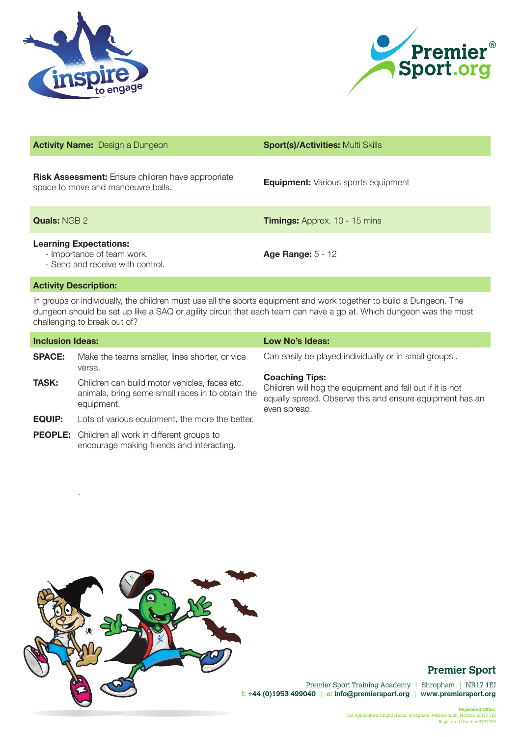| **Activity Name:** Design a Dungeon | **Sport(s)/Activities:** Multi Skills |
|---|---|
| **Risk Assessment:** Ensure children have appropriate space to move and manoeuvre balls. | **Equipment:** Various sports equipment |
| **Quals:** NGB 2 | **Timings:** Approx. 10 - 15 mins |
| **Learning Expectations:**<br>- Importance of team work.<br>- Send and receive with control. | **Age Range:** 5 - 12 |

**Activity Description:**

In groups or individually, the children must use all the sports equipment and work together to build a Dungeon. The dungeon should be set up like a SAQ or agility circuit that each team can have a go at. Which dungeon was the most challenging to break out of?

| **Inclusion Ideas:** | | **Low No's Ideas:** |
|---|---|---|
| **SPACE:** | Make the teams smaller, lines shorter, or vice versa. | Can easily be played individually or in small groups . |
| **TASK:** | Children can build motor vehicles, faces etc. animals, bring some small races in to obtain the equipment. | **Coaching Tips:**<br>Children will hog the equipment and fall out if it is not equally spread. Observe this and ensure equipment has an even spread. |
| **EQUIP:** | Lots of various equipment, the more the better. | |
| **PEOPLE:** | Children all work in different groups to encourage making friends and interacting. | |

**Premier Sport**

Premier Sport Training Academy | Shropham | NR17 1EJ
t: +44 (0)1953 499040 | e: info@premiersport.org | www.premiersport.org

Registered Office:
Old Apple Store, Church Road, Shropham, Attleborough, Norfolk, NR17 1EJ
Registered Number 3774725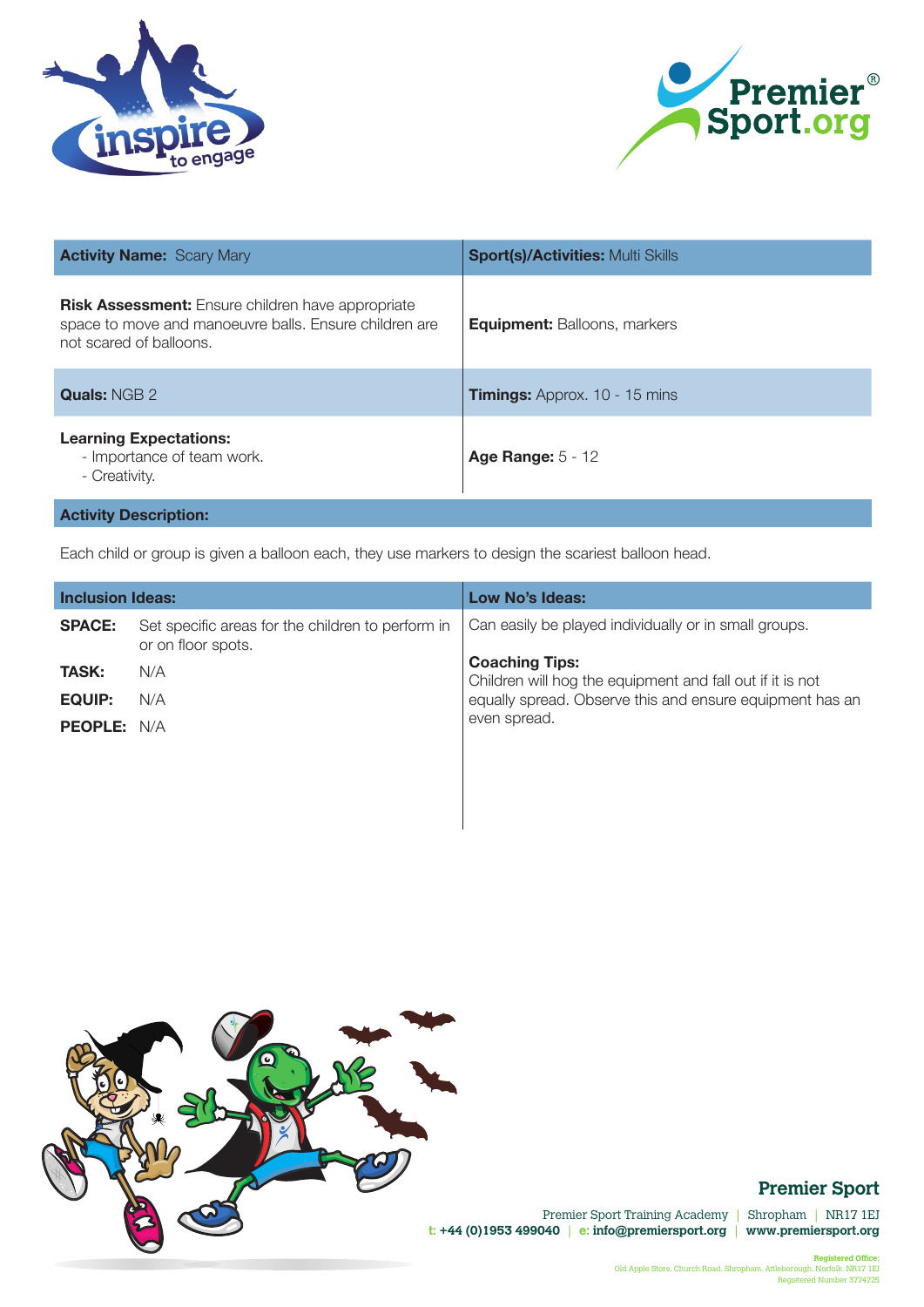| **Activity Name:** Scary Mary | **Sport(s)/Activities:** Multi Skills |
|---|---|
| **Risk Assessment:** Ensure children have appropriate space to move and manoeuvre balls. Ensure children are not scared of balloons. | **Equipment:** Balloons, markers |
| **Quals:** NGB 2 | **Timings:** Approx. 10 - 15 mins |
| **Learning Expectations:**<br>- Importance of team work.<br>- Creativity. | **Age Range:** 5 - 12 |

**Activity Description:**

Each child or group is given a balloon each, they use markers to design the scariest balloon head.

| **Inclusion Ideas:** | **Low No's Ideas:** |
|---|---|
| **SPACE:** Set specific areas for the children to perform in or on floor spots.<br>**TASK:** N/A<br>**EQUIP:** N/A<br>**PEOPLE:** N/A | Can easily be played individually or in small groups.<br><br>**Coaching Tips:**<br>Children will hog the equipment and fall out if it is not equally spread. Observe this and ensure equipment has an even spread. |

**Premier Sport**

Premier Sport Training Academy | Shropham | NR17 1EJ
t: +44 (0)1953 499040 | e: info@premiersport.org | www.premiersport.org

Registered Office:
Old Apple Store, Church Road, Shropham, Attleborough, Norfolk, NR17 1EJ
Registered Number 3774725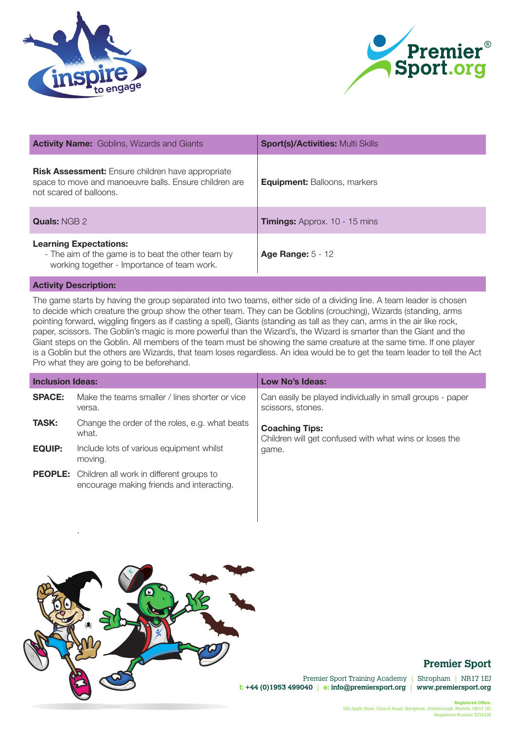| **Activity Name:** Goblins, Wizards and Giants | **Sport(s)/Activities:** Multi Skills |
|---|---|
| **Risk Assessment:** Ensure children have appropriate space to move and manoeuvre balls. Ensure children are not scared of balloons. | **Equipment:** Balloons, markers |
| **Quals:** NGB 2 | **Timings:** Approx. 10 - 15 mins |
| **Learning Expectations:** - The aim of the game is to beat the other team by working together - Importance of team work. | **Age Range:** 5 - 12 |

**Activity Description:**

The game starts by having the group separated into two teams, either side of a dividing line. A team leader is chosen to decide which creature the group show the other team. They can be Goblins (crouching), Wizards (standing, arms pointing forward, wiggling fingers as if casting a spell), Giants (standing as tall as they can, arms in the air like rock, paper, scissors. The Goblin's magic is more powerful than the Wizard's, the Wizard is smarter than the Giant and the Giant steps on the Goblin. All members of the team must be showing the same creature at the same time. If one player is a Goblin but the others are Wizards, that team loses regardless. An idea would be to get the team leader to tell the Act Pro what they are going to be beforehand.

**Inclusion Ideas:**

| | |
|---|---|
| **SPACE:** | Make the teams smaller / lines shorter or vice versa. |
| **TASK:** | Change the order of the roles, e.g. what beats what. |
| **EQUIP:** | Include lots of various equipment whilst moving. |
| **PEOPLE:** | Children all work in different groups to encourage making friends and interacting. |

**Low No's Ideas:**

Can easily be played individually in small groups - paper scissors, stones.

**Coaching Tips:**

Children will get confused with what wins or loses the game.

**Premier Sport**

Premier Sport Training Academy | Shropham | NR17 1EJ
t: +44 (0)1953 499040 | e: info@premiersport.org | www.premiersport.org

Registered Office:
Old Apple Store, Church Road, Shropham, Attleborough, Norfolk, NR17 1EJ
Registered Number 3774725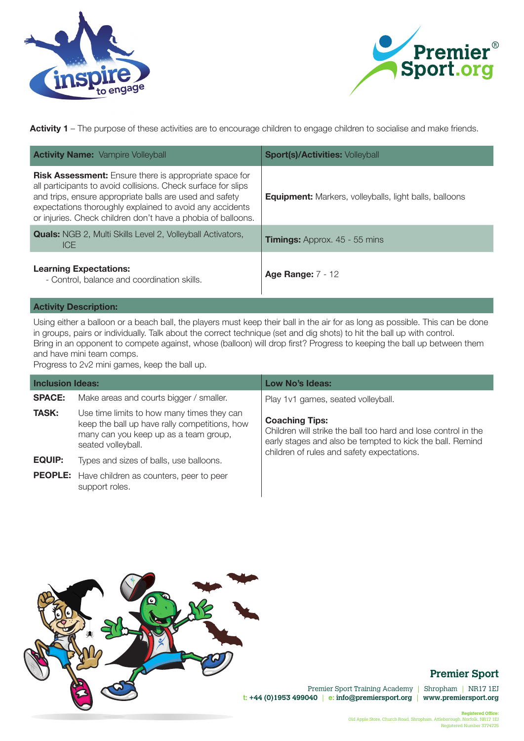**Activity 1** – The purpose of these activities are to encourage children to engage children to socialise and make friends.

| **Activity Name:** Vampire Volleyball | **Sport(s)/Activities:** Volleyball |
| --- | --- |
| **Risk Assessment:** Ensure there is appropriate space for all participants to avoid collisions. Check surface for slips and trips, ensure appropriate balls are used and safety expectations thoroughly explained to avoid any accidents or injuries. Check children don't have a phobia of balloons. | **Equipment:** Markers, volleyballs, light balls, balloons |
| **Quals:** NGB 2, Multi Skills Level 2, Volleyball Activators, ICE | **Timings:** Approx. 45 - 55 mins |
| **Learning Expectations:** - Control, balance and coordination skills. | **Age Range:** 7 - 12 |

**Activity Description:**

Using either a balloon or a beach ball, the players must keep their ball in the air for as long as possible. This can be done in groups, pairs or individually. Talk about the correct technique (set and dig shots) to hit the ball up with control.
Bring in an opponent to compete against, whose (balloon) will drop first? Progress to keeping the ball up between them and have mini team comps.
Progress to 2v2 mini games, keep the ball up.

**Inclusion Ideas:**

| | |
| --- | --- |
| **SPACE:** | Make areas and courts bigger / smaller. |
| **TASK:** | Use time limits to how many times they can keep the ball up have rally competitions, how many can you keep up as a team group, seated volleyball. |
| **EQUIP:** | Types and sizes of balls, use balloons. |
| **PEOPLE:** | Have children as counters, peer to peer support roles. |

**Low No's Ideas:**

Play 1v1 games, seated volleyball.

**Coaching Tips:**
Children will strike the ball too hard and lose control in the early stages and also be tempted to kick the ball. Remind children of rules and safety expectations.

**Premier Sport**

Premier Sport Training Academy | Shropham | NR17 1EJ
t: +44 (0)1953 499040 | e: info@premiersport.org | www.premiersport.org

Registered Office:
Old Apple Store, Church Road, Shropham, Attleborough, Norfolk, NR17 1EJ
Registered Number 3774725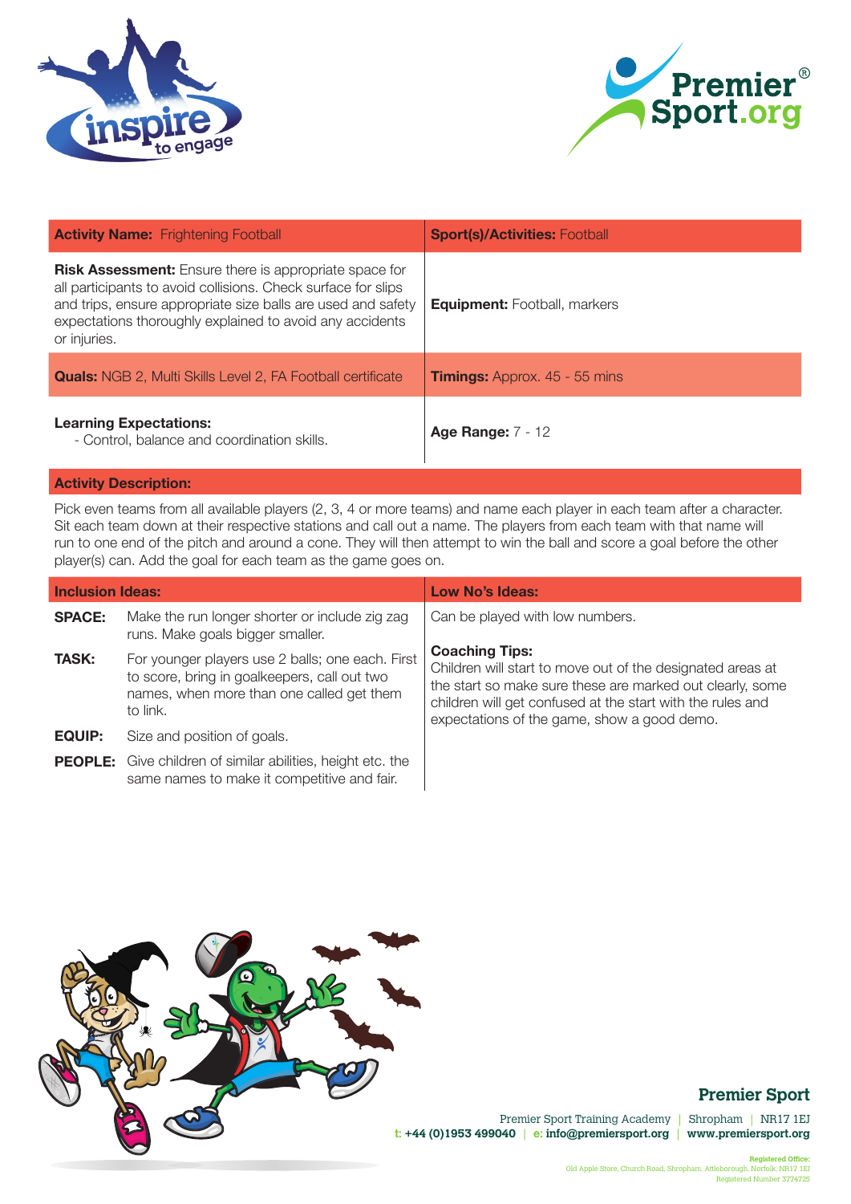| **Activity Name:** Frightening Football | **Sport(s)/Activities:** Football |
|---|---|
| **Risk Assessment:** Ensure there is appropriate space for all participants to avoid collisions. Check surface for slips and trips, ensure appropriate size balls are used and safety expectations thoroughly explained to avoid any accidents or injuries. | **Equipment:** Football, markers |
| **Quals:** NGB 2, Multi Skills Level 2, FA Football certificate | **Timings:** Approx. 45 - 55 mins |
| **Learning Expectations:** - Control, balance and coordination skills. | **Age Range:** 7 - 12 |

## Activity Description:

Pick even teams from all available players (2, 3, 4 or more teams) and name each player in each team after a character. Sit each team down at their respective stations and call out a name. The players from each team with that name will run to one end of the pitch and around a cone. They will then attempt to win the ball and score a goal before the other player(s) can. Add the goal for each team as the game goes on.

## Inclusion Ideas:

**SPACE:** Make the run longer shorter or include zig zag runs. Make goals bigger smaller.

**TASK:** For younger players use 2 balls; one each. First to score, bring in goalkeepers, call out two names, when more than one called get them to link.

**EQUIP:** Size and position of goals.

**PEOPLE:** Give children of similar abilities, height etc. the same names to make it competitive and fair.

## Low No's Ideas:

Can be played with low numbers.

**Coaching Tips:**
Children will start to move out of the designated areas at the start so make sure these are marked out clearly, some children will get confused at the start with the rules and expectations of the game, show a good demo.

**Premier Sport**

Premier Sport Training Academy | Shropham | NR17 1EJ
t: +44 (0)1953 499040 | e: info@premiersport.org | www.premiersport.org

Registered Office:
Old Apple Store, Church Road, Shropham, Attleborough, Norfolk, NR17 1EJ
Registered Number 3774725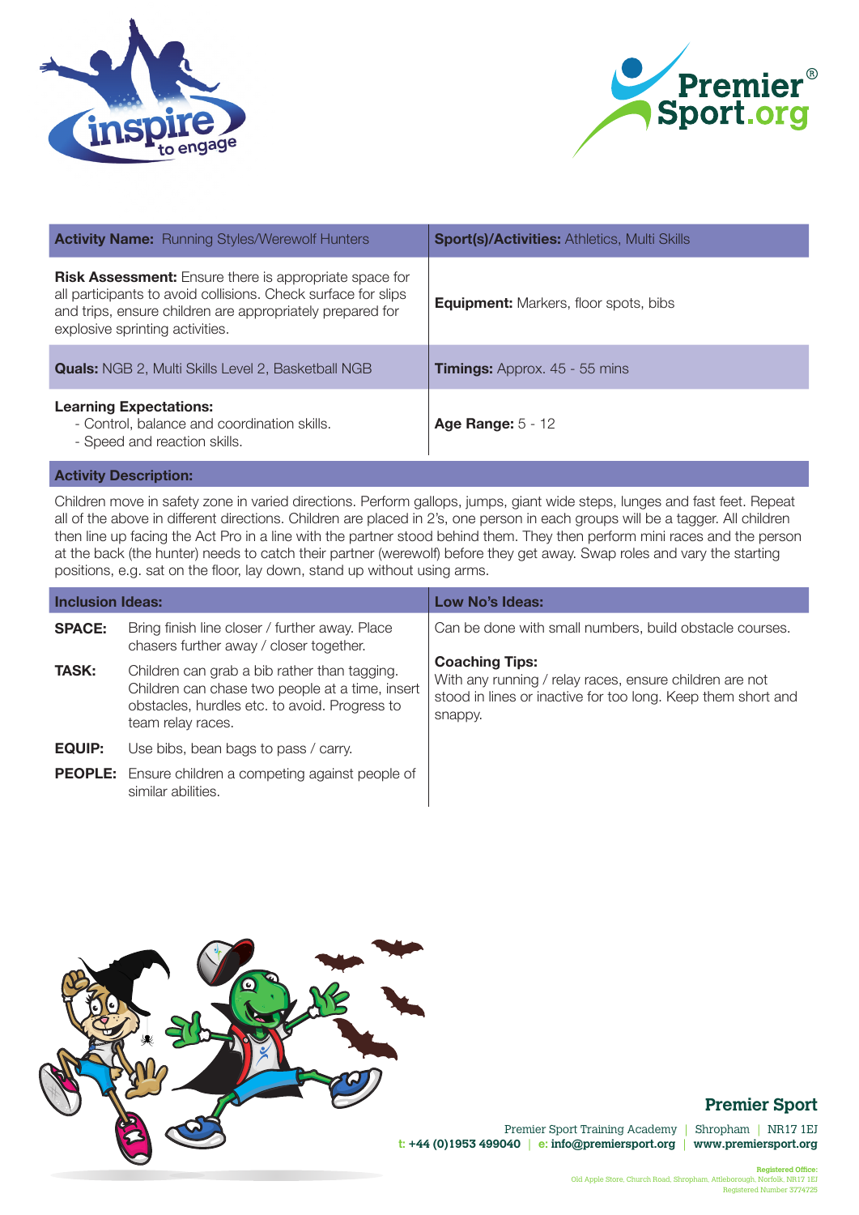| **Activity Name:** Running Styles/Werewolf Hunters | **Sport(s)/Activities:** Athletics, Multi Skills |
|---|---|
| **Risk Assessment:** Ensure there is appropriate space for all participants to avoid collisions. Check surface for slips and trips, ensure children are appropriately prepared for explosive sprinting activities. | **Equipment:** Markers, floor spots, bibs |
| **Quals:** NGB 2, Multi Skills Level 2, Basketball NGB | **Timings:** Approx. 45 - 55 mins |
| **Learning Expectations:** - Control, balance and coordination skills. - Speed and reaction skills. | **Age Range:** 5 - 12 |

**Activity Description:**

Children move in safety zone in varied directions. Perform gallops, jumps, giant wide steps, lunges and fast feet. Repeat all of the above in different directions. Children are placed in 2's, one person in each groups will be a tagger. All children then line up facing the Act Pro in a line with the partner stood behind them. They then perform mini races and the person at the back (the hunter) needs to catch their partner (werewolf) before they get away. Swap roles and vary the starting positions, e.g. sat on the floor, lay down, stand up without using arms.

**Inclusion Ideas:**

**SPACE:** Bring finish line closer / further away. Place chasers further away / closer together.

**TASK:** Children can grab a bib rather than tagging. Children can chase two people at a time, insert obstacles, hurdles etc. to avoid. Progress to team relay races.

**EQUIP:** Use bibs, bean bags to pass / carry.

**PEOPLE:** Ensure children a competing against people of similar abilities.

**Low No's Ideas:**

Can be done with small numbers, build obstacle courses.

**Coaching Tips:**

With any running / relay races, ensure children are not stood in lines or inactive for too long. Keep them short and snappy.

**Premier Sport**

Premier Sport Training Academy | Shropham | NR17 1EJ
t: +44 (0)1953 499040 | e: info@premiersport.org | www.premiersport.org

Registered Office:
Old Apple Store, Church Road, Shropham, Attleborough, Norfolk, NR17 1EJ
Registered Number 3774725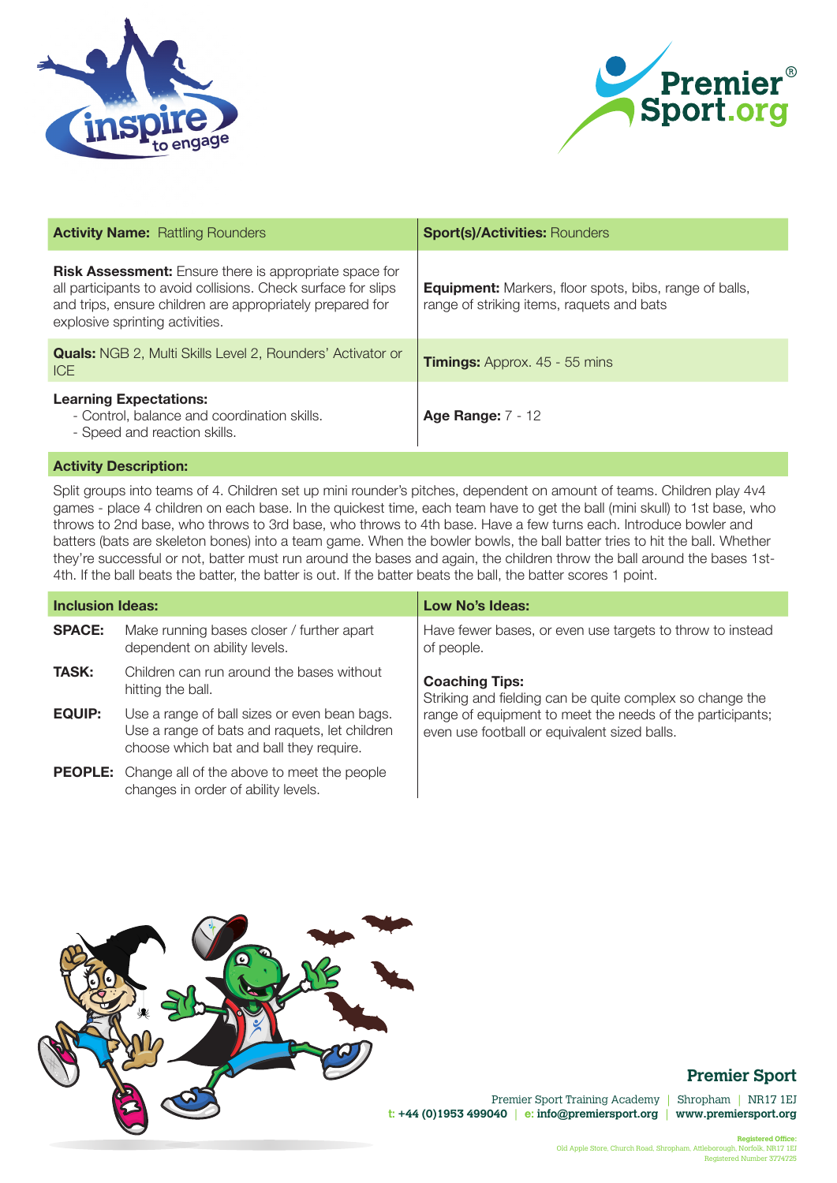| **Activity Name:** Rattling Rounders | **Sport(s)/Activities:** Rounders |
|---|---|
| **Risk Assessment:** Ensure there is appropriate space for all participants to avoid collisions. Check surface for slips and trips, ensure children are appropriately prepared for explosive sprinting activities. | **Equipment:** Markers, floor spots, bibs, range of balls, range of striking items, raquets and bats |
| **Quals:** NGB 2, Multi Skills Level 2, Rounders' Activator or ICE | **Timings:** Approx. 45 - 55 mins |
| **Learning Expectations:**<br>- Control, balance and coordination skills.<br>- Speed and reaction skills. | **Age Range:** 7 - 12 |

### Activity Description:

Split groups into teams of 4. Children set up mini rounder's pitches, dependent on amount of teams. Children play 4v4 games - place 4 children on each base. In the quickest time, each team have to get the ball (mini skull) to 1st base, who throws to 2nd base, who throws to 3rd base, who throws to 4th base. Have a few turns each. Introduce bowler and batters (bats are skeleton bones) into a team game. When the bowler bowls, the ball batter tries to hit the ball. Whether they're successful or not, batter must run around the bases and again, the children throw the ball around the bases 1st-4th. If the ball beats the batter, the batter is out. If the batter beats the ball, the batter scores 1 point.

### Inclusion Ideas:

**SPACE:** Make running bases closer / further apart dependent on ability levels.

**TASK:** Children can run around the bases without hitting the ball.

**EQUIP:** Use a range of ball sizes or even bean bags. Use a range of bats and raquets, let children choose which bat and ball they require.

**PEOPLE:** Change all of the above to meet the people changes in order of ability levels.

### Low No's Ideas:

Have fewer bases, or even use targets to throw to instead of people.

### Coaching Tips:

Striking and fielding can be quite complex so change the range of equipment to meet the needs of the participants; even use football or equivalent sized balls.

**Premier Sport**

Premier Sport Training Academy | Shropham | NR17 1EJ
t: +44 (0)1953 499040 | e: info@premiersport.org | www.premiersport.org

Registered Office:
Old Apple Store, Church Road, Shropham, Attleborough, Norfolk, NR17 1EJ
Registered Number 3774725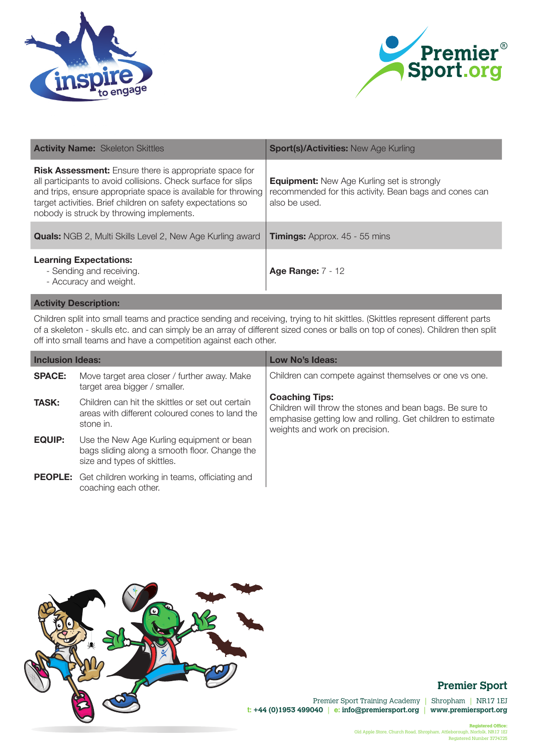| **Activity Name:** Skeleton Skittles | **Sport(s)/Activities:** New Age Kurling |
|---|---|
| **Risk Assessment:** Ensure there is appropriate space for all participants to avoid collisions. Check surface for slips and trips, ensure appropriate space is available for throwing target activities. Brief children on safety expectations so nobody is struck by throwing implements. | **Equipment:** New Age Kurling set is strongly recommended for this activity. Bean bags and cones can also be used. |
| **Quals:** NGB 2, Multi Skills Level 2, New Age Kurling award | **Timings:** Approx. 45 - 55 mins |
| **Learning Expectations:**<br>- Sending and receiving.<br>- Accuracy and weight. | **Age Range:** 7 - 12 |

**Activity Description:**

Children split into small teams and practice sending and receiving, trying to hit skittles. (Skittles represent different parts of a skeleton - skulls etc. and can simply be an array of different sized cones or balls on top of cones). Children then split off into small teams and have a competition against each other.

**Inclusion Ideas:**

| | |
|---|---|
| **SPACE:** | Move target area closer / further away. Make target area bigger / smaller. |
| **TASK:** | Children can hit the skittles or set out certain areas with different coloured cones to land the stone in. |
| **EQUIP:** | Use the New Age Kurling equipment or bean bags sliding along a smooth floor. Change the size and types of skittles. |
| **PEOPLE:** | Get children working in teams, officiating and coaching each other. |

**Low No's Ideas:**

Children can compete against themselves or one vs one.

**Coaching Tips:**
Children will throw the stones and bean bags. Be sure to emphasise getting low and rolling. Get children to estimate weights and work on precision.

**Premier Sport**

Premier Sport Training Academy | Shropham | NR17 1EJ
t: +44 (0)1953 499040 | e: info@premiersport.org | www.premiersport.org

Registered Office:
Old Apple Store, Church Road, Shropham, Attleborough, Norfolk, NR17 1EJ
Registered Number 3774725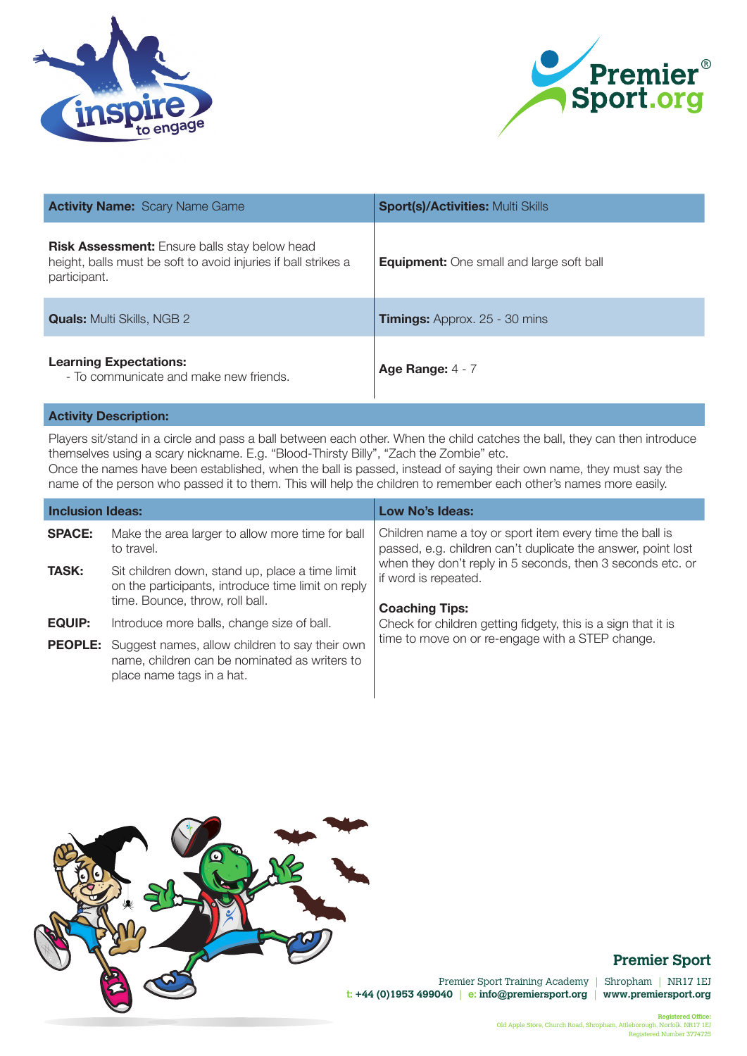| **Activity Name:** Scary Name Game | **Sport(s)/Activities:** Multi Skills |
|---|---|
| **Risk Assessment:** Ensure balls stay below head height, balls must be soft to avoid injuries if ball strikes a participant. | **Equipment:** One small and large soft ball |
| **Quals:** Multi Skills, NGB 2 | **Timings:** Approx. 25 - 30 mins |
| **Learning Expectations:** - To communicate and make new friends. | **Age Range:** 4 - 7 |

**Activity Description:**

Players sit/stand in a circle and pass a ball between each other. When the child catches the ball, they can then introduce themselves using a scary nickname. E.g. "Blood-Thirsty Billy", "Zach the Zombie" etc.
Once the names have been established, when the ball is passed, instead of saying their own name, they must say the name of the person who passed it to them. This will help the children to remember each other's names more easily.

**Inclusion Ideas:**

**SPACE:** Make the area larger to allow more time for ball to travel.

**TASK:** Sit children down, stand up, place a time limit on the participants, introduce time limit on reply time. Bounce, throw, roll ball.

**EQUIP:** Introduce more balls, change size of ball.

**PEOPLE:** Suggest names, allow children to say their own name, children can be nominated as writers to place name tags in a hat.

**Low No's Ideas:**

Children name a toy or sport item every time the ball is passed, e.g. children can't duplicate the answer, point lost when they don't reply in 5 seconds, then 3 seconds etc. or if word is repeated.

**Coaching Tips:**

Check for children getting fidgety, this is a sign that it is time to move on or re-engage with a STEP change.

**Premier Sport**

Premier Sport Training Academy | Shropham | NR17 1EJ
t: +44 (0)1953 499040 | e: info@premiersport.org | www.premiersport.org

Registered Office:
Old Apple Store, Church Road, Shropham, Attleborough, Norfolk, NR17 1EJ
Registered Number 3774725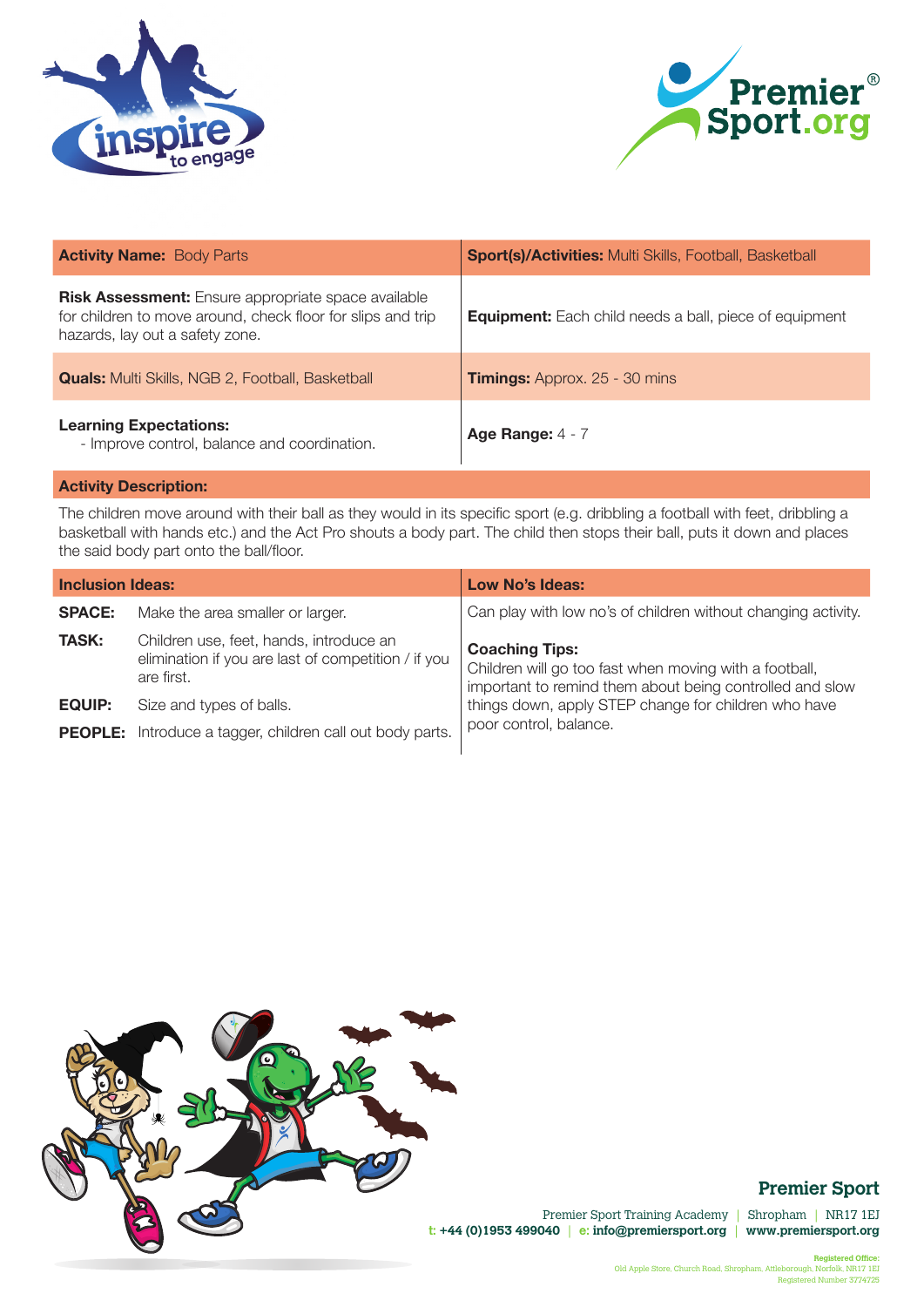| **Activity Name:** Body Parts | **Sport(s)/Activities:** Multi Skills, Football, Basketball |
|---|---|
| **Risk Assessment:** Ensure appropriate space available for children to move around, check floor for slips and trip hazards, lay out a safety zone. | **Equipment:** Each child needs a ball, piece of equipment |
| **Quals:** Multi Skills, NGB 2, Football, Basketball | **Timings:** Approx. 25 - 30 mins |
| **Learning Expectations:**<br>- Improve control, balance and coordination. | **Age Range:** 4 - 7 |

**Activity Description:**

The children move around with their ball as they would in its specific sport (e.g. dribbling a football with feet, dribbling a basketball with hands etc.) and the Act Pro shouts a body part. The child then stops their ball, puts it down and places the said body part onto the ball/floor.

**Inclusion Ideas:**

| | |
|---|---|
| **SPACE:** | Make the area smaller or larger. |
| **TASK:** | Children use, feet, hands, introduce an elimination if you are last of competition / if you are first. |
| **EQUIP:** | Size and types of balls. |
| **PEOPLE:** | Introduce a tagger, children call out body parts. |

**Low No's Ideas:**

Can play with low no's of children without changing activity.

**Coaching Tips:**

Children will go too fast when moving with a football, important to remind them about being controlled and slow things down, apply STEP change for children who have poor control, balance.

**Premier Sport**

Premier Sport Training Academy | Shropham | NR17 1EJ
t: +44 (0)1953 499040 | e: info@premiersport.org | www.premiersport.org

Registered Office:
Old Apple Store, Church Road, Shropham, Attleborough, Norfolk, NR17 1EJ
Registered Number 3774725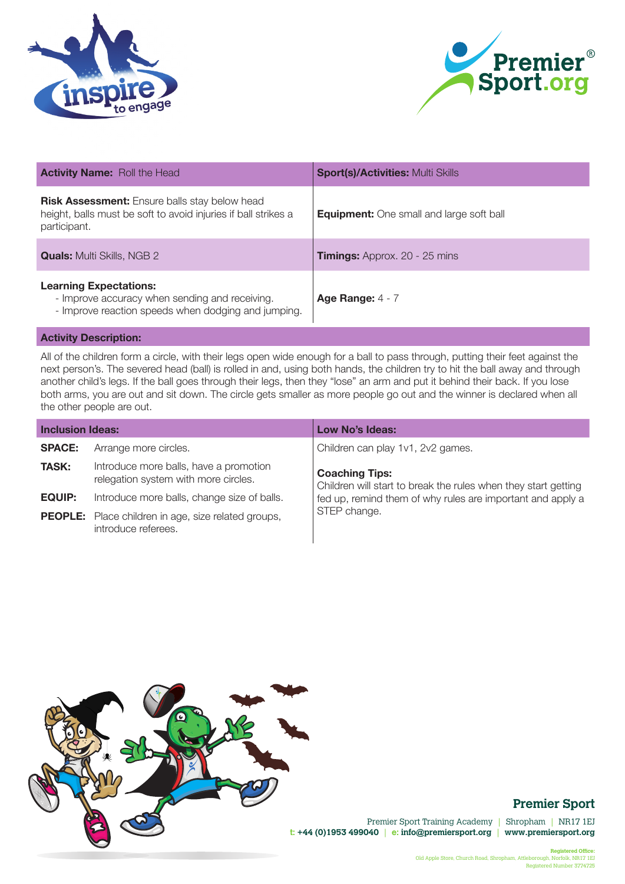| **Activity Name:** Roll the Head | **Sport(s)/Activities:** Multi Skills |
|---|---|
| **Risk Assessment:** Ensure balls stay below head height, balls must be soft to avoid injuries if ball strikes a participant. | **Equipment:** One small and large soft ball |
| **Quals:** Multi Skills, NGB 2 | **Timings:** Approx. 20 - 25 mins |
| **Learning Expectations:**<br>- Improve accuracy when sending and receiving.<br>- Improve reaction speeds when dodging and jumping. | **Age Range:** 4 - 7 |

**Activity Description:**

All of the children form a circle, with their legs open wide enough for a ball to pass through, putting their feet against the next person's. The severed head (ball) is rolled in and, using both hands, the children try to hit the ball away and through another child's legs. If the ball goes through their legs, then they "lose" an arm and put it behind their back. If you lose both arms, you are out and sit down. The circle gets smaller as more people go out and the winner is declared when all the other people are out.

**Inclusion Ideas:**

| | |
|---|---|
| **SPACE:** | Arrange more circles. |
| **TASK:** | Introduce more balls, have a promotion relegation system with more circles. |
| **EQUIP:** | Introduce more balls, change size of balls. |
| **PEOPLE:** | Place children in age, size related groups, introduce referees. |

**Low No's Ideas:**

Children can play 1v1, 2v2 games.

**Coaching Tips:**

Children will start to break the rules when they start getting fed up, remind them of why rules are important and apply a STEP change.

**Premier Sport**

Premier Sport Training Academy | Shropham | NR17 1EJ
t: +44 (0)1953 499040 | e: info@premiersport.org | www.premiersport.org

Registered Office:
Old Apple Store, Church Road, Shropham, Attleborough, Norfolk, NR17 1EJ
Registered Number 3774725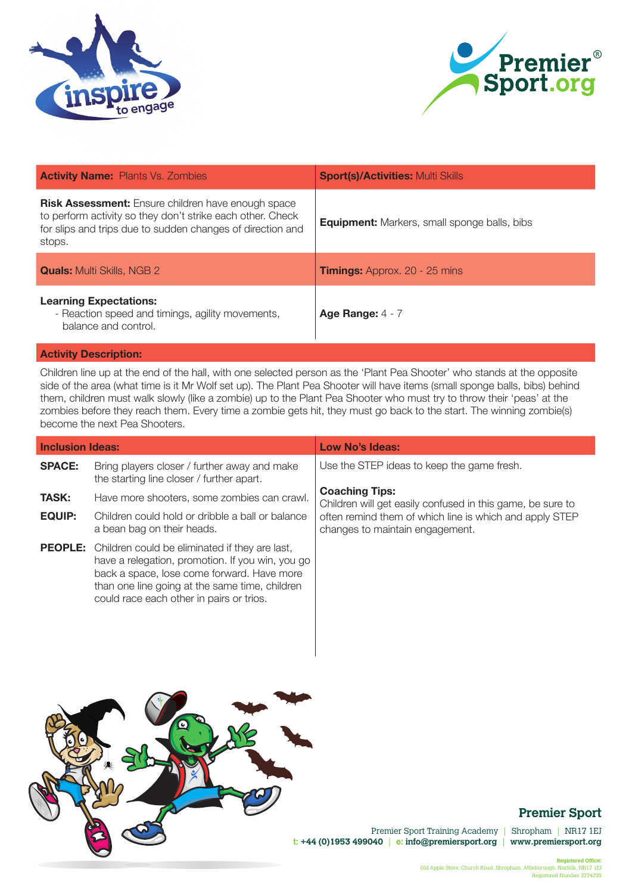| **Activity Name:** Plants Vs. Zombies | **Sport(s)/Activities:** Multi Skills |
|---|---|
| **Risk Assessment:** Ensure children have enough space to perform activity so they don't strike each other. Check for slips and trips due to sudden changes of direction and stops. | **Equipment:** Markers, small sponge balls, bibs |
| **Quals:** Multi Skills, NGB 2 | **Timings:** Approx. 20 - 25 mins |
| **Learning Expectations:** - Reaction speed and timings, agility movements, balance and control. | **Age Range:** 4 - 7 |

**Activity Description:**

Children line up at the end of the hall, with one selected person as the 'Plant Pea Shooter' who stands at the opposite side of the area (what time is it Mr Wolf set up). The Plant Pea Shooter will have items (small sponge balls, bibs) behind them, children must walk slowly (like a zombie) up to the Plant Pea Shooter who must try to throw their 'peas' at the zombies before they reach them. Every time a zombie gets hit, they must go back to the start. The winning zombie(s) become the next Pea Shooters.

**Inclusion Ideas:**

**SPACE:** Bring players closer / further away and make the starting line closer / further apart.

**TASK:** Have more shooters, some zombies can crawl.

**EQUIP:** Children could hold or dribble a ball or balance a bean bag on their heads.

**PEOPLE:** Children could be eliminated if they are last, have a relegation, promotion. If you win, you go back a space, lose come forward. Have more than one line going at the same time, children could race each other in pairs or trios.

**Low No's Ideas:**

Use the STEP ideas to keep the game fresh.

**Coaching Tips:**
Children will get easily confused in this game, be sure to often remind them of which line is which and apply STEP changes to maintain engagement.

**Premier Sport**

Premier Sport Training Academy | Shropham | NR17 1EJ
t: +44 (0)1953 499040 | e: info@premiersport.org | www.premiersport.org

Registered Office:
Old Apple Store, Church Road, Shropham, Attleborough, Norfolk, NR17 1EJ
Registered Number 3774725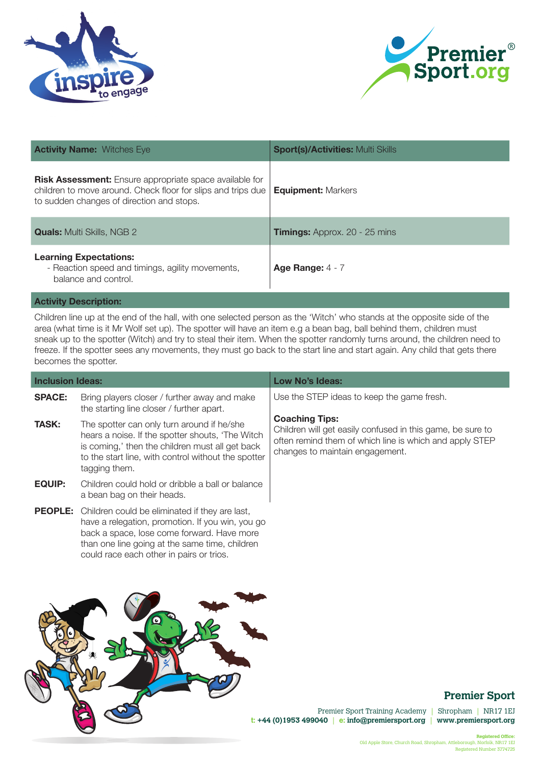| **Activity Name:** Witches Eye | **Sport(s)/Activities:** Multi Skills |
|---|---|
| **Risk Assessment:** Ensure appropriate space available for children to move around. Check floor for slips and trips due to sudden changes of direction and stops. | **Equipment:** Markers |
| **Quals:** Multi Skills, NGB 2 | **Timings:** Approx. 20 - 25 mins |
| **Learning Expectations:**<br>- Reaction speed and timings, agility movements, balance and control. | **Age Range:** 4 - 7 |

**Activity Description:**

Children line up at the end of the hall, with one selected person as the 'Witch' who stands at the opposite side of the area (what time is it Mr Wolf set up). The spotter will have an item e.g a bean bag, ball behind them, children must sneak up to the spotter (Witch) and try to steal their item. When the spotter randomly turns around, the children need to freeze. If the spotter sees any movements, they must go back to the start line and start again. Any child that gets there becomes the spotter.

**Inclusion Ideas:**

**SPACE:** Bring players closer / further away and make the starting line closer / further apart.

**TASK:** The spotter can only turn around if he/she hears a noise. If the spotter shouts, 'The Witch is coming,' then the children must all get back to the start line, with control without the spotter tagging them.

**EQUIP:** Children could hold or dribble a ball or balance a bean bag on their heads.

**PEOPLE:** Children could be eliminated if they are last, have a relegation, promotion. If you win, you go back a space, lose come forward. Have more than one line going at the same time, children could race each other in pairs or trios.

**Low No's Ideas:**

Use the STEP ideas to keep the game fresh.

**Coaching Tips:**
Children will get easily confused in this game, be sure to often remind them of which line is which and apply STEP changes to maintain engagement.

**Premier Sport**

Premier Sport Training Academy | Shropham | NR17 1EJ
t: +44 (0)1953 499040 | e: info@premiersport.org | www.premiersport.org

Registered Office:
Old Apple Store, Church Road, Shropham, Attleborough, Norfolk, NR17 1EJ
Registered Number 3774725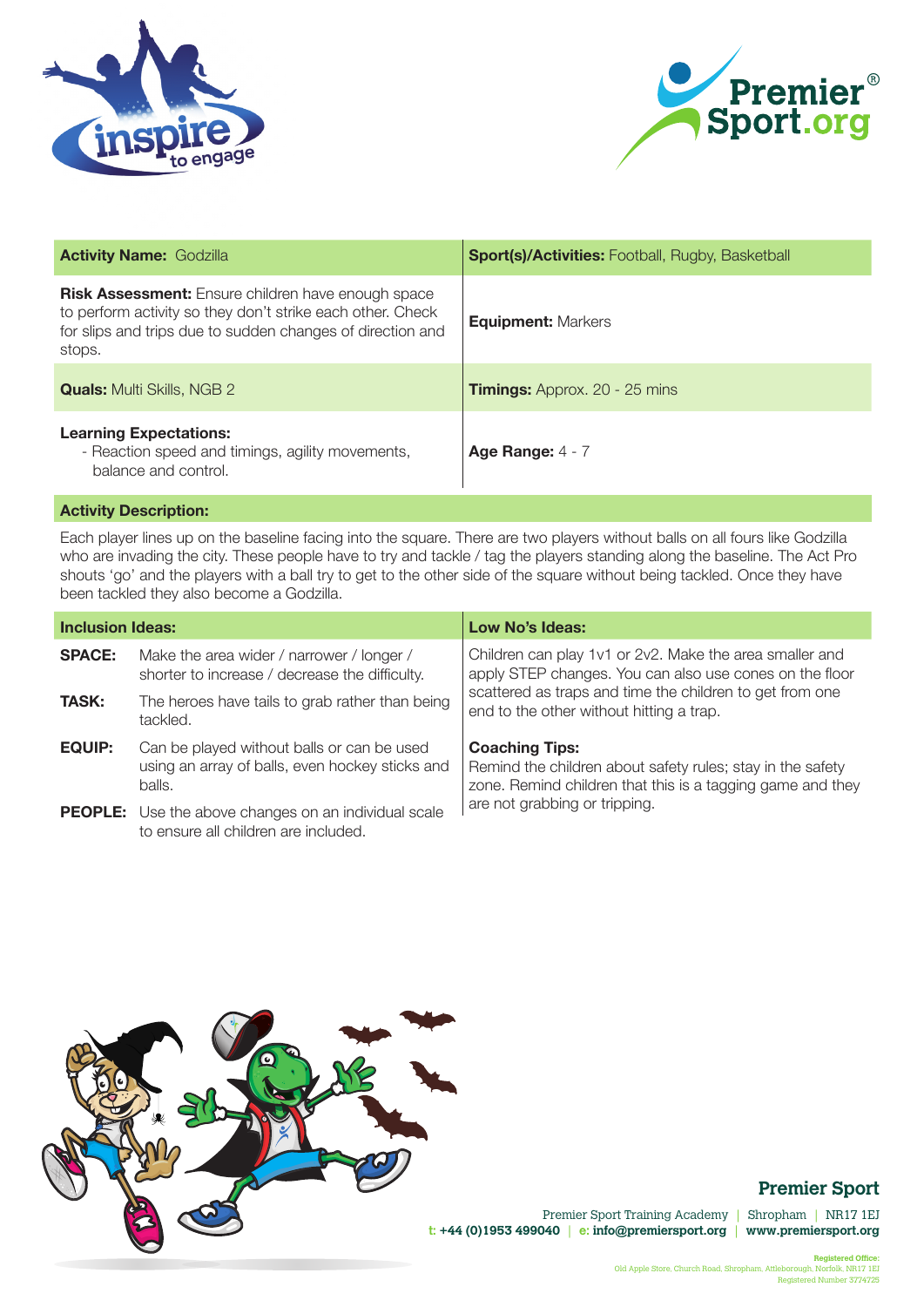| **Activity Name:** Godzilla | **Sport(s)/Activities:** Football, Rugby, Basketball |
|---|---|
| **Risk Assessment:** Ensure children have enough space to perform activity so they don't strike each other. Check for slips and trips due to sudden changes of direction and stops. | **Equipment:** Markers |
| **Quals:** Multi Skills, NGB 2 | **Timings:** Approx. 20 - 25 mins |
| **Learning Expectations:** - Reaction speed and timings, agility movements, balance and control. | **Age Range:** 4 - 7 |

**Activity Description:**

Each player lines up on the baseline facing into the square. There are two players without balls on all fours like Godzilla who are invading the city. These people have to try and tackle / tag the players standing along the baseline. The Act Pro shouts 'go' and the players with a ball try to get to the other side of the square without being tackled. Once they have been tackled they also become a Godzilla.

**Inclusion Ideas:**

**SPACE:** Make the area wider / narrower / longer / shorter to increase / decrease the difficulty.

**TASK:** The heroes have tails to grab rather than being tackled.

**EQUIP:** Can be played without balls or can be used using an array of balls, even hockey sticks and balls.

**PEOPLE:** Use the above changes on an individual scale to ensure all children are included.

**Low No's Ideas:**

Children can play 1v1 or 2v2. Make the area smaller and apply STEP changes. You can also use cones on the floor scattered as traps and time the children to get from one end to the other without hitting a trap.

**Coaching Tips:**

Remind the children about safety rules; stay in the safety zone. Remind children that this is a tagging game and they are not grabbing or tripping.

**Premier Sport**

Premier Sport Training Academy | Shropham | NR17 1EJ
t: +44 (0)1953 499040 | e: info@premiersport.org | www.premiersport.org

Registered Office:
Old Apple Store, Church Road, Shropham, Attleborough, Norfolk, NR17 1EJ
Registered Number 3774725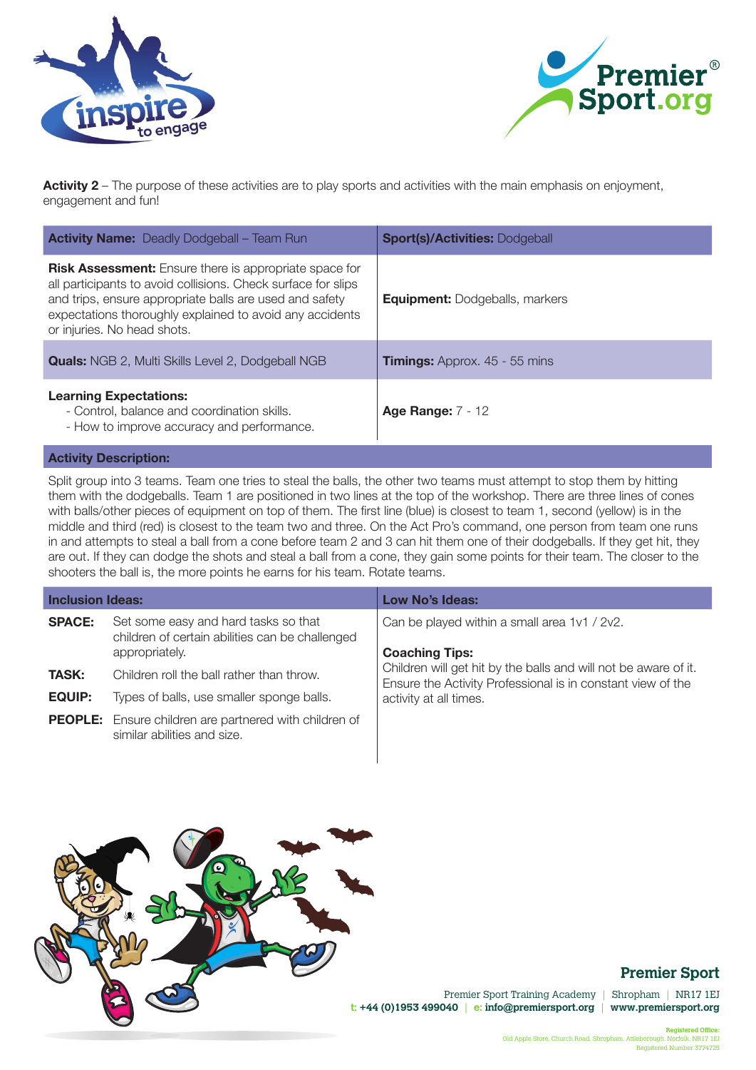**Activity 2** – The purpose of these activities are to play sports and activities with the main emphasis on enjoyment, engagement and fun!

| **Activity Name:** Deadly Dodgeball – Team Run | **Sport(s)/Activities:** Dodgeball |
|---|---|
| **Risk Assessment:** Ensure there is appropriate space for all participants to avoid collisions. Check surface for slips and trips, ensure appropriate balls are used and safety expectations thoroughly explained to avoid any accidents or injuries. No head shots. | **Equipment:** Dodgeballs, markers |
| **Quals:** NGB 2, Multi Skills Level 2, Dodgeball NGB | **Timings:** Approx. 45 - 55 mins |
| **Learning Expectations:**<br>- Control, balance and coordination skills.<br>- How to improve accuracy and performance. | **Age Range:** 7 - 12 |

**Activity Description:**

Split group into 3 teams. Team one tries to steal the balls, the other two teams must attempt to stop them by hitting them with the dodgeballs. Team 1 are positioned in two lines at the top of the workshop. There are three lines of cones with balls/other pieces of equipment on top of them. The first line (blue) is closest to team 1, second (yellow) is in the middle and third (red) is closest to the team two and three. On the Act Pro's command, one person from team one runs in and attempts to steal a ball from a cone before team 2 and 3 can hit them one of their dodgeballs. If they get hit, they are out. If they can dodge the shots and steal a ball from a cone, they gain some points for their team. The closer to the shooters the ball is, the more points he earns for his team. Rotate teams.

| **Inclusion Ideas:** | **Low No's Ideas:** |
|---|---|
| **SPACE:** Set some easy and hard tasks so that children of certain abilities can be challenged appropriately.<br>**TASK:** Children roll the ball rather than throw.<br>**EQUIP:** Types of balls, use smaller sponge balls.<br>**PEOPLE:** Ensure children are partnered with children of similar abilities and size. | Can be played within a small area 1v1 / 2v2.<br><br>**Coaching Tips:**<br>Children will get hit by the balls and will not be aware of it. Ensure the Activity Professional is in constant view of the activity at all times. |

**Premier Sport**

Premier Sport Training Academy | Shropham | NR17 1EJ
t: +44 (0)1953 499040 | e: info@premiersport.org | www.premiersport.org

Registered Office:
Old Apple Store, Church Road, Shropham, Attleborough, Norfolk, NR17 1EJ
Registered Number 3774725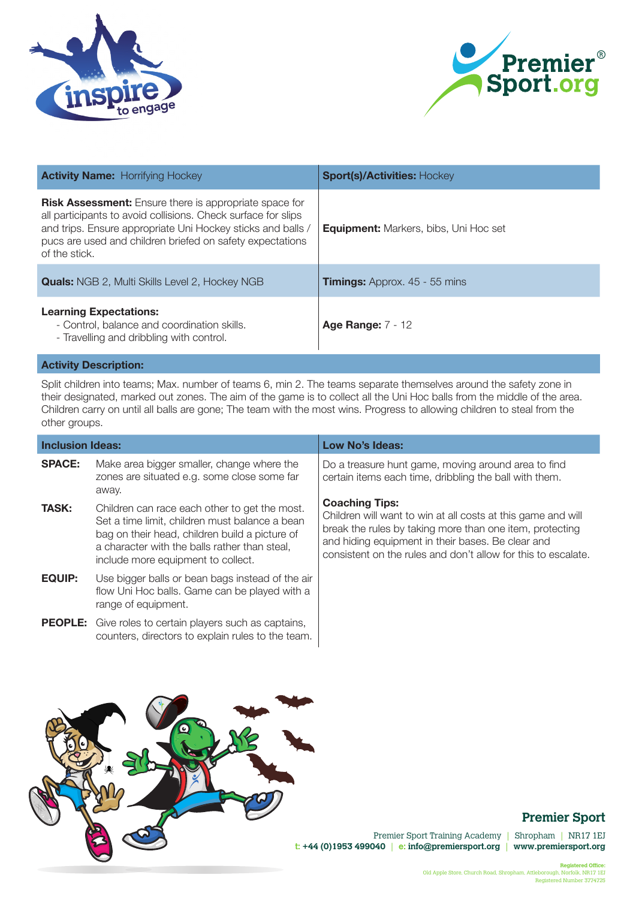| **Activity Name:** Horrifying Hockey | **Sport(s)/Activities:** Hockey |
|---|---|
| **Risk Assessment:** Ensure there is appropriate space for all participants to avoid collisions. Check surface for slips and trips. Ensure appropriate Uni Hockey sticks and balls / pucs are used and children briefed on safety expectations of the stick. | **Equipment:** Markers, bibs, Uni Hoc set |
| **Quals:** NGB 2, Multi Skills Level 2, Hockey NGB | **Timings:** Approx. 45 - 55 mins |
| **Learning Expectations:**<br>- Control, balance and coordination skills.<br>- Travelling and dribbling with control. | **Age Range:** 7 - 12 |

**Activity Description:**

Split children into teams; Max. number of teams 6, min 2. The teams separate themselves around the safety zone in their designated, marked out zones. The aim of the game is to collect all the Uni Hoc balls from the middle of the area. Children carry on until all balls are gone; The team with the most wins. Progress to allowing children to steal from the other groups.

**Inclusion Ideas:**

| | |
|---|---|
| **SPACE:** | Make area bigger smaller, change where the zones are situated e.g. some close some far away. |
| **TASK:** | Children can race each other to get the most. Set a time limit, children must balance a bean bag on their head, children build a picture of a character with the balls rather than steal, include more equipment to collect. |
| **EQUIP:** | Use bigger balls or bean bags instead of the air flow Uni Hoc balls. Game can be played with a range of equipment. |
| **PEOPLE:** | Give roles to certain players such as captains, counters, directors to explain rules to the team. |

**Low No's Ideas:**

Do a treasure hunt game, moving around area to find certain items each time, dribbling the ball with them.

**Coaching Tips:**

Children will want to win at all costs at this game and will break the rules by taking more than one item, protecting and hiding equipment in their bases. Be clear and consistent on the rules and don't allow for this to escalate.

**Premier Sport**

Premier Sport Training Academy | Shropham | NR17 1EJ
t: +44 (0)1953 499040 | e: info@premiersport.org | www.premiersport.org

Registered Office:
Old Apple Store, Church Road, Shropham, Attleborough, Norfolk, NR17 1EJ
Registered Number 3774725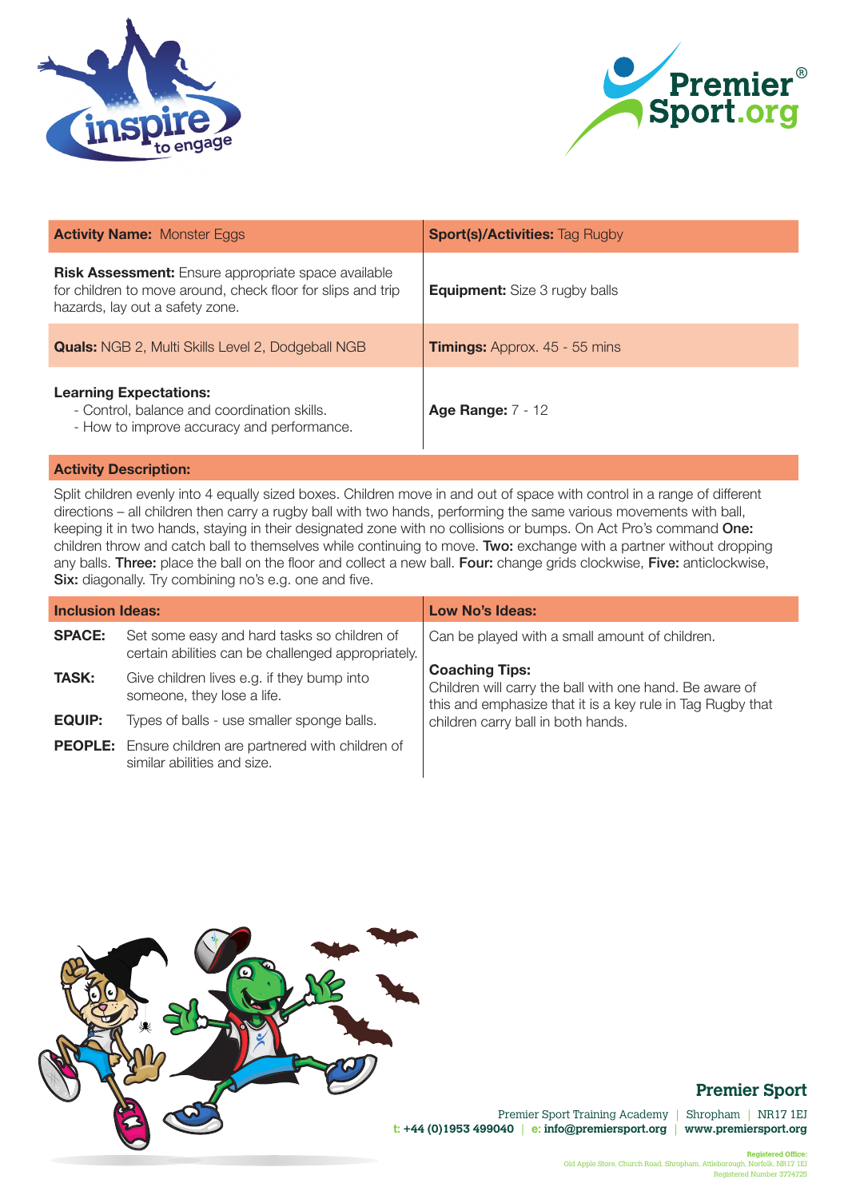| **Activity Name:** Monster Eggs | **Sport(s)/Activities:** Tag Rugby |
|---|---|
| **Risk Assessment:** Ensure appropriate space available for children to move around, check floor for slips and trip hazards, lay out a safety zone. | **Equipment:** Size 3 rugby balls |
| **Quals:** NGB 2, Multi Skills Level 2, Dodgeball NGB | **Timings:** Approx. 45 - 55 mins |
| **Learning Expectations:**<br>- Control, balance and coordination skills.<br>- How to improve accuracy and performance. | **Age Range:** 7 - 12 |

**Activity Description:**

Split children evenly into 4 equally sized boxes. Children move in and out of space with control in a range of different directions – all children then carry a rugby ball with two hands, performing the same various movements with ball, keeping it in two hands, staying in their designated zone with no collisions or bumps. On Act Pro's command **One:** children throw and catch ball to themselves while continuing to move. **Two:** exchange with a partner without dropping any balls. **Three:** place the ball on the floor and collect a new ball. **Four:** change grids clockwise, **Five:** anticlockwise, **Six:** diagonally. Try combining no's e.g. one and five.

**Inclusion Ideas:**

| | |
|---|---|
| **SPACE:** | Set some easy and hard tasks so children of certain abilities can be challenged appropriately. |
| **TASK:** | Give children lives e.g. if they bump into someone, they lose a life. |
| **EQUIP:** | Types of balls - use smaller sponge balls. |
| **PEOPLE:** | Ensure children are partnered with children of similar abilities and size. |

**Low No's Ideas:**

Can be played with a small amount of children.

**Coaching Tips:**

Children will carry the ball with one hand. Be aware of this and emphasize that it is a key rule in Tag Rugby that children carry ball in both hands.

**Premier Sport**

Premier Sport Training Academy | Shropham | NR17 1EJ
t: +44 (0)1953 499040 | e: info@premiersport.org | www.premiersport.org

Registered Office:
Old Apple Store, Church Road, Shropham, Attleborough, Norfolk, NR17 1EJ
Registered Number 3774725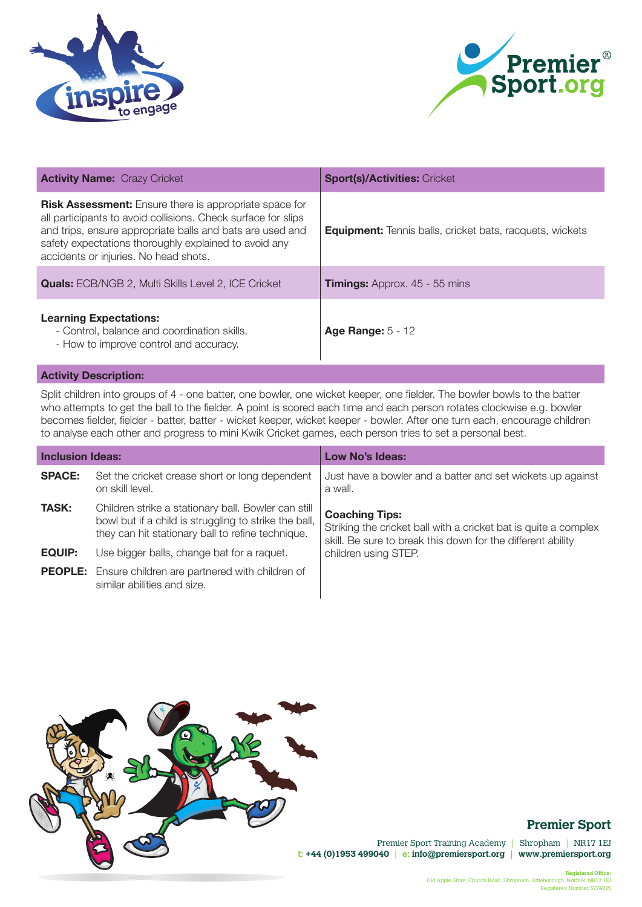| **Activity Name:** Crazy Cricket | **Sport(s)/Activities:** Cricket |
| --- | --- |
| **Risk Assessment:** Ensure there is appropriate space for all participants to avoid collisions. Check surface for slips and trips, ensure appropriate balls and bats are used and safety expectations thoroughly explained to avoid any accidents or injuries. No head shots. | **Equipment:** Tennis balls, cricket bats, racquets, wickets |
| **Quals:** ECB/NGB 2, Multi Skills Level 2, ICE Cricket | **Timings:** Approx. 45 - 55 mins |
| **Learning Expectations:**<br>- Control, balance and coordination skills.<br>- How to improve control and accuracy. | **Age Range:** 5 - 12 |

**Activity Description:**

Split children into groups of 4 - one batter, one bowler, one wicket keeper, one fielder. The bowler bowls to the batter who attempts to get the ball to the fielder. A point is scored each time and each person rotates clockwise e.g. bowler becomes fielder, fielder - batter, batter - wicket keeper, wicket keeper - bowler. After one turn each, encourage children to analyse each other and progress to mini Kwik Cricket games, each person tries to set a personal best.

**Inclusion Ideas:**

- **SPACE:** Set the cricket crease short or long dependent on skill level.
- **TASK:** Children strike a stationary ball. Bowler can still bowl but if a child is struggling to strike the ball, they can hit stationary ball to refine technique.
- **EQUIP:** Use bigger balls, change bat for a raquet.
- **PEOPLE:** Ensure children are partnered with children of similar abilities and size.

**Low No's Ideas:**

Just have a bowler and a batter and set wickets up against a wall.

**Coaching Tips:**
Striking the cricket ball with a cricket bat is quite a complex skill. Be sure to break this down for the different ability children using STEP.

**Premier Sport**

Premier Sport Training Academy | Shropham | NR17 1EJ
t: +44 (0)1953 499040 | e: info@premiersport.org | www.premiersport.org

Registered Office:
Old Apple Store, Church Road, Shropham, Attleborough, Norfolk, NR17 1EJ
Registered Number 3774725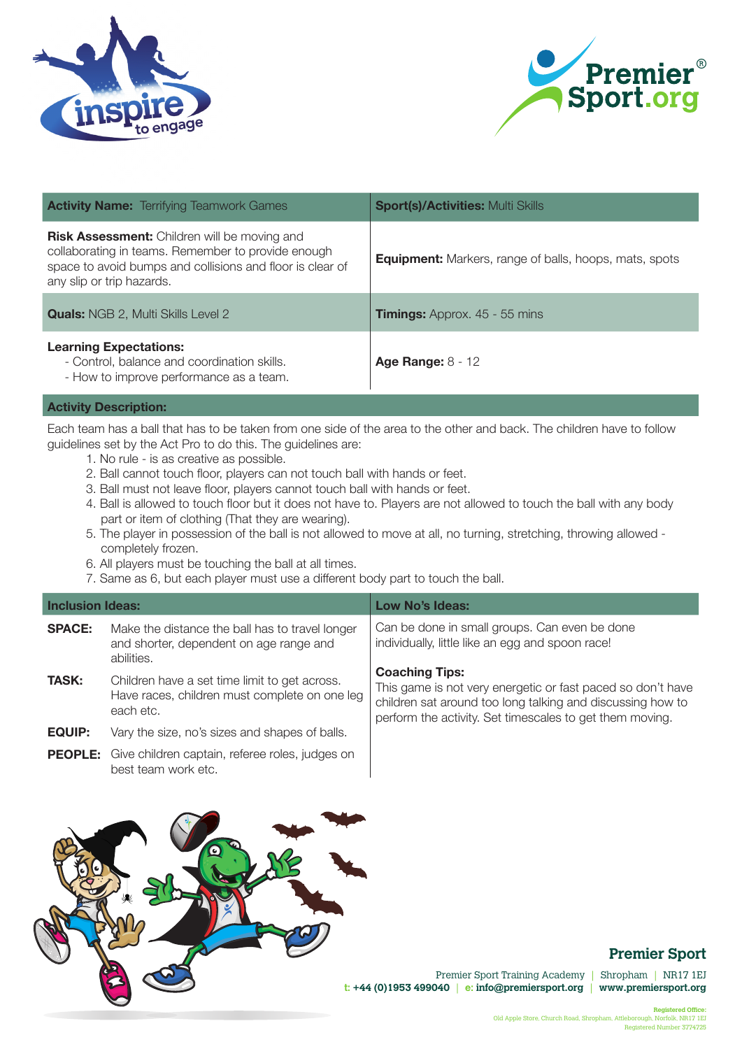| **Activity Name:** Terrifying Teamwork Games | **Sport(s)/Activities:** Multi Skills |
|---|---|
| **Risk Assessment:** Children will be moving and collaborating in teams. Remember to provide enough space to avoid bumps and collisions and floor is clear of any slip or trip hazards. | **Equipment:** Markers, range of balls, hoops, mats, spots |
| **Quals:** NGB 2, Multi Skills Level 2 | **Timings:** Approx. 45 - 55 mins |
| **Learning Expectations:** - Control, balance and coordination skills. - How to improve performance as a team. | **Age Range:** 8 - 12 |

**Activity Description:**

Each team has a ball that has to be taken from one side of the area to the other and back. The children have to follow guidelines set by the Act Pro to do this. The guidelines are:

1. No rule - is as creative as possible.
2. Ball cannot touch floor, players can not touch ball with hands or feet.
3. Ball must not leave floor, players cannot touch ball with hands or feet.
4. Ball is allowed to touch floor but it does not have to. Players are not allowed to touch the ball with any body part or item of clothing (That they are wearing).
5. The player in possession of the ball is not allowed to move at all, no turning, stretching, throwing allowed - completely frozen.
6. All players must be touching the ball at all times.
7. Same as 6, but each player must use a different body part to touch the ball.

| **Inclusion Ideas:** | | **Low No's Ideas:** |
|---|---|---|
| **SPACE:** | Make the distance the ball has to travel longer and shorter, dependent on age range and abilities. | Can be done in small groups. Can even be done individually, little like an egg and spoon race! |
| **TASK:** | Children have a set time limit to get across. Have races, children must complete on one leg each etc. | **Coaching Tips:** This game is not very energetic or fast paced so don't have children sat around too long talking and discussing how to perform the activity. Set timescales to get them moving. |
| **EQUIP:** | Vary the size, no's sizes and shapes of balls. | |
| **PEOPLE:** | Give children captain, referee roles, judges on best team work etc. | |

**Premier Sport**

Premier Sport Training Academy | Shropham | NR17 1EJ
t: +44 (0)1953 499040 | e: info@premiersport.org | www.premiersport.org

Registered Office:
Old Apple Store, Church Road, Shropham, Attleborough, Norfolk, NR17 1EJ
Registered Number 3774725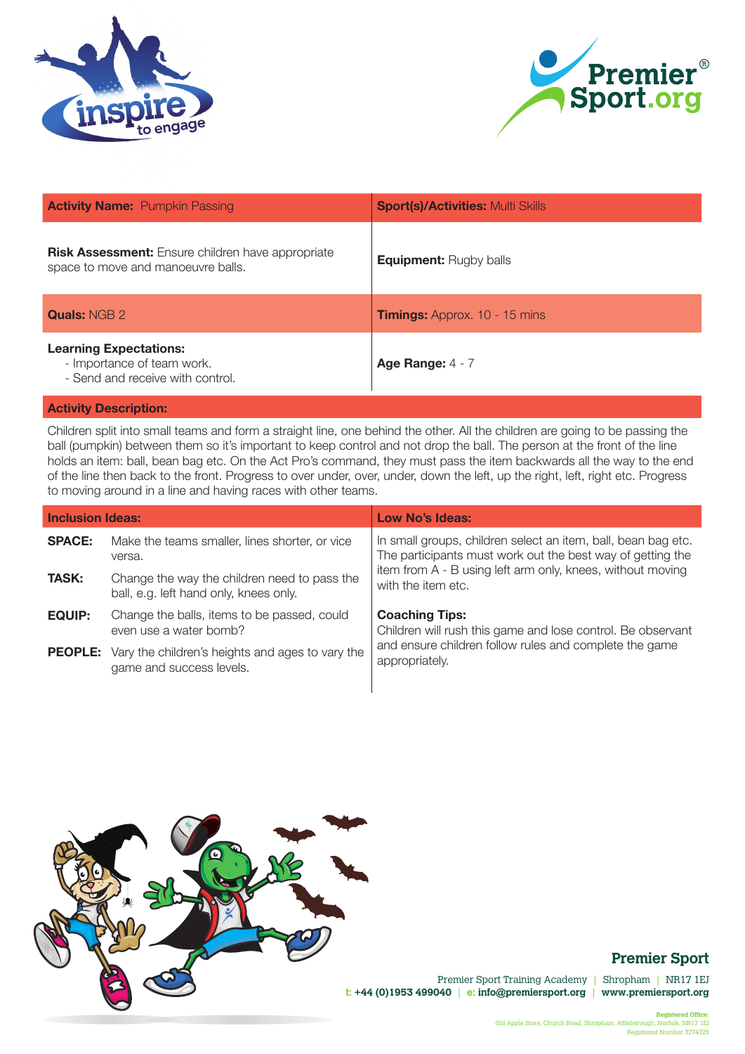| **Activity Name:** Pumpkin Passing | **Sport(s)/Activities:** Multi Skills |
|---|---|
| **Risk Assessment:** Ensure children have appropriate space to move and manoeuvre balls. | **Equipment:** Rugby balls |
| **Quals:** NGB 2 | **Timings:** Approx. 10 - 15 mins |
| **Learning Expectations:**<br>- Importance of team work.<br>- Send and receive with control. | **Age Range:** 4 - 7 |

**Activity Description:**

Children split into small teams and form a straight line, one behind the other. All the children are going to be passing the ball (pumpkin) between them so it's important to keep control and not drop the ball. The person at the front of the line holds an item: ball, bean bag etc. On the Act Pro's command, they must pass the item backwards all the way to the end of the line then back to the front. Progress to over under, over, under, down the left, up the right, left, right etc. Progress to moving around in a line and having races with other teams.

**Inclusion Ideas:**

| | |
|---|---|
| **SPACE:** | Make the teams smaller, lines shorter, or vice versa. |
| **TASK:** | Change the way the children need to pass the ball, e.g. left hand only, knees only. |
| **EQUIP:** | Change the balls, items to be passed, could even use a water bomb? |
| **PEOPLE:** | Vary the children's heights and ages to vary the game and success levels. |

**Low No's Ideas:**

In small groups, children select an item, ball, bean bag etc. The participants must work out the best way of getting the item from A - B using left arm only, knees, without moving with the item etc.

**Coaching Tips:**

Children will rush this game and lose control. Be observant and ensure children follow rules and complete the game appropriately.

**Premier Sport**

Premier Sport Training Academy | Shropham | NR17 1EJ
t: +44 (0)1953 499040 | e: info@premiersport.org | www.premiersport.org

Registered Office:
Old Apple Store, Church Road, Shropham, Attleborough, Norfolk, NR17 1EJ
Registered Number 3774725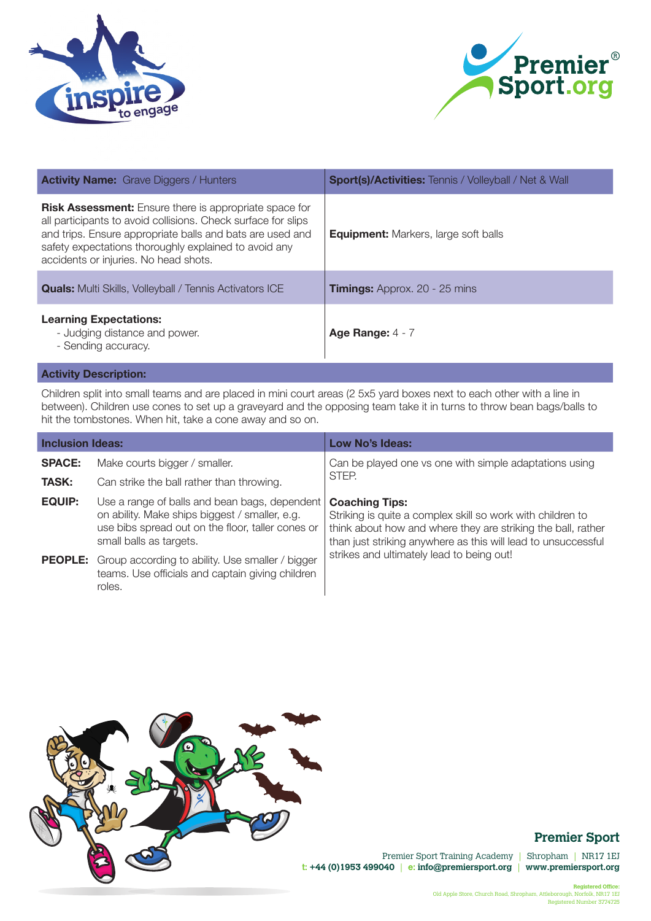| **Activity Name:** Grave Diggers / Hunters | **Sport(s)/Activities:** Tennis / Volleyball / Net & Wall |
|---|---|
| **Risk Assessment:** Ensure there is appropriate space for all participants to avoid collisions. Check surface for slips and trips. Ensure appropriate balls and bats are used and safety expectations thoroughly explained to avoid any accidents or injuries. No head shots. | **Equipment:** Markers, large soft balls |
| **Quals:** Multi Skills, Volleyball / Tennis Activators ICE | **Timings:** Approx. 20 - 25 mins |
| **Learning Expectations:** - Judging distance and power. - Sending accuracy. | **Age Range:** 4 - 7 |

**Activity Description:**

Children split into small teams and are placed in mini court areas (2 5x5 yard boxes next to each other with a line in between). Children use cones to set up a graveyard and the opposing team take it in turns to throw bean bags/balls to hit the tombstones. When hit, take a cone away and so on.

**Inclusion Ideas:**

- **SPACE:** Make courts bigger / smaller.
- **TASK:** Can strike the ball rather than throwing.
- **EQUIP:** Use a range of balls and bean bags, dependent on ability. Make ships biggest / smaller, e.g. use bibs spread out on the floor, taller cones or small balls as targets.
- **PEOPLE:** Group according to ability. Use smaller / bigger teams. Use officials and captain giving children roles.

**Low No's Ideas:**

Can be played one vs one with simple adaptations using STEP.

**Coaching Tips:**

Striking is quite a complex skill so work with children to think about how and where they are striking the ball, rather than just striking anywhere as this will lead to unsuccessful strikes and ultimately lead to being out!

**Premier Sport**

Premier Sport Training Academy | Shropham | NR17 1EJ
t: +44 (0)1953 499040 | e: info@premiersport.org | www.premiersport.org

Registered Office:
Old Apple Store, Church Road, Shropham, Attleborough, Norfolk, NR17 1EJ
Registered Number 3774725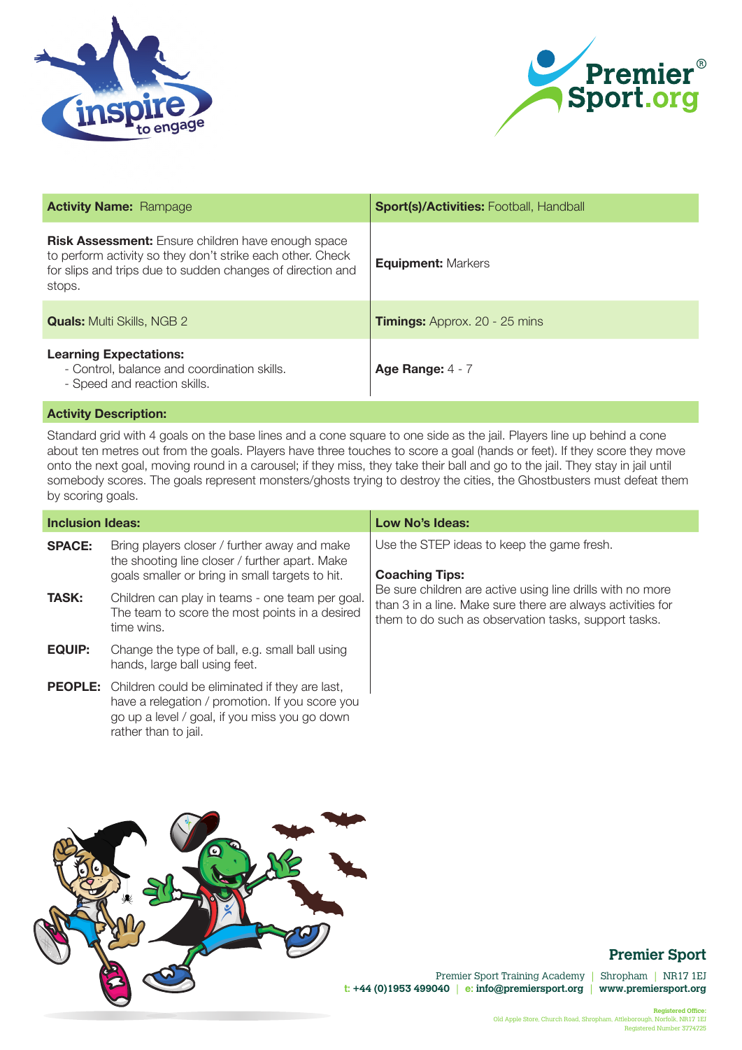| **Activity Name:** Rampage | **Sport(s)/Activities:** Football, Handball |
|---|---|
| **Risk Assessment:** Ensure children have enough space to perform activity so they don't strike each other. Check for slips and trips due to sudden changes of direction and stops. | **Equipment:** Markers |
| **Quals:** Multi Skills, NGB 2 | **Timings:** Approx. 20 - 25 mins |
| **Learning Expectations:**<br>- Control, balance and coordination skills.<br>- Speed and reaction skills. | **Age Range:** 4 - 7 |

**Activity Description:**

Standard grid with 4 goals on the base lines and a cone square to one side as the jail. Players line up behind a cone about ten metres out from the goals. Players have three touches to score a goal (hands or feet). If they score they move onto the next goal, moving round in a carousel; if they miss, they take their ball and go to the jail. They stay in jail until somebody scores. The goals represent monsters/ghosts trying to destroy the cities, the Ghostbusters must defeat them by scoring goals.

**Inclusion Ideas:**

**SPACE:** Bring players closer / further away and make the shooting line closer / further apart. Make goals smaller or bring in small targets to hit.

**TASK:** Children can play in teams - one team per goal. The team to score the most points in a desired time wins.

**EQUIP:** Change the type of ball, e.g. small ball using hands, large ball using feet.

**PEOPLE:** Children could be eliminated if they are last, have a relegation / promotion. If you score you go up a level / goal, if you miss you go down rather than to jail.

**Low No's Ideas:**

Use the STEP ideas to keep the game fresh.

**Coaching Tips:**

Be sure children are active using line drills with no more than 3 in a line. Make sure there are always activities for them to do such as observation tasks, support tasks.

**Premier Sport**

Premier Sport Training Academy | Shropham | NR17 1EJ
t: +44 (0)1953 499040 | e: info@premiersport.org | www.premiersport.org

Registered Office:
Old Apple Store, Church Road, Shropham, Attleborough, Norfolk, NR17 1EJ
Registered Number 3774725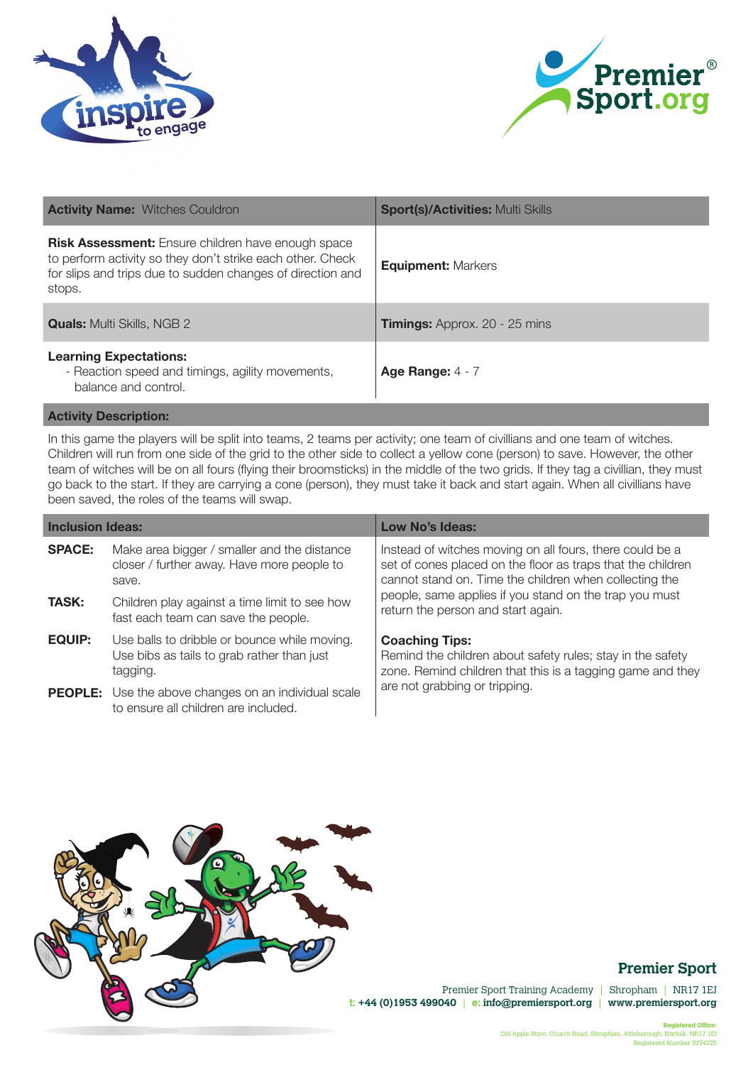| **Activity Name:** Witches Couldron | **Sport(s)/Activities:** Multi Skills |
|---|---|
| **Risk Assessment:** Ensure children have enough space to perform activity so they don't strike each other. Check for slips and trips due to sudden changes of direction and stops. | **Equipment:** Markers |
| **Quals:** Multi Skills, NGB 2 | **Timings:** Approx. 20 - 25 mins |
| **Learning Expectations:** - Reaction speed and timings, agility movements, balance and control. | **Age Range:** 4 - 7 |

**Activity Description:**

In this game the players will be split into teams, 2 teams per activity; one team of civillians and one team of witches. Children will run from one side of the grid to the other side to collect a yellow cone (person) to save. However, the other team of witches will be on all fours (flying their broomsticks) in the middle of the two grids. If they tag a civillian, they must go back to the start. If they are carrying a cone (person), they must take it back and start again. When all civillians have been saved, the roles of the teams will swap.

**Inclusion Ideas:**

| | |
|---|---|
| **SPACE:** | Make area bigger / smaller and the distance closer / further away. Have more people to save. |
| **TASK:** | Children play against a time limit to see how fast each team can save the people. |
| **EQUIP:** | Use balls to dribble or bounce while moving. Use bibs as tails to grab rather than just tagging. |
| **PEOPLE:** | Use the above changes on an individual scale to ensure all children are included. |

**Low No's Ideas:**

Instead of witches moving on all fours, there could be a set of cones placed on the floor as traps that the children cannot stand on. Time the children when collecting the people, same applies if you stand on the trap you must return the person and start again.

**Coaching Tips:**
Remind the children about safety rules; stay in the safety zone. Remind children that this is a tagging game and they are not grabbing or tripping.

**Premier Sport**

Premier Sport Training Academy | Shropham | NR17 1EJ
t: +44 (0)1953 499040 | e: info@premiersport.org | www.premiersport.org

Registered Office:
Old Apple Store, Church Road, Shropham, Attleborough, Norfolk, NR17 1EJ
Registered Number 3774725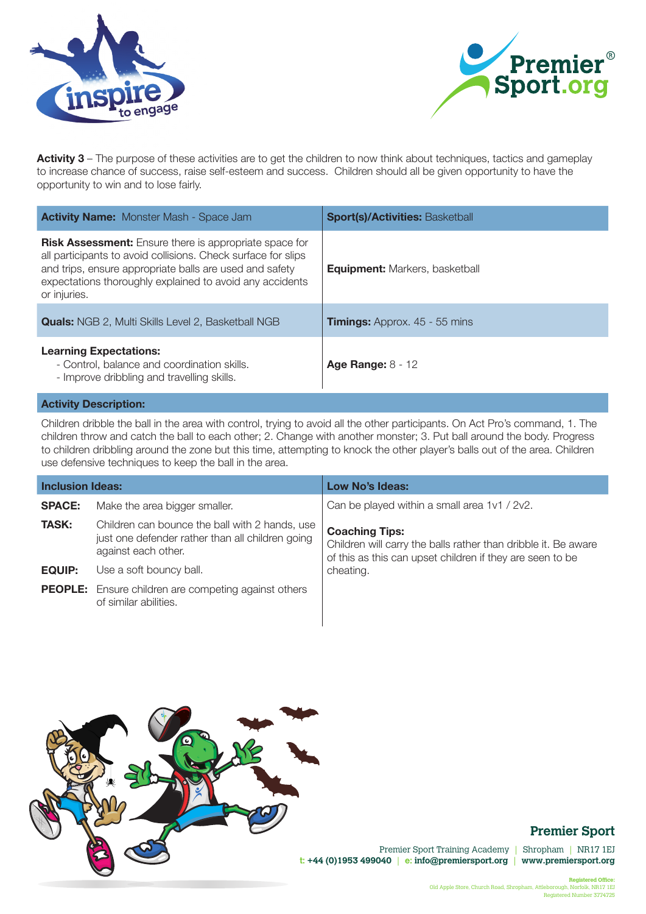**Activity 3** – The purpose of these activities are to get the children to now think about techniques, tactics and gameplay to increase chance of success, raise self-esteem and success. Children should all be given opportunity to have the opportunity to win and to lose fairly.

| **Activity Name:** Monster Mash - Space Jam | **Sport(s)/Activities:** Basketball |
|---|---|
| **Risk Assessment:** Ensure there is appropriate space for all participants to avoid collisions. Check surface for slips and trips, ensure appropriate balls are used and safety expectations thoroughly explained to avoid any accidents or injuries. | **Equipment:** Markers, basketball |
| **Quals:** NGB 2, Multi Skills Level 2, Basketball NGB | **Timings:** Approx. 45 - 55 mins |
| **Learning Expectations:** - Control, balance and coordination skills. - Improve dribbling and travelling skills. | **Age Range:** 8 - 12 |

**Activity Description:**

Children dribble the ball in the area with control, trying to avoid all the other participants. On Act Pro's command, 1. The children throw and catch the ball to each other; 2. Change with another monster; 3. Put ball around the body. Progress to children dribbling around the zone but this time, attempting to knock the other player's balls out of the area. Children use defensive techniques to keep the ball in the area.

**Inclusion Ideas:**

| | |
|---|---|
| **SPACE:** | Make the area bigger smaller. |
| **TASK:** | Children can bounce the ball with 2 hands, use just one defender rather than all children going against each other. |
| **EQUIP:** | Use a soft bouncy ball. |
| **PEOPLE:** | Ensure children are competing against others of similar abilities. |

**Low No's Ideas:**

Can be played within a small area 1v1 / 2v2.

**Coaching Tips:**

Children will carry the balls rather than dribble it. Be aware of this as this can upset children if they are seen to be cheating.

**Premier Sport**

Premier Sport Training Academy | Shropham | NR17 1EJ
t: +44 (0)1953 499040 | e: info@premiersport.org | www.premiersport.org

Registered Office:
Old Apple Store, Church Road, Shropham, Attleborough, Norfolk, NR17 1EJ
Registered Number 3774725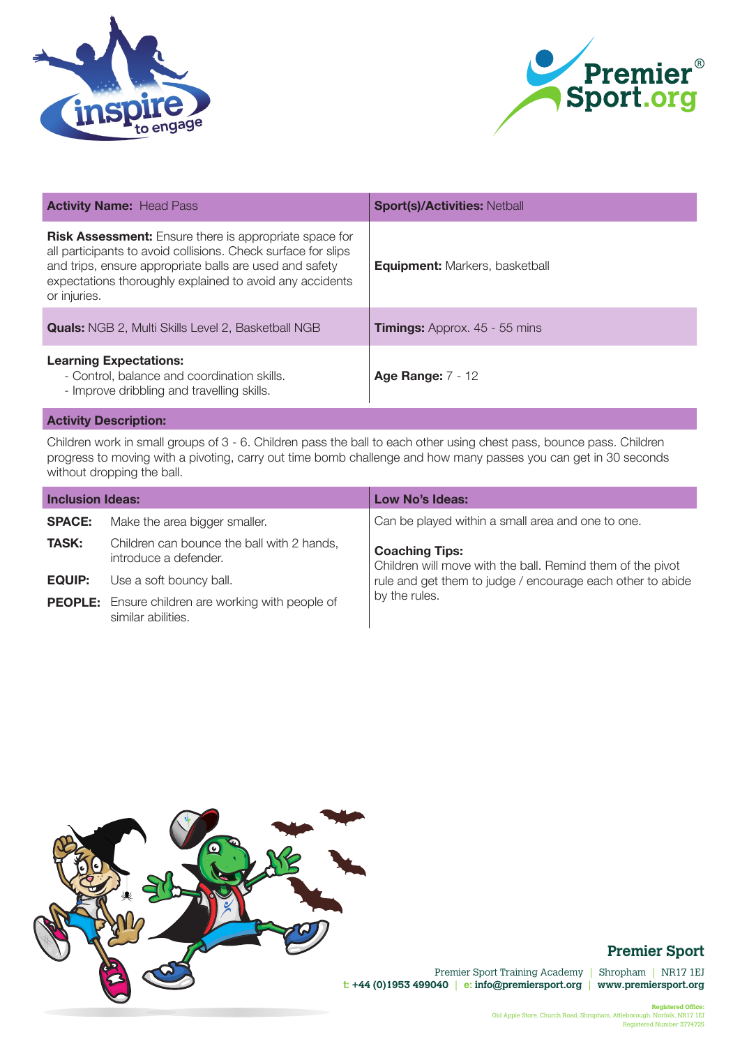| **Activity Name:** Head Pass | **Sport(s)/Activities:** Netball |
| --- | --- |
| **Risk Assessment:** Ensure there is appropriate space for all participants to avoid collisions. Check surface for slips and trips, ensure appropriate balls are used and safety expectations thoroughly explained to avoid any accidents or injuries. | **Equipment:** Markers, basketball |
| **Quals:** NGB 2, Multi Skills Level 2, Basketball NGB | **Timings:** Approx. 45 - 55 mins |
| **Learning Expectations:**<br>- Control, balance and coordination skills.<br>- Improve dribbling and travelling skills. | **Age Range:** 7 - 12 |

**Activity Description:**

Children work in small groups of 3 - 6. Children pass the ball to each other using chest pass, bounce pass. Children progress to moving with a pivoting, carry out time bomb challenge and how many passes you can get in 30 seconds without dropping the ball.

**Inclusion Ideas:**

| | |
| --- | --- |
| **SPACE:** | Make the area bigger smaller. |
| **TASK:** | Children can bounce the ball with 2 hands, introduce a defender. |
| **EQUIP:** | Use a soft bouncy ball. |
| **PEOPLE:** | Ensure children are working with people of similar abilities. |

**Low No's Ideas:**

Can be played within a small area and one to one.

**Coaching Tips:**
Children will move with the ball. Remind them of the pivot rule and get them to judge / encourage each other to abide by the rules.

**Premier Sport**

Premier Sport Training Academy | Shropham | NR17 1EJ
t: +44 (0)1953 499040 | e: info@premiersport.org | www.premiersport.org

Registered Office:
Old Apple Store, Church Road, Shropham, Attleborough, Norfolk, NR17 1EJ
Registered Number 3774725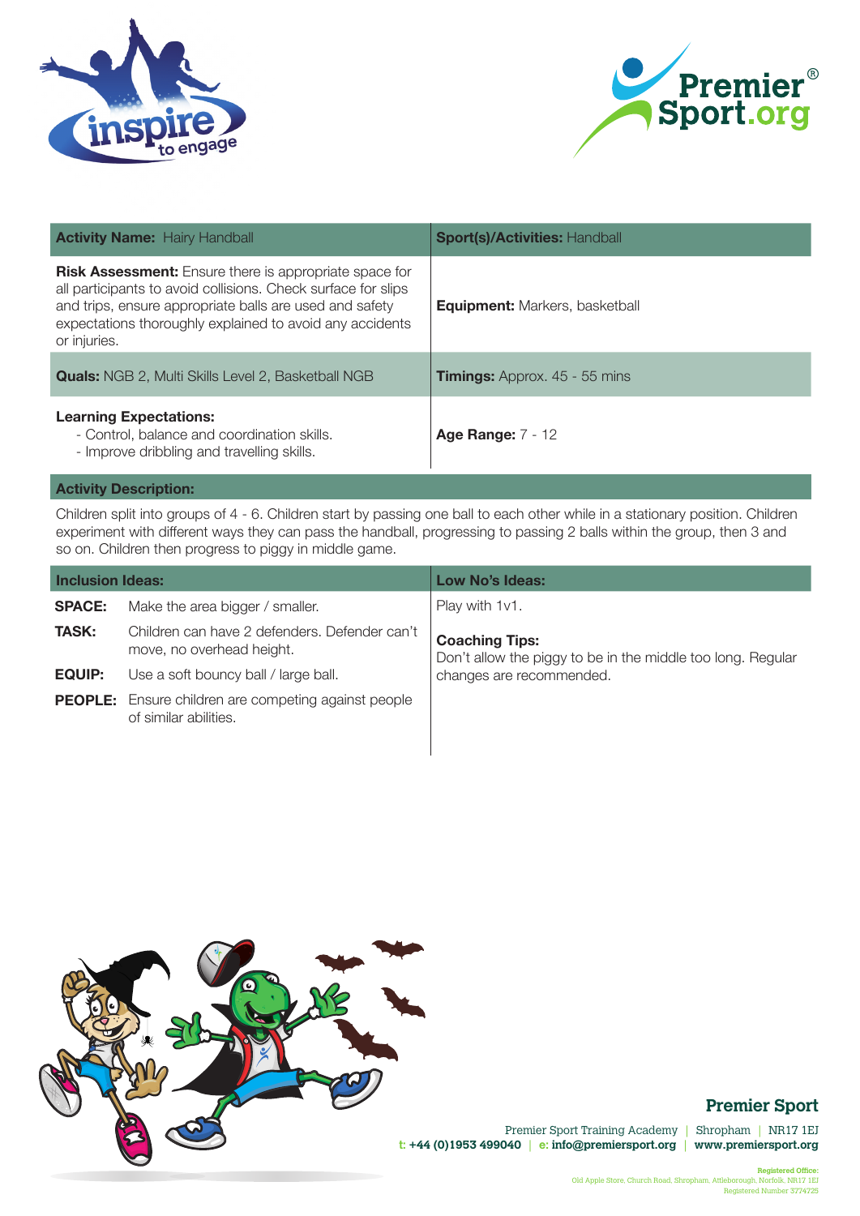| **Activity Name:** Hairy Handball | **Sport(s)/Activities:** Handball |
|---|---|
| **Risk Assessment:** Ensure there is appropriate space for all participants to avoid collisions. Check surface for slips and trips, ensure appropriate balls are used and safety expectations thoroughly explained to avoid any accidents or injuries. | **Equipment:** Markers, basketball |
| **Quals:** NGB 2, Multi Skills Level 2, Basketball NGB | **Timings:** Approx. 45 - 55 mins |
| **Learning Expectations:**<br>- Control, balance and coordination skills.<br>- Improve dribbling and travelling skills. | **Age Range:** 7 - 12 |

**Activity Description:**

Children split into groups of 4 - 6. Children start by passing one ball to each other while in a stationary position. Children experiment with different ways they can pass the handball, progressing to passing 2 balls within the group, then 3 and so on. Children then progress to piggy in middle game.

| **Inclusion Ideas:** | | **Low No's Ideas:** |
|---|---|---|
| **SPACE:** | Make the area bigger / smaller. | Play with 1v1. |
| **TASK:** | Children can have 2 defenders. Defender can't move, no overhead height. | **Coaching Tips:**<br>Don't allow the piggy to be in the middle too long. Regular changes are recommended. |
| **EQUIP:** | Use a soft bouncy ball / large ball. | |
| **PEOPLE:** | Ensure children are competing against people of similar abilities. | |

**Premier Sport**

Premier Sport Training Academy | Shropham | NR17 1EJ
t: +44 (0)1953 499040 | e: info@premiersport.org | www.premiersport.org

Registered Office:
Old Apple Store, Church Road, Shropham, Attleborough, Norfolk, NR17 1EJ
Registered Number 3774725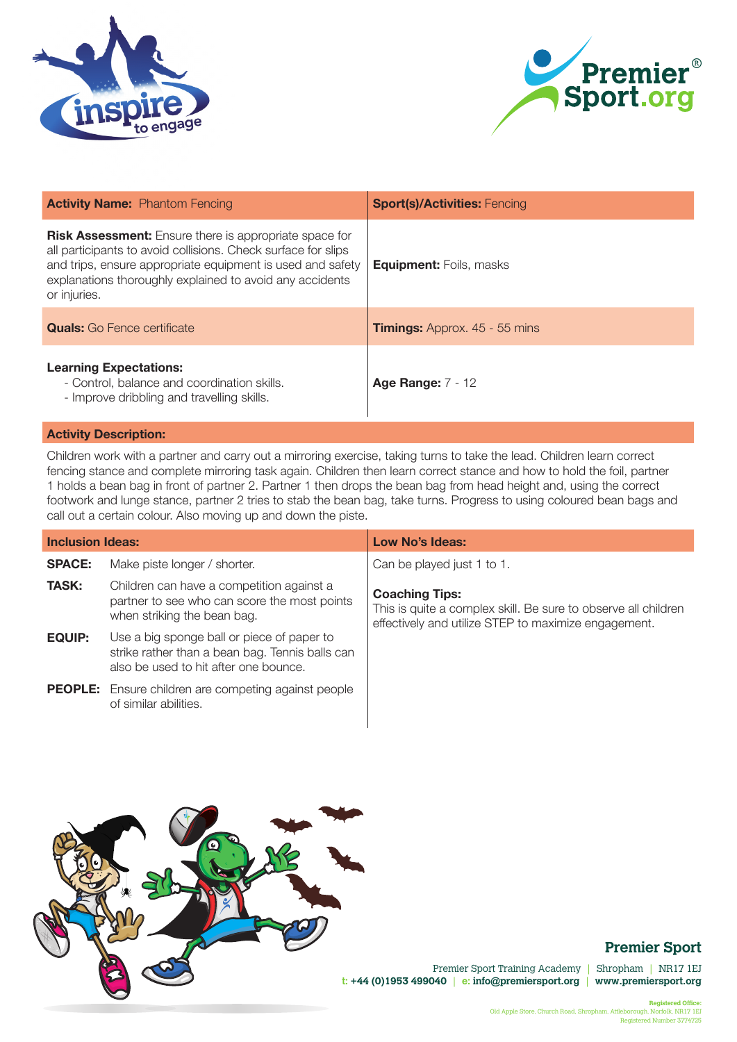| **Activity Name:** Phantom Fencing | **Sport(s)/Activities:** Fencing |
|---|---|
| **Risk Assessment:** Ensure there is appropriate space for all participants to avoid collisions. Check surface for slips and trips, ensure appropriate equipment is used and safety explanations thoroughly explained to avoid any accidents or injuries. | **Equipment:** Foils, masks |
| **Quals:** Go Fence certificate | **Timings:** Approx. 45 - 55 mins |
| **Learning Expectations:**<br>- Control, balance and coordination skills.<br>- Improve dribbling and travelling skills. | **Age Range:** 7 - 12 |

**Activity Description:**

Children work with a partner and carry out a mirroring exercise, taking turns to take the lead. Children learn correct fencing stance and complete mirroring task again. Children then learn correct stance and how to hold the foil, partner 1 holds a bean bag in front of partner 2. Partner 1 then drops the bean bag from head height and, using the correct footwork and lunge stance, partner 2 tries to stab the bean bag, take turns. Progress to using coloured bean bags and call out a certain colour. Also moving up and down the piste.

**Inclusion Ideas:**

| | |
|---|---|
| **SPACE:** | Make piste longer / shorter. |
| **TASK:** | Children can have a competition against a partner to see who can score the most points when striking the bean bag. |
| **EQUIP:** | Use a big sponge ball or piece of paper to strike rather than a bean bag. Tennis balls can also be used to hit after one bounce. |
| **PEOPLE:** | Ensure children are competing against people of similar abilities. |

**Low No's Ideas:**

Can be played just 1 to 1.

**Coaching Tips:**

This is quite a complex skill. Be sure to observe all children effectively and utilize STEP to maximize engagement.

**Premier Sport**

Premier Sport Training Academy | Shropham | NR17 1EJ
t: +44 (0)1953 499040 | e: info@premiersport.org | www.premiersport.org

Registered Office:
Old Apple Store, Church Road, Shropham, Attleborough, Norfolk, NR17 1EJ
Registered Number 3774725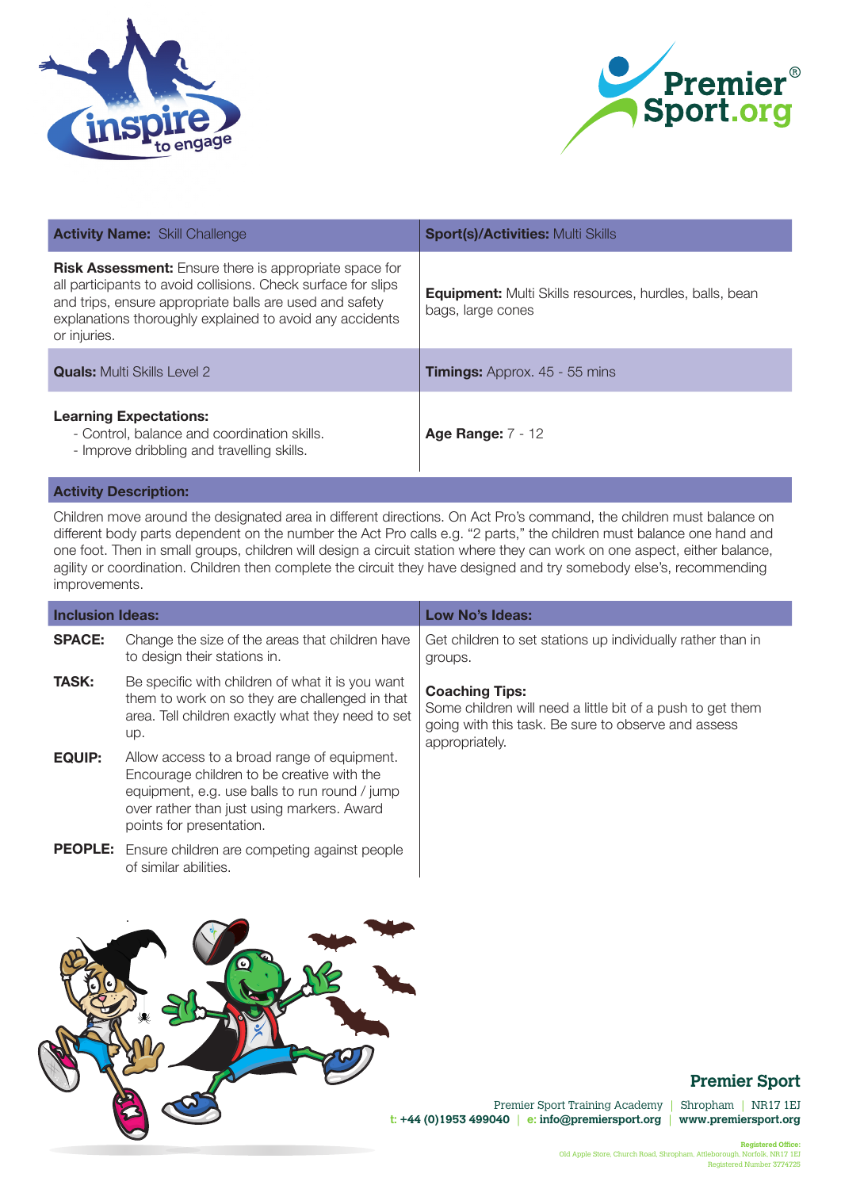| **Activity Name:** Skill Challenge | **Sport(s)/Activities:** Multi Skills |
|---|---|
| **Risk Assessment:** Ensure there is appropriate space for all participants to avoid collisions. Check surface for slips and trips, ensure appropriate balls are used and safety explanations thoroughly explained to avoid any accidents or injuries. | **Equipment:** Multi Skills resources, hurdles, balls, bean bags, large cones |
| **Quals:** Multi Skills Level 2 | **Timings:** Approx. 45 - 55 mins |
| **Learning Expectations:**<br>- Control, balance and coordination skills.<br>- Improve dribbling and travelling skills. | **Age Range:** 7 - 12 |

**Activity Description:**

Children move around the designated area in different directions. On Act Pro's command, the children must balance on different body parts dependent on the number the Act Pro calls e.g. "2 parts," the children must balance one hand and one foot. Then in small groups, children will design a circuit station where they can work on one aspect, either balance, agility or coordination. Children then complete the circuit they have designed and try somebody else's, recommending improvements.

**Inclusion Ideas:**

| | |
|---|---|
| **SPACE:** | Change the size of the areas that children have to design their stations in. |
| **TASK:** | Be specific with children of what it is you want them to work on so they are challenged in that area. Tell children exactly what they need to set up. |
| **EQUIP:** | Allow access to a broad range of equipment. Encourage children to be creative with the equipment, e.g. use balls to run round / jump over rather than just using markers. Award points for presentation. |
| **PEOPLE:** | Ensure children are competing against people of similar abilities. |

**Low No's Ideas:**

Get children to set stations up individually rather than in groups.

**Coaching Tips:**
Some children will need a little bit of a push to get them going with this task. Be sure to observe and assess appropriately.

**Premier Sport**

Premier Sport Training Academy | Shropham | NR17 1EJ
t: +44 (0)1953 499040 | e: info@premiersport.org | www.premiersport.org

Registered Office:
Old Apple Store, Church Road, Shropham, Attleborough, Norfolk, NR17 1EJ
Registered Number 3774725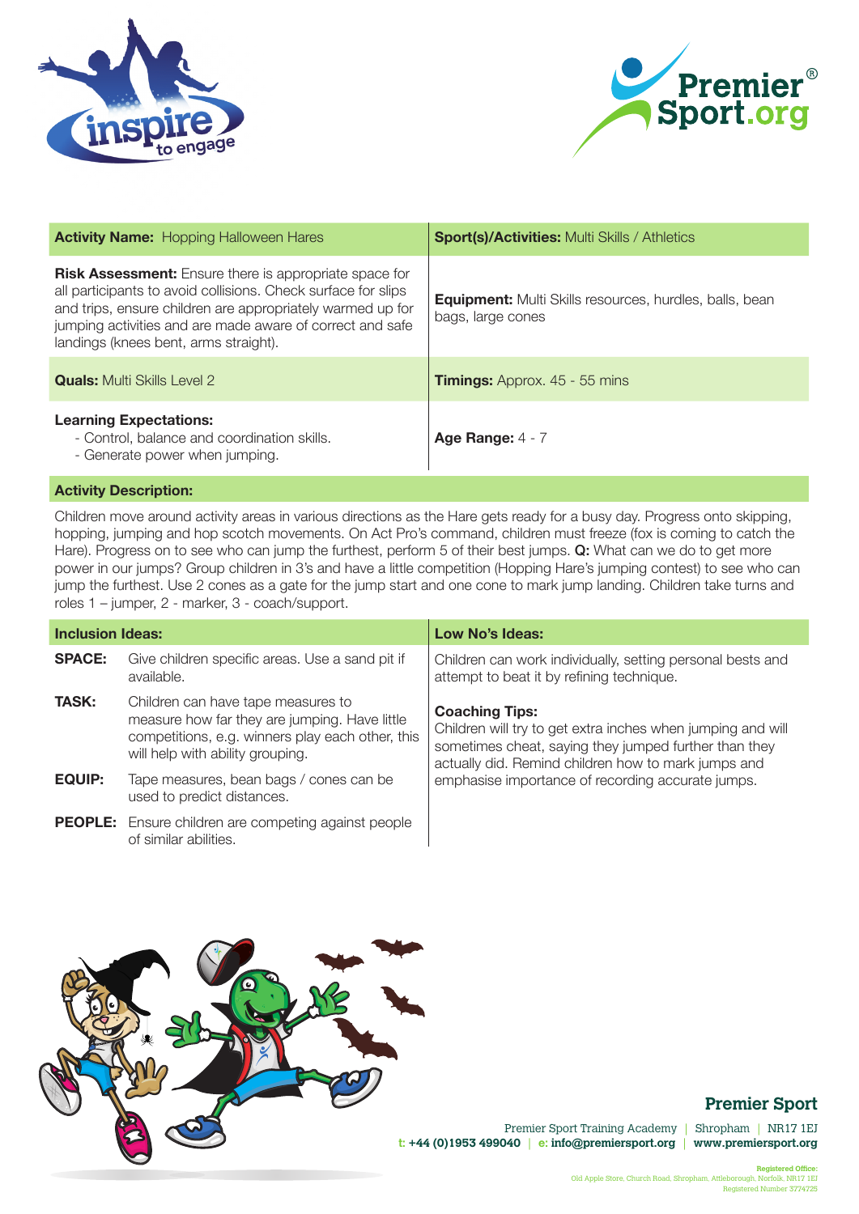| **Activity Name:** Hopping Halloween Hares | **Sport(s)/Activities:** Multi Skills / Athletics |
|---|---|
| **Risk Assessment:** Ensure there is appropriate space for all participants to avoid collisions. Check surface for slips and trips, ensure children are appropriately warmed up for jumping activities and are made aware of correct and safe landings (knees bent, arms straight). | **Equipment:** Multi Skills resources, hurdles, balls, bean bags, large cones |
| **Quals:** Multi Skills Level 2 | **Timings:** Approx. 45 - 55 mins |
| **Learning Expectations:**<br>- Control, balance and coordination skills.<br>- Generate power when jumping. | **Age Range:** 4 - 7 |

**Activity Description:**

Children move around activity areas in various directions as the Hare gets ready for a busy day. Progress onto skipping, hopping, jumping and hop scotch movements. On Act Pro's command, children must freeze (fox is coming to catch the Hare). Progress on to see who can jump the furthest, perform 5 of their best jumps. **Q:** What can we do to get more power in our jumps? Group children in 3's and have a little competition (Hopping Hare's jumping contest) to see who can jump the furthest. Use 2 cones as a gate for the jump start and one cone to mark jump landing. Children take turns and roles 1 – jumper, 2 - marker, 3 - coach/support.

**Inclusion Ideas:**

| | |
|---|---|
| **SPACE:** | Give children specific areas. Use a sand pit if available. |
| **TASK:** | Children can have tape measures to measure how far they are jumping. Have little competitions, e.g. winners play each other, this will help with ability grouping. |
| **EQUIP:** | Tape measures, bean bags / cones can be used to predict distances. |
| **PEOPLE:** | Ensure children are competing against people of similar abilities. |

**Low No's Ideas:**

Children can work individually, setting personal bests and attempt to beat it by refining technique.

**Coaching Tips:**
Children will try to get extra inches when jumping and will sometimes cheat, saying they jumped further than they actually did. Remind children how to mark jumps and emphasise importance of recording accurate jumps.

**Premier Sport**

Premier Sport Training Academy | Shropham | NR17 1EJ
t: +44 (0)1953 499040 | e: info@premiersport.org | www.premiersport.org

Registered Office:
Old Apple Store, Church Road, Shropham, Attleborough, Norfolk, NR17 1EJ
Registered Number 3774725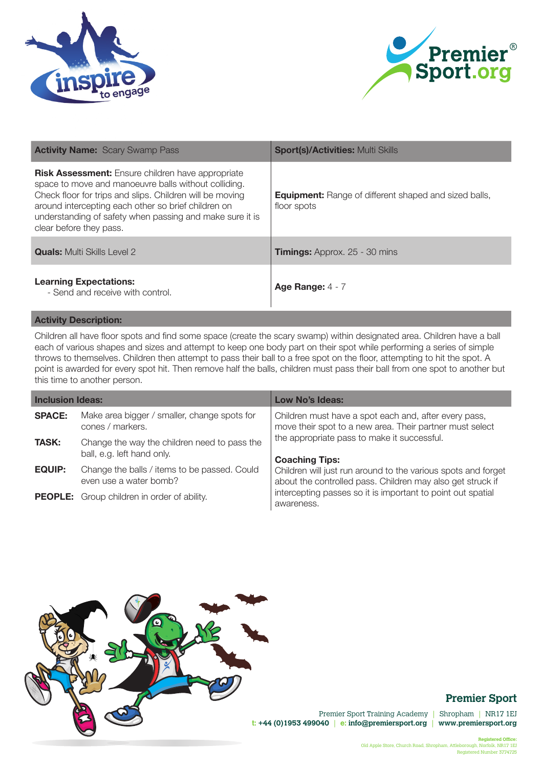| **Activity Name:** Scary Swamp Pass | **Sport(s)/Activities:** Multi Skills |
|---|---|
| **Risk Assessment:** Ensure children have appropriate space to move and manoeuvre balls without colliding. Check floor for trips and slips. Children will be moving around intercepting each other so brief children on understanding of safety when passing and make sure it is clear before they pass. | **Equipment:** Range of different shaped and sized balls, floor spots |
| **Quals:** Multi Skills Level 2 | **Timings:** Approx. 25 - 30 mins |
| **Learning Expectations:**<br>- Send and receive with control. | **Age Range:** 4 - 7 |

**Activity Description:**

Children all have floor spots and find some space (create the scary swamp) within designated area. Children have a ball each of various shapes and sizes and attempt to keep one body part on their spot while performing a series of simple throws to themselves. Children then attempt to pass their ball to a free spot on the floor, attempting to hit the spot. A point is awarded for every spot hit. Then remove half the balls, children must pass their ball from one spot to another but this time to another person.

**Inclusion Ideas:**

- **SPACE:** Make area bigger / smaller, change spots for cones / markers.
- **TASK:** Change the way the children need to pass the ball, e.g. left hand only.
- **EQUIP:** Change the balls / items to be passed. Could even use a water bomb?
- **PEOPLE:** Group children in order of ability.

**Low No's Ideas:**

Children must have a spot each and, after every pass, move their spot to a new area. Their partner must select the appropriate pass to make it successful.

**Coaching Tips:**

Children will just run around to the various spots and forget about the controlled pass. Children may also get struck if intercepting passes so it is important to point out spatial awareness.

**Premier Sport**

Premier Sport Training Academy | Shropham | NR17 1EJ
t: +44 (0)1953 499040 | e: info@premiersport.org | www.premiersport.org

Registered Office:
Old Apple Store, Church Road, Shropham, Attleborough, Norfolk, NR17 1EJ
Registered Number 3774725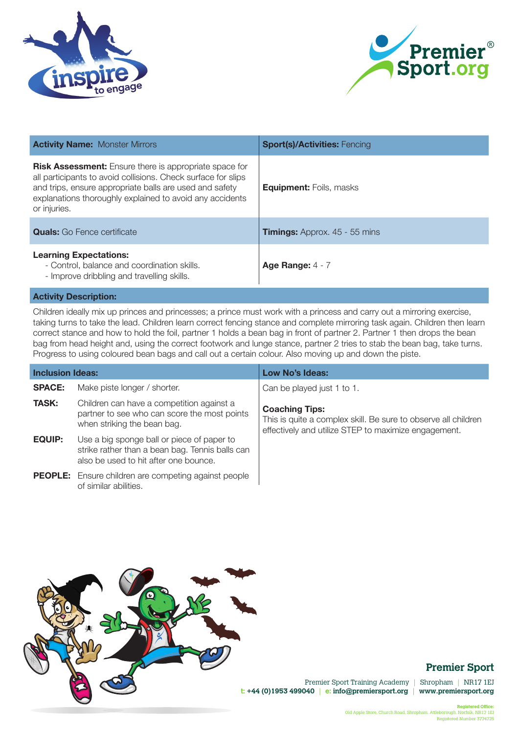| **Activity Name:** Monster Mirrors | **Sport(s)/Activities:** Fencing |
|---|---|
| **Risk Assessment:** Ensure there is appropriate space for all participants to avoid collisions. Check surface for slips and trips, ensure appropriate balls are used and safety explanations thoroughly explained to avoid any accidents or injuries. | **Equipment:** Foils, masks |
| **Quals:** Go Fence certificate | **Timings:** Approx. 45 - 55 mins |
| **Learning Expectations:**<br>- Control, balance and coordination skills.<br>- Improve dribbling and travelling skills. | **Age Range:** 4 - 7 |

**Activity Description:**

Children ideally mix up princes and princesses; a prince must work with a princess and carry out a mirroring exercise, taking turns to take the lead. Children learn correct fencing stance and complete mirroring task again. Children then learn correct stance and how to hold the foil, partner 1 holds a bean bag in front of partner 2. Partner 1 then drops the bean bag from head height and, using the correct footwork and lunge stance, partner 2 tries to stab the bean bag, take turns. Progress to using coloured bean bags and call out a certain colour. Also moving up and down the piste.

**Inclusion Ideas:**

- **SPACE:** Make piste longer / shorter.
- **TASK:** Children can have a competition against a partner to see who can score the most points when striking the bean bag.
- **EQUIP:** Use a big sponge ball or piece of paper to strike rather than a bean bag. Tennis balls can also be used to hit after one bounce.
- **PEOPLE:** Ensure children are competing against people of similar abilities.

**Low No's Ideas:**

Can be played just 1 to 1.

**Coaching Tips:**

This is quite a complex skill. Be sure to observe all children effectively and utilize STEP to maximize engagement.

**Premier Sport**

Premier Sport Training Academy | Shropham | NR17 1EJ
t: +44 (0)1953 499040 | e: info@premiersport.org | www.premiersport.org

Registered Office: Old Apple Store, Church Road, Shropham, Attleborough, Norfolk, NR17 1EJ
Registered Number 3774725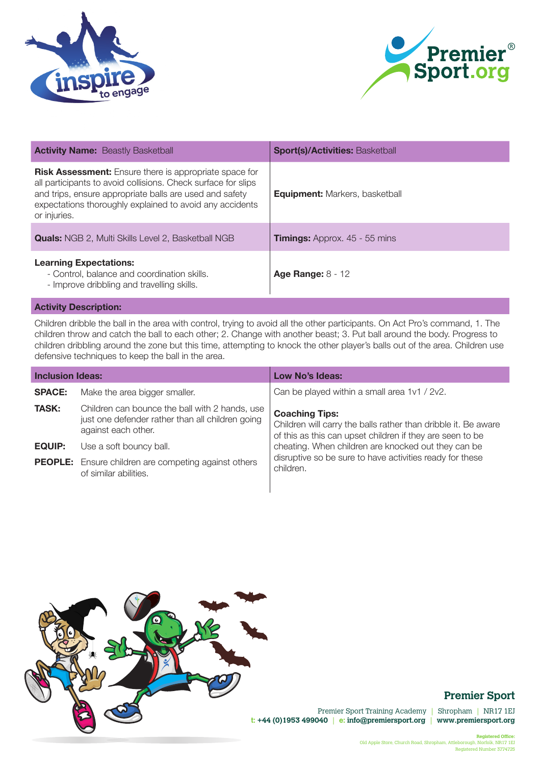| **Activity Name:** Beastly Basketball | **Sport(s)/Activities:** Basketball |
|---|---|
| **Risk Assessment:** Ensure there is appropriate space for all participants to avoid collisions. Check surface for slips and trips, ensure appropriate balls are used and safety expectations thoroughly explained to avoid any accidents or injuries. | **Equipment:** Markers, basketball |
| **Quals:** NGB 2, Multi Skills Level 2, Basketball NGB | **Timings:** Approx. 45 - 55 mins |
| **Learning Expectations:**<br>- Control, balance and coordination skills.<br>- Improve dribbling and travelling skills. | **Age Range:** 8 - 12 |

**Activity Description:**

Children dribble the ball in the area with control, trying to avoid all the other participants. On Act Pro's command, 1. The children throw and catch the ball to each other; 2. Change with another beast; 3. Put ball around the body. Progress to children dribbling around the zone but this time, attempting to knock the other player's balls out of the area. Children use defensive techniques to keep the ball in the area.

| **Inclusion Ideas:** | | **Low No's Ideas:** |
|---|---|---|
| **SPACE:** | Make the area bigger smaller. | Can be played within a small area 1v1 / 2v2. |
| **TASK:** | Children can bounce the ball with 2 hands, use just one defender rather than all children going against each other. | **Coaching Tips:**<br>Children will carry the balls rather than dribble it. Be aware of this as this can upset children if they are seen to be cheating. When children are knocked out they can be disruptive so be sure to have activities ready for these children. |
| **EQUIP:** | Use a soft bouncy ball. | |
| **PEOPLE:** | Ensure children are competing against others of similar abilities. | |

**Premier Sport**

Premier Sport Training Academy | Shropham | NR17 1EJ
t: +44 (0)1953 499040 | e: info@premiersport.org | www.premiersport.org

Registered Office:
Old Apple Store, Church Road, Shropham, Attleborough, Norfolk, NR17 1EJ
Registered Number 3774725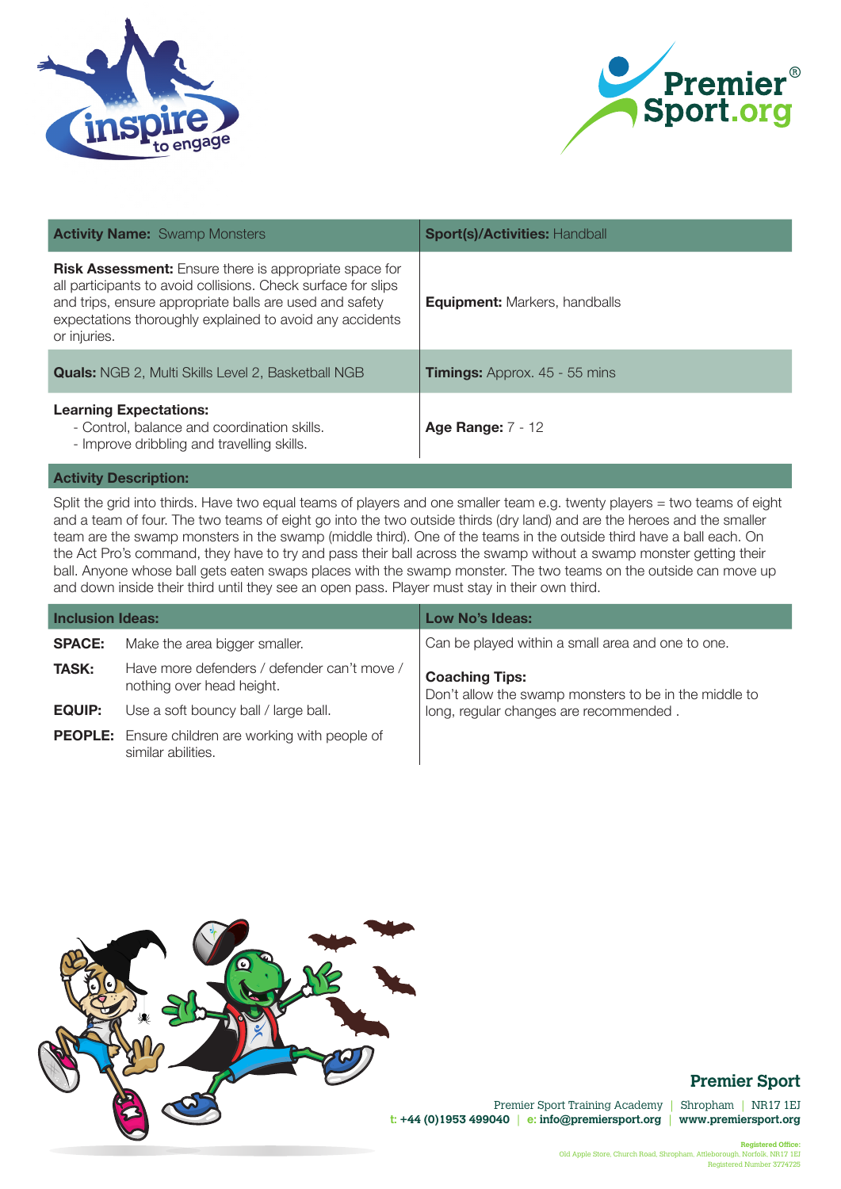| **Activity Name:** Swamp Monsters | **Sport(s)/Activities:** Handball |
|---|---|
| **Risk Assessment:** Ensure there is appropriate space for all participants to avoid collisions. Check surface for slips and trips, ensure appropriate balls are used and safety expectations thoroughly explained to avoid any accidents or injuries. | **Equipment:** Markers, handballs |
| **Quals:** NGB 2, Multi Skills Level 2, Basketball NGB | **Timings:** Approx. 45 - 55 mins |
| **Learning Expectations:**<br>- Control, balance and coordination skills.<br>- Improve dribbling and travelling skills. | **Age Range:** 7 - 12 |

**Activity Description:**

Split the grid into thirds. Have two equal teams of players and one smaller team e.g. twenty players = two teams of eight and a team of four. The two teams of eight go into the two outside thirds (dry land) and are the heroes and the smaller team are the swamp monsters in the swamp (middle third). One of the teams in the outside third have a ball each. On the Act Pro's command, they have to try and pass their ball across the swamp without a swamp monster getting their ball. Anyone whose ball gets eaten swaps places with the swamp monster. The two teams on the outside can move up and down inside their third until they see an open pass. Player must stay in their own third.

| **Inclusion Ideas:** | | **Low No's Ideas:** |
|---|---|---|
| **SPACE:** | Make the area bigger smaller. | Can be played within a small area and one to one. |
| **TASK:** | Have more defenders / defender can't move / nothing over head height. | **Coaching Tips:**<br>Don't allow the swamp monsters to be in the middle to long, regular changes are recommended . |
| **EQUIP:** | Use a soft bouncy ball / large ball. | |
| **PEOPLE:** | Ensure children are working with people of similar abilities. | |

**Premier Sport**

Premier Sport Training Academy | Shropham | NR17 1EJ
t: +44 (0)1953 499040 | e: info@premiersport.org | www.premiersport.org

Registered Office:
Old Apple Store, Church Road, Shropham, Attleborough, Norfolk, NR17 1EJ
Registered Number 3774725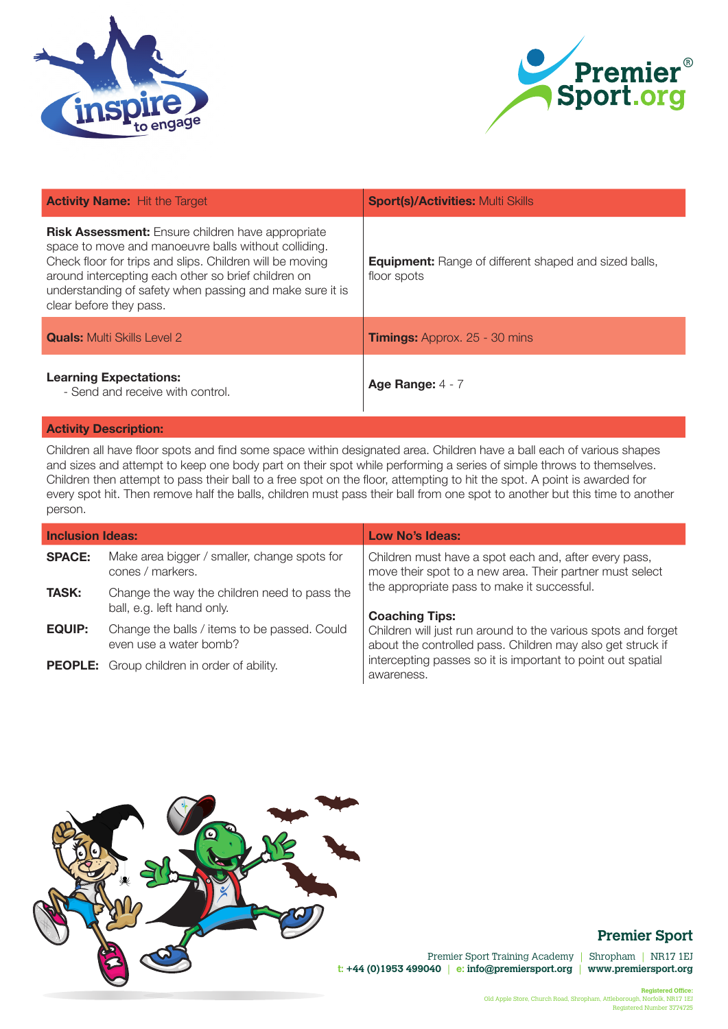| **Activity Name:** Hit the Target | **Sport(s)/Activities:** Multi Skills |
|---|---|
| **Risk Assessment:** Ensure children have appropriate space to move and manoeuvre balls without colliding. Check floor for trips and slips. Children will be moving around intercepting each other so brief children on understanding of safety when passing and make sure it is clear before they pass. | **Equipment:** Range of different shaped and sized balls, floor spots |
| **Quals:** Multi Skills Level 2 | **Timings:** Approx. 25 - 30 mins |
| **Learning Expectations:**<br>- Send and receive with control. | **Age Range:** 4 - 7 |

**Activity Description:**

Children all have floor spots and find some space within designated area. Children have a ball each of various shapes and sizes and attempt to keep one body part on their spot while performing a series of simple throws to themselves. Children then attempt to pass their ball to a free spot on the floor, attempting to hit the spot. A point is awarded for every spot hit. Then remove half the balls, children must pass their ball from one spot to another but this time to another person.

**Inclusion Ideas:**

| | |
|---|---|
| **SPACE:** | Make area bigger / smaller, change spots for cones / markers. |
| **TASK:** | Change the way the children need to pass the ball, e.g. left hand only. |
| **EQUIP:** | Change the balls / items to be passed. Could even use a water bomb? |
| **PEOPLE:** | Group children in order of ability. |

**Low No's Ideas:**

Children must have a spot each and, after every pass, move their spot to a new area. Their partner must select the appropriate pass to make it successful.

**Coaching Tips:**

Children will just run around to the various spots and forget about the controlled pass. Children may also get struck if intercepting passes so it is important to point out spatial awareness.

**Premier Sport**

Premier Sport Training Academy | Shropham | NR17 1EJ
t: +44 (0)1953 499040 | e: info@premiersport.org | www.premiersport.org

Registered Office: Old Apple Store, Church Road, Shropham, Attleborough, Norfolk, NR17 1EJ
Registered Number 3774725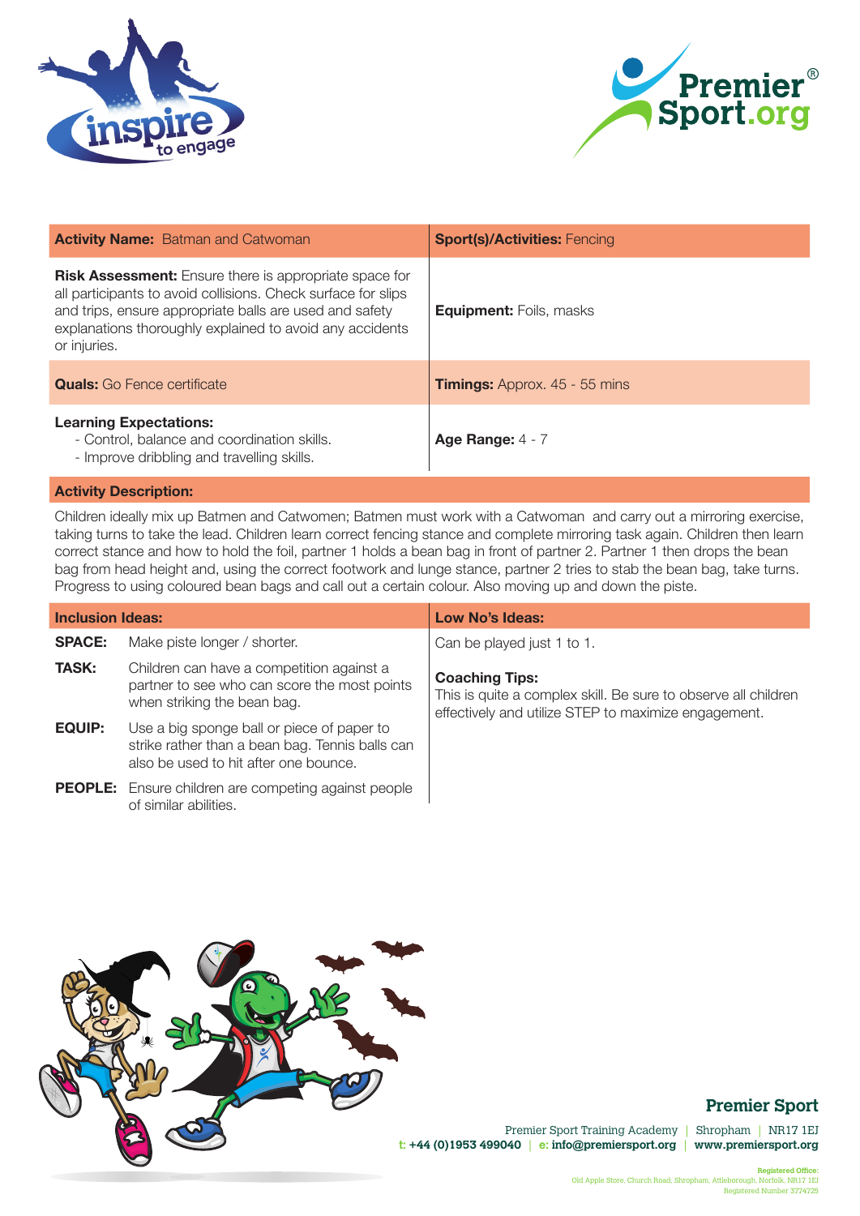| **Activity Name:** Batman and Catwoman | **Sport(s)/Activities:** Fencing |
|---|---|
| **Risk Assessment:** Ensure there is appropriate space for all participants to avoid collisions. Check surface for slips and trips, ensure appropriate balls are used and safety explanations thoroughly explained to avoid any accidents or injuries. | **Equipment:** Foils, masks |
| **Quals:** Go Fence certificate | **Timings:** Approx. 45 - 55 mins |
| **Learning Expectations:**<br>- Control, balance and coordination skills.<br>- Improve dribbling and travelling skills. | **Age Range:** 4 - 7 |

**Activity Description:**

Children ideally mix up Batmen and Catwomen; Batmen must work with a Catwoman and carry out a mirroring exercise, taking turns to take the lead. Children learn correct fencing stance and complete mirroring task again. Children then learn correct stance and how to hold the foil, partner 1 holds a bean bag in front of partner 2. Partner 1 then drops the bean bag from head height and, using the correct footwork and lunge stance, partner 2 tries to stab the bean bag, take turns. Progress to using coloured bean bags and call out a certain colour. Also moving up and down the piste.

**Inclusion Ideas:**

**SPACE:** Make piste longer / shorter.

**TASK:** Children can have a competition against a partner to see who can score the most points when striking the bean bag.

**EQUIP:** Use a big sponge ball or piece of paper to strike rather than a bean bag. Tennis balls can also be used to hit after one bounce.

**PEOPLE:** Ensure children are competing against people of similar abilities.

**Low No's Ideas:**

Can be played just 1 to 1.

**Coaching Tips:**

This is quite a complex skill. Be sure to observe all children effectively and utilize STEP to maximize engagement.

**Premier Sport**

Premier Sport Training Academy | Shropham | NR17 1EJ
t: +44 (0)1953 499040 | e: info@premiersport.org | www.premiersport.org

Registered Office:
Old Apple Store, Church Road, Shropham, Attleborough, Norfolk, NR17 1EJ
Registered Number 3774725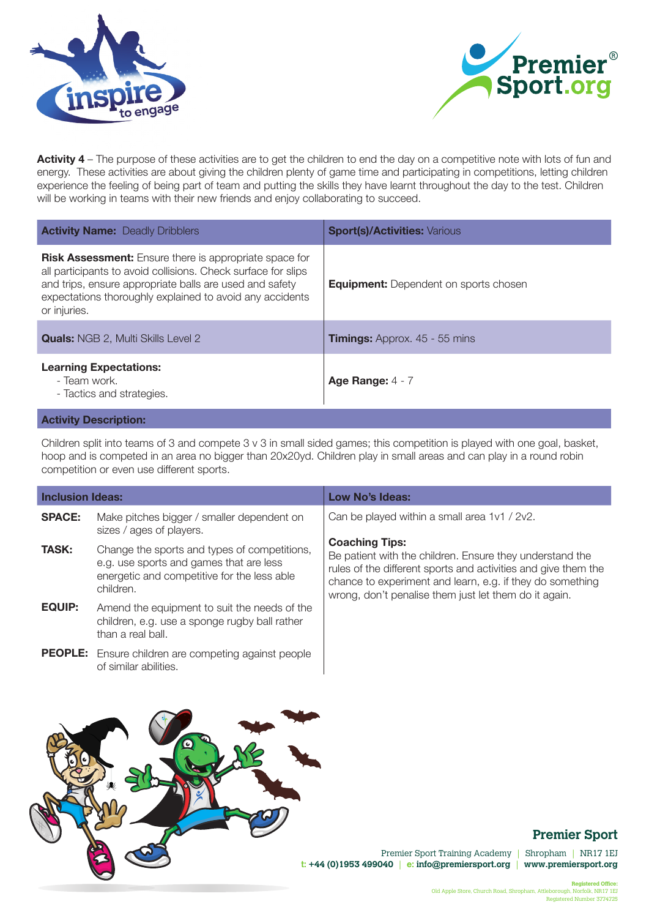**Activity 4** – The purpose of these activities are to get the children to end the day on a competitive note with lots of fun and energy. These activities are about giving the children plenty of game time and participating in competitions, letting children experience the feeling of being part of team and putting the skills they have learnt throughout the day to the test. Children will be working in teams with their new friends and enjoy collaborating to succeed.

| **Activity Name:** Deadly Dribblers | **Sport(s)/Activities:** Various |
|---|---|
| **Risk Assessment:** Ensure there is appropriate space for all participants to avoid collisions. Check surface for slips and trips, ensure appropriate balls are used and safety expectations thoroughly explained to avoid any accidents or injuries. | **Equipment:** Dependent on sports chosen |
| **Quals:** NGB 2, Multi Skills Level 2 | **Timings:** Approx. 45 - 55 mins |
| **Learning Expectations:** <br> - Team work. <br> - Tactics and strategies. | **Age Range:** 4 - 7 |

**Activity Description:**

Children split into teams of 3 and compete 3 v 3 in small sided games; this competition is played with one goal, basket, hoop and is competed in an area no bigger than 20x20yd. Children play in small areas and can play in a round robin competition or even use different sports.

**Inclusion Ideas:**

| | |
|---|---|
| **SPACE:** | Make pitches bigger / smaller dependent on sizes / ages of players. |
| **TASK:** | Change the sports and types of competitions, e.g. use sports and games that are less energetic and competitive for the less able children. |
| **EQUIP:** | Amend the equipment to suit the needs of the children, e.g. use a sponge rugby ball rather than a real ball. |
| **PEOPLE:** | Ensure children are competing against people of similar abilities. |

**Low No's Ideas:**

Can be played within a small area 1v1 / 2v2.

**Coaching Tips:**

Be patient with the children. Ensure they understand the rules of the different sports and activities and give them the chance to experiment and learn, e.g. if they do something wrong, don't penalise them just let them do it again.

**Premier Sport**

Premier Sport Training Academy | Shropham | NR17 1EJ

t: +44 (0)1953 499040 | e: info@premiersport.org | www.premiersport.org

Registered Office: Old Apple Store, Church Road, Shropham, Attleborough, Norfolk, NR17 1EJ
Registered Number 3774725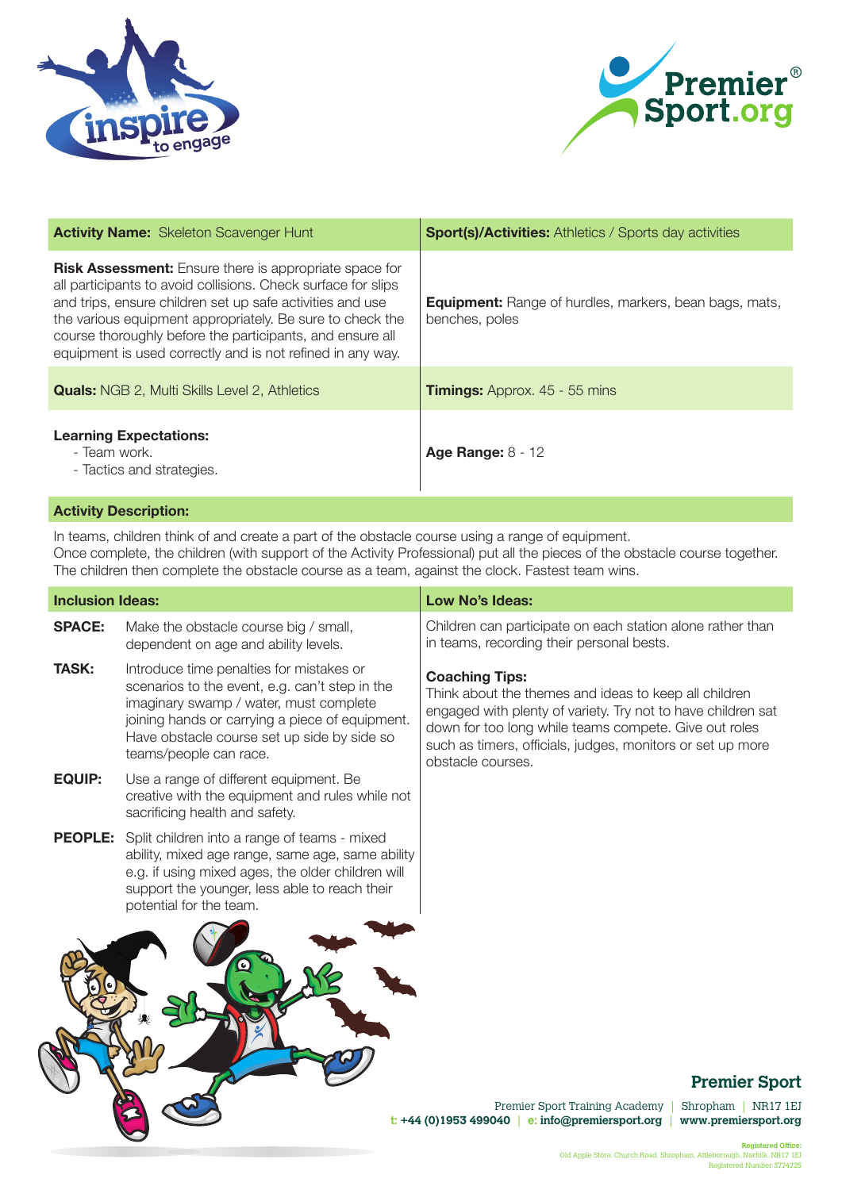| **Activity Name:** Skeleton Scavenger Hunt | **Sport(s)/Activities:** Athletics / Sports day activities |
|---|---|
| **Risk Assessment:** Ensure there is appropriate space for all participants to avoid collisions. Check surface for slips and trips, ensure children set up safe activities and use the various equipment appropriately. Be sure to check the course thoroughly before the participants, and ensure all equipment is used correctly and is not refined in any way. | **Equipment:** Range of hurdles, markers, bean bags, mats, benches, poles |
| **Quals:** NGB 2, Multi Skills Level 2, Athletics | **Timings:** Approx. 45 - 55 mins |
| **Learning Expectations:**<br>- Team work.<br>- Tactics and strategies. | **Age Range:** 8 - 12 |

**Activity Description:**

In teams, children think of and create a part of the obstacle course using a range of equipment.
Once complete, the children (with support of the Activity Professional) put all the pieces of the obstacle course together.
The children then complete the obstacle course as a team, against the clock. Fastest team wins.

**Inclusion Ideas:**

**SPACE:** Make the obstacle course big / small, dependent on age and ability levels.

**TASK:** Introduce time penalties for mistakes or scenarios to the event, e.g. can't step in the imaginary swamp / water, must complete joining hands or carrying a piece of equipment. Have obstacle course set up side by side so teams/people can race.

**EQUIP:** Use a range of different equipment. Be creative with the equipment and rules while not sacrificing health and safety.

**PEOPLE:** Split children into a range of teams - mixed ability, mixed age range, same age, same ability e.g. if using mixed ages, the older children will support the younger, less able to reach their potential for the team.

**Low No's Ideas:**

Children can participate on each station alone rather than in teams, recording their personal bests.

**Coaching Tips:**
Think about the themes and ideas to keep all children engaged with plenty of variety. Try not to have children sat down for too long while teams compete. Give out roles such as timers, officials, judges, monitors or set up more obstacle courses.

**Premier Sport**

Premier Sport Training Academy | Shropham | NR17 1EJ
t: +44 (0)1953 499040 | e: info@premiersport.org | www.premiersport.org

Registered Office:
Old Apple Store, Church Road, Shropham, Attleborough, Norfolk, NR17 1EJ
Registered Number 3774725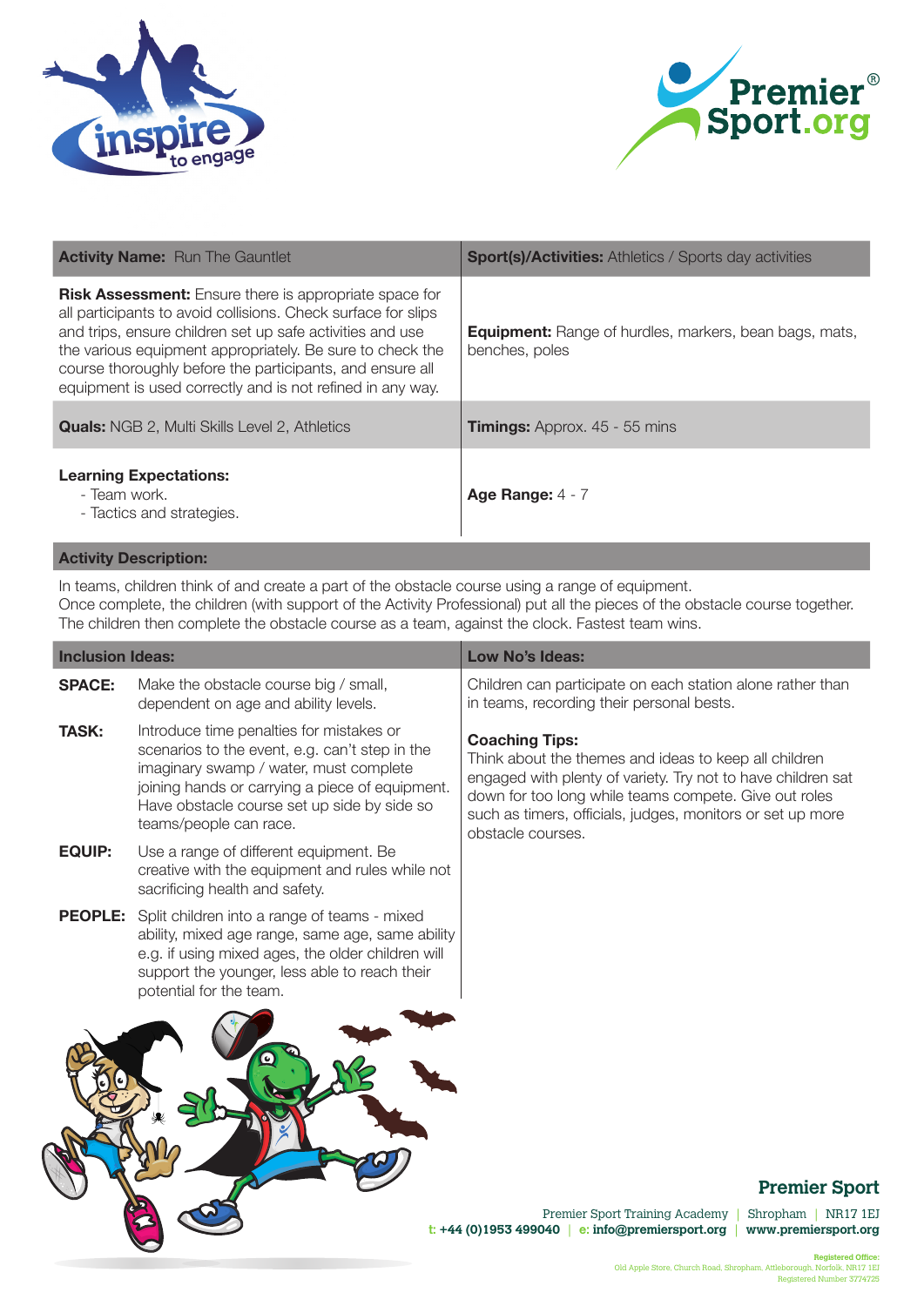| **Activity Name:** Run The Gauntlet | **Sport(s)/Activities:** Athletics / Sports day activities |
|---|---|
| **Risk Assessment:** Ensure there is appropriate space for all participants to avoid collisions. Check surface for slips and trips, ensure children set up safe activities and use the various equipment appropriately. Be sure to check the course thoroughly before the participants, and ensure all equipment is used correctly and is not refined in any way. | **Equipment:** Range of hurdles, markers, bean bags, mats, benches, poles |
| **Quals:** NGB 2, Multi Skills Level 2, Athletics | **Timings:** Approx. 45 - 55 mins |
| **Learning Expectations:**<br>- Team work.<br>- Tactics and strategies. | **Age Range:** 4 - 7 |

**Activity Description:**

In teams, children think of and create a part of the obstacle course using a range of equipment.
Once complete, the children (with support of the Activity Professional) put all the pieces of the obstacle course together.
The children then complete the obstacle course as a team, against the clock. Fastest team wins.

**Inclusion Ideas:**

**SPACE:** Make the obstacle course big / small, dependent on age and ability levels.

**TASK:** Introduce time penalties for mistakes or scenarios to the event, e.g. can't step in the imaginary swamp / water, must complete joining hands or carrying a piece of equipment. Have obstacle course set up side by side so teams/people can race.

**EQUIP:** Use a range of different equipment. Be creative with the equipment and rules while not sacrificing health and safety.

**PEOPLE:** Split children into a range of teams - mixed ability, mixed age range, same age, same ability e.g. if using mixed ages, the older children will support the younger, less able to reach their potential for the team.

**Low No's Ideas:**

Children can participate on each station alone rather than in teams, recording their personal bests.

**Coaching Tips:**
Think about the themes and ideas to keep all children engaged with plenty of variety. Try not to have children sat down for too long while teams compete. Give out roles such as timers, officials, judges, monitors or set up more obstacle courses.

**Premier Sport**

Premier Sport Training Academy | Shropham | NR17 1EJ
t: +44 (0)1953 499040 | e: info@premiersport.org | www.premiersport.org

Registered Office:
Old Apple Store, Church Road, Shropham, Attleborough, Norfolk, NR17 1EJ
Registered Number 3774725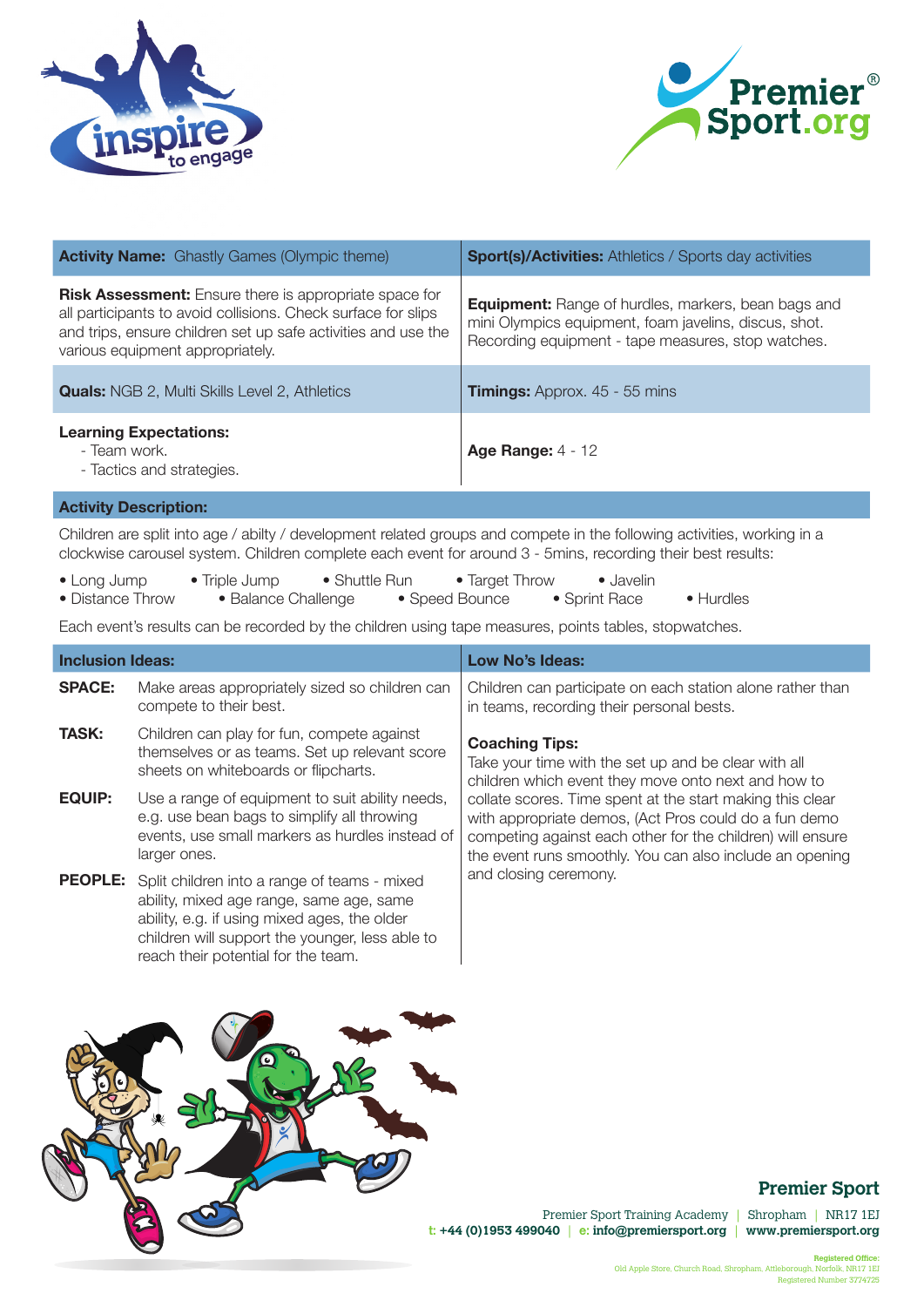| **Activity Name:** Ghastly Games (Olympic theme) | **Sport(s)/Activities:** Athletics / Sports day activities |
|---|---|
| **Risk Assessment:** Ensure there is appropriate space for all participants to avoid collisions. Check surface for slips and trips, ensure children set up safe activities and use the various equipment appropriately. | **Equipment:** Range of hurdles, markers, bean bags and mini Olympics equipment, foam javelins, discus, shot. Recording equipment - tape measures, stop watches. |
| **Quals:** NGB 2, Multi Skills Level 2, Athletics | **Timings:** Approx. 45 - 55 mins |
| **Learning Expectations:**<br>- Team work.<br>- Tactics and strategies. | **Age Range:** 4 - 12 |

**Activity Description:**

Children are split into age / abilty / development related groups and compete in the following activities, working in a clockwise carousel system. Children complete each event for around 3 - 5mins, recording their best results:

- Long Jump
- Triple Jump
- Shuttle Run
- Target Throw
- Javelin
- Distance Throw
- Balance Challenge
- Speed Bounce
- Sprint Race
- Hurdles

Each event's results can be recorded by the children using tape measures, points tables, stopwatches.

**Inclusion Ideas:**

**SPACE:** Make areas appropriately sized so children can compete to their best.

**TASK:** Children can play for fun, compete against themselves or as teams. Set up relevant score sheets on whiteboards or flipcharts.

**EQUIP:** Use a range of equipment to suit ability needs, e.g. use bean bags to simplify all throwing events, use small markers as hurdles instead of larger ones.

**PEOPLE:** Split children into a range of teams - mixed ability, mixed age range, same age, same ability, e.g. if using mixed ages, the older children will support the younger, less able to reach their potential for the team.

**Low No's Ideas:**

Children can participate on each station alone rather than in teams, recording their personal bests.

**Coaching Tips:**

Take your time with the set up and be clear with all children which event they move onto next and how to collate scores. Time spent at the start making this clear with appropriate demos, (Act Pros could do a fun demo competing against each other for the children) will ensure the event runs smoothly. You can also include an opening and closing ceremony.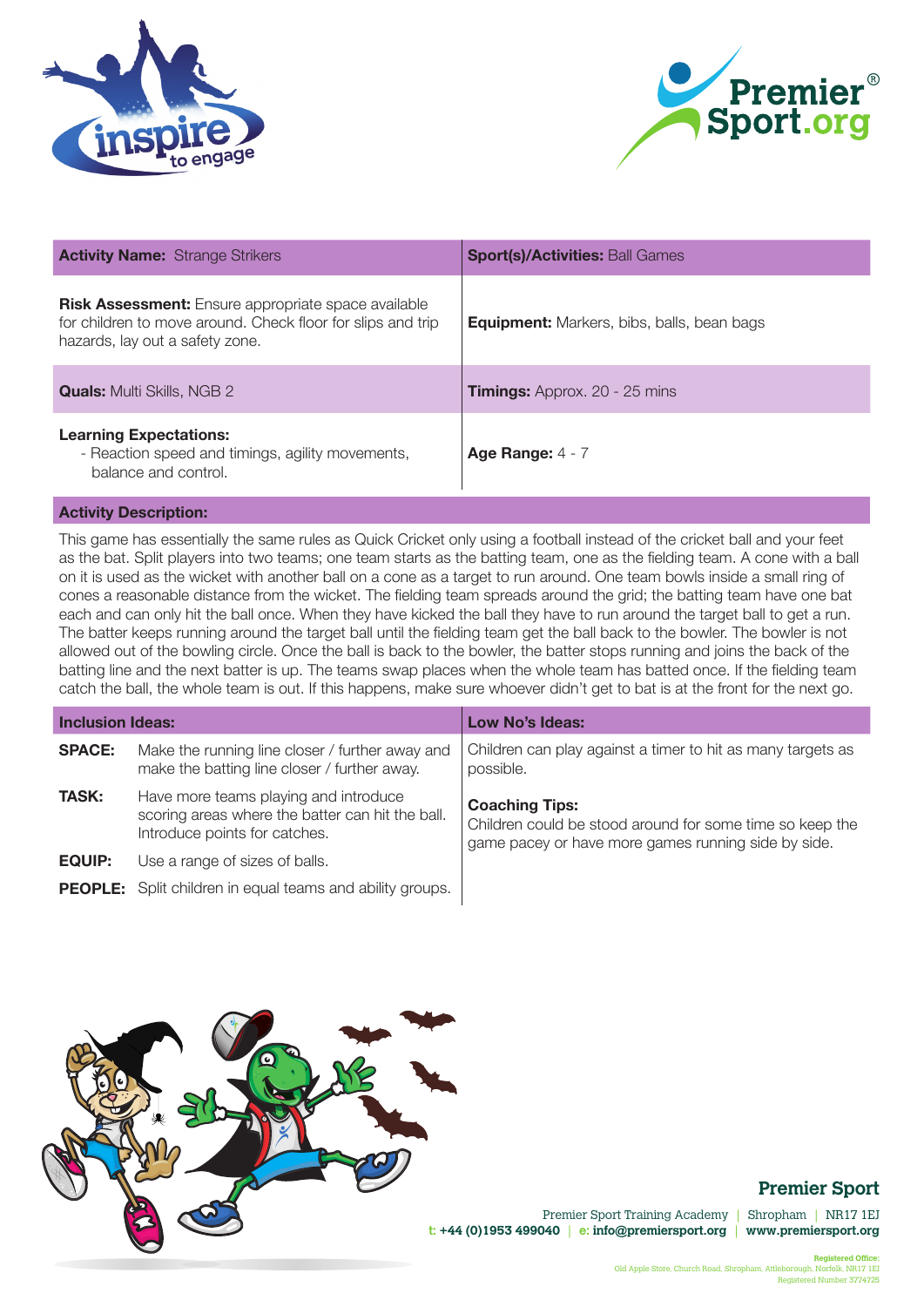| **Activity Name:** Strange Strikers | **Sport(s)/Activities:** Ball Games |
|---|---|
| **Risk Assessment:** Ensure appropriate space available for children to move around. Check floor for slips and trip hazards, lay out a safety zone. | **Equipment:** Markers, bibs, balls, bean bags |
| **Quals:** Multi Skills, NGB 2 | **Timings:** Approx. 20 - 25 mins |
| **Learning Expectations:** - Reaction speed and timings, agility movements, balance and control. | **Age Range:** 4 - 7 |

**Activity Description:**

This game has essentially the same rules as Quick Cricket only using a football instead of the cricket ball and your feet as the bat. Split players into two teams; one team starts as the batting team, one as the fielding team. A cone with a ball on it is used as the wicket with another ball on a cone as a target to run around. One team bowls inside a small ring of cones a reasonable distance from the wicket. The fielding team spreads around the grid; the batting team have one bat each and can only hit the ball once. When they have kicked the ball they have to run around the target ball to get a run. The batter keeps running around the target ball until the fielding team get the ball back to the bowler. The bowler is not allowed out of the bowling circle. Once the ball is back to the bowler, the batter stops running and joins the back of the batting line and the next batter is up. The teams swap places when the whole team has batted once. If the fielding team catch the ball, the whole team is out. If this happens, make sure whoever didn't get to bat is at the front for the next go.

**Inclusion Ideas:**

| | |
|---|---|
| **SPACE:** | Make the running line closer / further away and make the batting line closer / further away. |
| **TASK:** | Have more teams playing and introduce scoring areas where the batter can hit the ball. Introduce points for catches. |
| **EQUIP:** | Use a range of sizes of balls. |
| **PEOPLE:** | Split children in equal teams and ability groups. |

**Low No's Ideas:**

Children can play against a timer to hit as many targets as possible.

**Coaching Tips:**

Children could be stood around for some time so keep the game pacey or have more games running side by side.

**Premier Sport**

Premier Sport Training Academy | Shropham | NR17 1EJ
t: +44 (0)1953 499040 | e: info@premiersport.org | www.premiersport.org

Registered Office: Old Apple Store, Church Road, Shropham, Attleborough, Norfolk, NR17 1EJ
Registered Number 3774725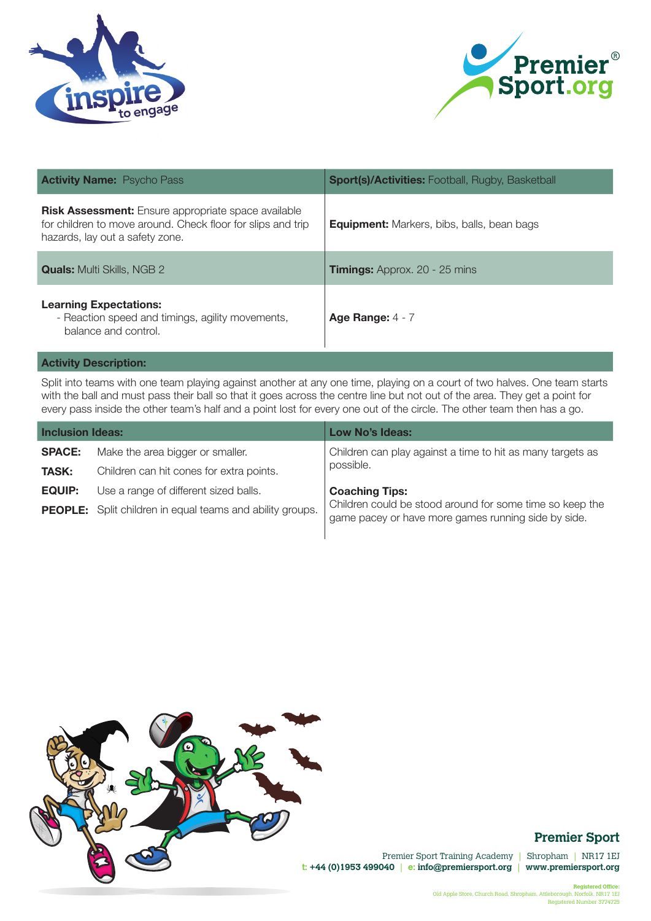| **Activity Name:** Psycho Pass | **Sport(s)/Activities:** Football, Rugby, Basketball |
|---|---|
| **Risk Assessment:** Ensure appropriate space available for children to move around. Check floor for slips and trip hazards, lay out a safety zone. | **Equipment:** Markers, bibs, balls, bean bags |
| **Quals:** Multi Skills, NGB 2 | **Timings:** Approx. 20 - 25 mins |
| **Learning Expectations:** - Reaction speed and timings, agility movements, balance and control. | **Age Range:** 4 - 7 |

**Activity Description:**

Split into teams with one team playing against another at any one time, playing on a court of two halves. One team starts with the ball and must pass their ball so that it goes across the centre line but not out of the area. They get a point for every pass inside the other team's half and a point lost for every one out of the circle. The other team then has a go.

| **Inclusion Ideas:** | **Low No's Ideas:** |
|---|---|
| **SPACE:** Make the area bigger or smaller. | Children can play against a time to hit as many targets as possible. |
| **TASK:** Children can hit cones for extra points. | |
| **EQUIP:** Use a range of different sized balls. | **Coaching Tips:** |
| **PEOPLE:** Split children in equal teams and ability groups. | Children could be stood around for some time so keep the game pacey or have more games running side by side. |

**Premier Sport**

Premier Sport Training Academy | Shropham | NR17 1EJ

t: +44 (0)1953 499040 | e: info@premiersport.org | www.premiersport.org

Registered Office:
Old Apple Store, Church Road, Shropham, Attleborough, Norfolk, NR17 1EJ
Registered Number 3774725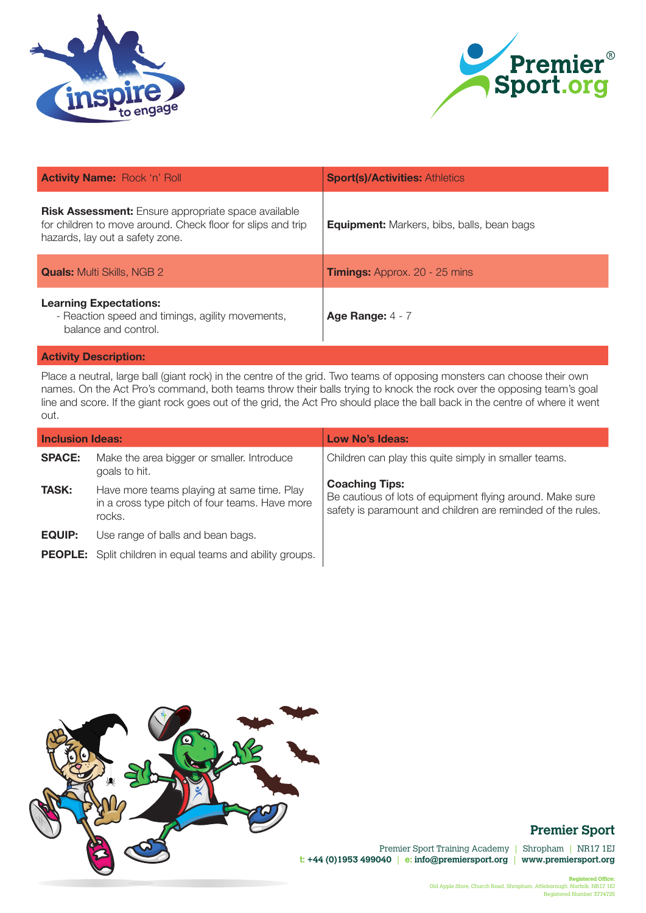| **Activity Name:** Rock 'n' Roll | **Sport(s)/Activities:** Athletics |
|---|---|
| **Risk Assessment:** Ensure appropriate space available for children to move around. Check floor for slips and trip hazards, lay out a safety zone. | **Equipment:** Markers, bibs, balls, bean bags |
| **Quals:** Multi Skills, NGB 2 | **Timings:** Approx. 20 - 25 mins |
| **Learning Expectations:**<br>- Reaction speed and timings, agility movements, balance and control. | **Age Range:** 4 - 7 |

**Activity Description:**

Place a neutral, large ball (giant rock) in the centre of the grid. Two teams of opposing monsters can choose their own names. On the Act Pro's command, both teams throw their balls trying to knock the rock over the opposing team's goal line and score. If the giant rock goes out of the grid, the Act Pro should place the ball back in the centre of where it went out.

**Inclusion Ideas:**

| | |
|---|---|
| **SPACE:** | Make the area bigger or smaller. Introduce goals to hit. |
| **TASK:** | Have more teams playing at same time. Play in a cross type pitch of four teams. Have more rocks. |
| **EQUIP:** | Use range of balls and bean bags. |
| **PEOPLE:** | Split children in equal teams and ability groups. |

**Low No's Ideas:**

Children can play this quite simply in smaller teams.

**Coaching Tips:**
Be cautious of lots of equipment flying around. Make sure safety is paramount and children are reminded of the rules.

**Premier Sport**

Premier Sport Training Academy | Shropham | NR17 1EJ
t: +44 (0)1953 499040 | e: info@premiersport.org | www.premiersport.org

Registered Office:
Old Apple Store, Church Road, Shropham, Attleborough, Norfolk, NR17 1EJ
Registered Number 3774725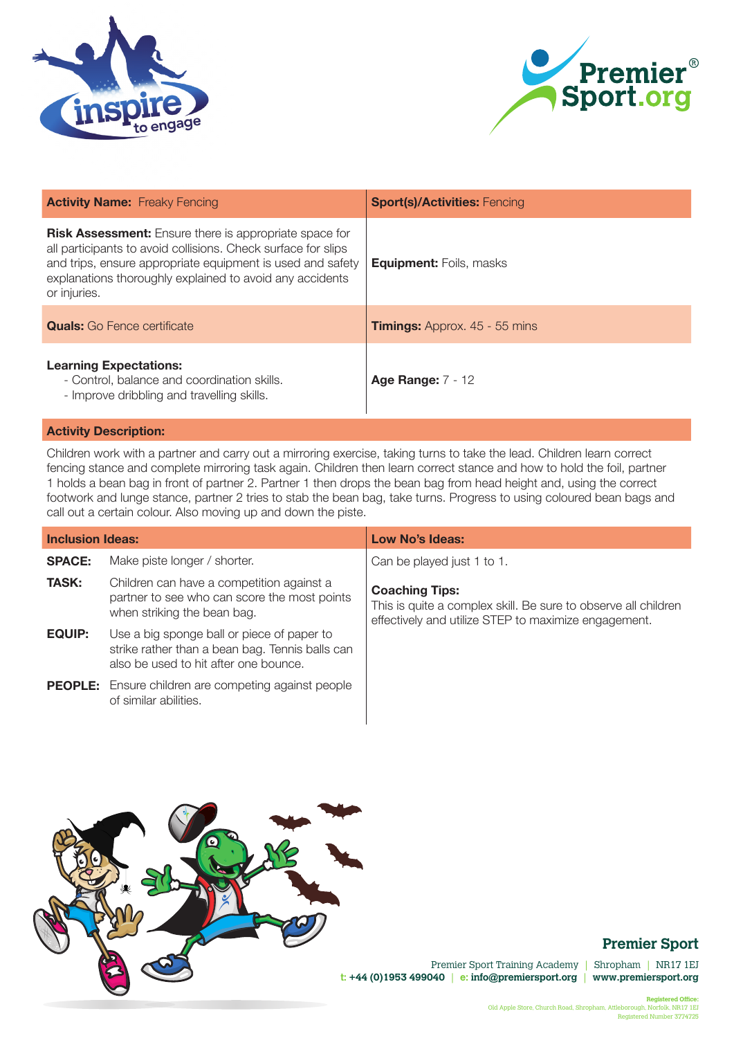| **Activity Name:** Freaky Fencing | **Sport(s)/Activities:** Fencing |
| --- | --- |
| **Risk Assessment:** Ensure there is appropriate space for all participants to avoid collisions. Check surface for slips and trips, ensure appropriate equipment is used and safety explanations thoroughly explained to avoid any accidents or injuries. | **Equipment:** Foils, masks |
| **Quals:** Go Fence certificate | **Timings:** Approx. 45 - 55 mins |
| **Learning Expectations:**<br>- Control, balance and coordination skills.<br>- Improve dribbling and travelling skills. | **Age Range:** 7 - 12 |

**Activity Description:**

Children work with a partner and carry out a mirroring exercise, taking turns to take the lead. Children learn correct fencing stance and complete mirroring task again. Children then learn correct stance and how to hold the foil, partner 1 holds a bean bag in front of partner 2. Partner 1 then drops the bean bag from head height and, using the correct footwork and lunge stance, partner 2 tries to stab the bean bag, take turns. Progress to using coloured bean bags and call out a certain colour. Also moving up and down the piste.

**Inclusion Ideas:**

- **SPACE:** Make piste longer / shorter.
- **TASK:** Children can have a competition against a partner to see who can score the most points when striking the bean bag.
- **EQUIP:** Use a big sponge ball or piece of paper to strike rather than a bean bag. Tennis balls can also be used to hit after one bounce.
- **PEOPLE:** Ensure children are competing against people of similar abilities.

**Low No's Ideas:**

Can be played just 1 to 1.

**Coaching Tips:**

This is quite a complex skill. Be sure to observe all children effectively and utilize STEP to maximize engagement.

**Premier Sport**

Premier Sport Training Academy | Shropham | NR17 1EJ
t: +44 (0)1953 499040 | e: info@premiersport.org | www.premiersport.org

Registered Office:
Old Apple Store, Church Road, Shropham, Attleborough, Norfolk, NR17 1EJ
Registered Number 3774725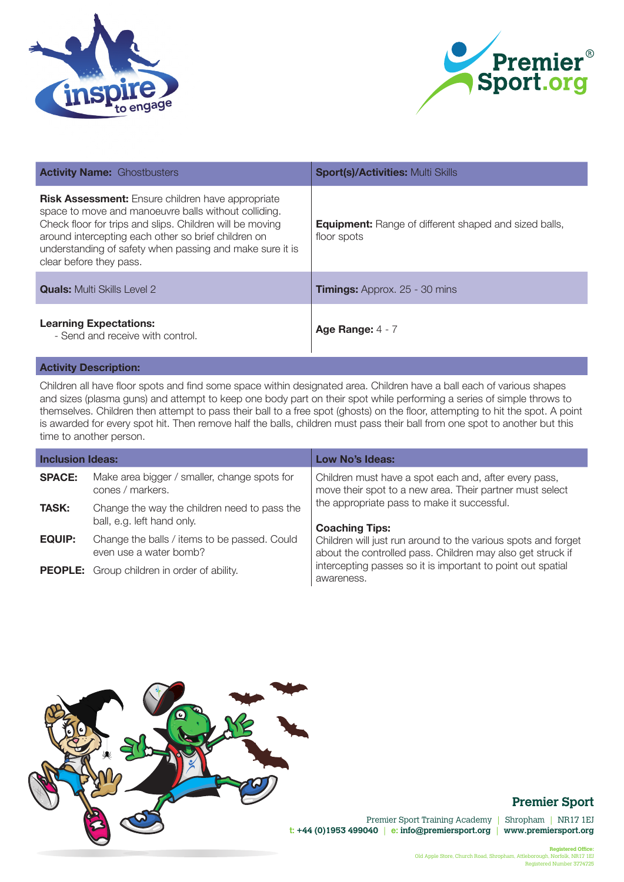| **Activity Name:** Ghostbusters | **Sport(s)/Activities:** Multi Skills |
|---|---|
| **Risk Assessment:** Ensure children have appropriate space to move and manoeuvre balls without colliding. Check floor for trips and slips. Children will be moving around intercepting each other so brief children on understanding of safety when passing and make sure it is clear before they pass. | **Equipment:** Range of different shaped and sized balls, floor spots |
| **Quals:** Multi Skills Level 2 | **Timings:** Approx. 25 - 30 mins |
| **Learning Expectations:**<br>- Send and receive with control. | **Age Range:** 4 - 7 |

**Activity Description:**

Children all have floor spots and find some space within designated area. Children have a ball each of various shapes and sizes (plasma guns) and attempt to keep one body part on their spot while performing a series of simple throws to themselves. Children then attempt to pass their ball to a free spot (ghosts) on the floor, attempting to hit the spot. A point is awarded for every spot hit. Then remove half the balls, children must pass their ball from one spot to another but this time to another person.

| **Inclusion Ideas:** | | **Low No's Ideas:** |
|---|---|---|
| **SPACE:** | Make area bigger / smaller, change spots for cones / markers. | Children must have a spot each and, after every pass, move their spot to a new area. Their partner must select the appropriate pass to make it successful. |
| **TASK:** | Change the way the children need to pass the ball, e.g. left hand only. | **Coaching Tips:** |
| **EQUIP:** | Change the balls / items to be passed. Could even use a water bomb? | Children will just run around to the various spots and forget about the controlled pass. Children may also get struck if intercepting passes so it is important to point out spatial awareness. |
| **PEOPLE:** | Group children in order of ability. | |

**Premier Sport**

Premier Sport Training Academy | Shropham | NR17 1EJ
t: +44 (0)1953 499040 | e: info@premiersport.org | www.premiersport.org

Registered Office:
Old Apple Store, Church Road, Shropham, Attleborough, Norfolk, NR17 1EJ
Registered Number 3774725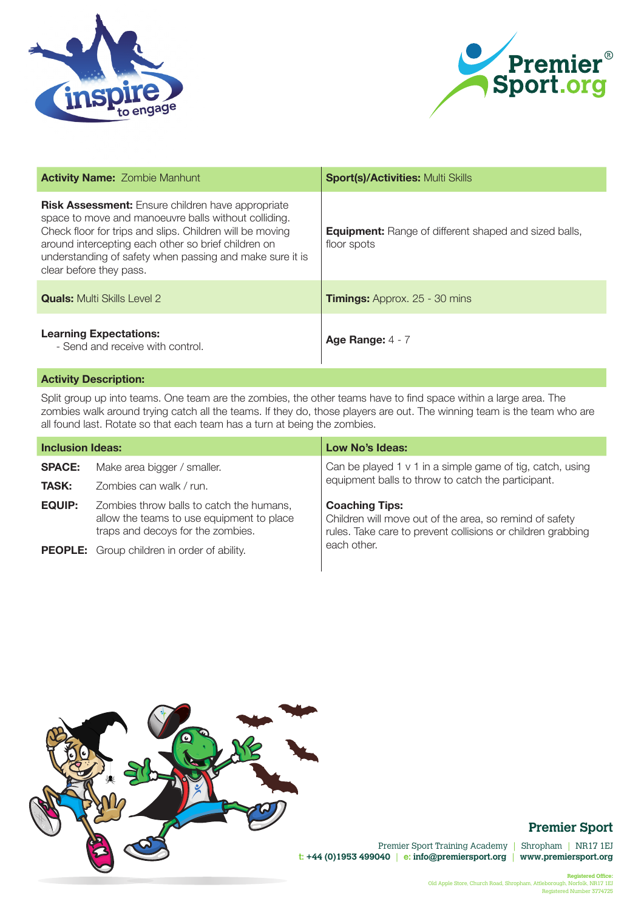| **Activity Name:** Zombie Manhunt | **Sport(s)/Activities:** Multi Skills |
|---|---|
| **Risk Assessment:** Ensure children have appropriate space to move and manoeuvre balls without colliding. Check floor for trips and slips. Children will be moving around intercepting each other so brief children on understanding of safety when passing and make sure it is clear before they pass. | **Equipment:** Range of different shaped and sized balls, floor spots |
| **Quals:** Multi Skills Level 2 | **Timings:** Approx. 25 - 30 mins |
| **Learning Expectations:**<br>- Send and receive with control. | **Age Range:** 4 - 7 |

**Activity Description:**

Split group up into teams. One team are the zombies, the other teams have to find space within a large area. The zombies walk around trying catch all the teams. If they do, those players are out. The winning team is the team who are all found last. Rotate so that each team has a turn at being the zombies.

**Inclusion Ideas:**

**SPACE:** Make area bigger / smaller.

**TASK:** Zombies can walk / run.

**EQUIP:** Zombies throw balls to catch the humans, allow the teams to use equipment to place traps and decoys for the zombies.

**PEOPLE:** Group children in order of ability.

**Low No's Ideas:**

Can be played 1 v 1 in a simple game of tig, catch, using equipment balls to throw to catch the participant.

**Coaching Tips:**

Children will move out of the area, so remind of safety rules. Take care to prevent collisions or children grabbing each other.

**Premier Sport**

Premier Sport Training Academy | Shropham | NR17 1EJ

t: +44 (0)1953 499040 | e: info@premiersport.org | www.premiersport.org

Registered Office:
Old Apple Store, Church Road, Shropham, Attleborough, Norfolk, NR17 1EJ
Registered Number 3774725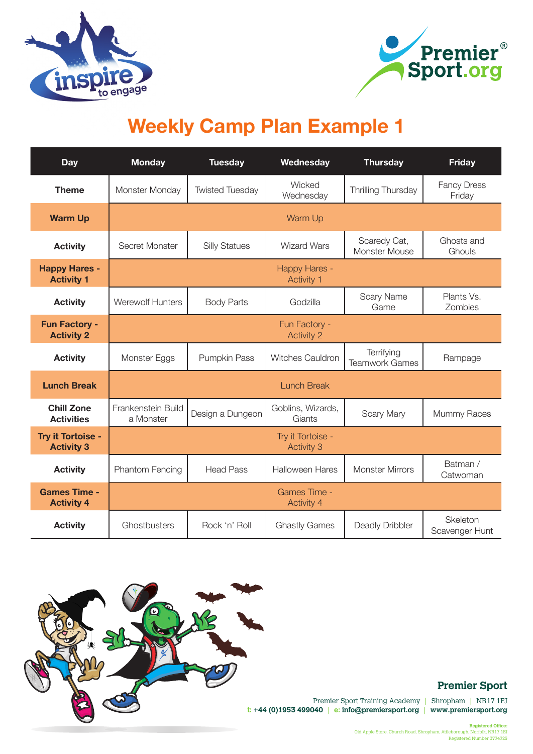# Weekly Camp Plan Example 1

| Day | Monday | Tuesday | Wednesday | Thursday | Friday |
|---|---|---|---|---|---|
| **Theme** | Monster Monday | Twisted Tuesday | Wicked Wednesday | Thrilling Thursday | Fancy Dress Friday |
| **Warm Up** | Warm Up | | | | |
| **Activity** | Secret Monster | Silly Statues | Wizard Wars | Scaredy Cat, Monster Mouse | Ghosts and Ghouls |
| **Happy Hares - Activity 1** | Happy Hares - Activity 1 | | | | |
| **Activity** | Werewolf Hunters | Body Parts | Godzilla | Scary Name Game | Plants Vs. Zombies |
| **Fun Factory - Activity 2** | Fun Factory - Activity 2 | | | | |
| **Activity** | Monster Eggs | Pumpkin Pass | Witches Cauldron | Terrifying Teamwork Games | Rampage |
| **Lunch Break** | Lunch Break | | | | |
| **Chill Zone Activities** | Frankenstein Build a Monster | Design a Dungeon | Goblins, Wizards, Giants | Scary Mary | Mummy Races |
| **Try it Tortoise - Activity 3** | Try it Tortoise - Activity 3 | | | | |
| **Activity** | Phantom Fencing | Head Pass | Halloween Hares | Monster Mirrors | Batman / Catwoman |
| **Games Time - Activity 4** | Games Time - Activity 4 | | | | |
| **Activity** | Ghostbusters | Rock 'n' Roll | Ghastly Games | Deadly Dribbler | Skeleton Scavenger Hunt |

**Premier Sport**

Premier Sport Training Academy | Shropham | NR17 1EJ
t: +44 (0)1953 499040 | e: info@premiersport.org | www.premiersport.org

Registered Office:
Old Apple Store, Church Road, Shropham, Attleborough, Norfolk, NR17 1EJ
Registered Number 3774725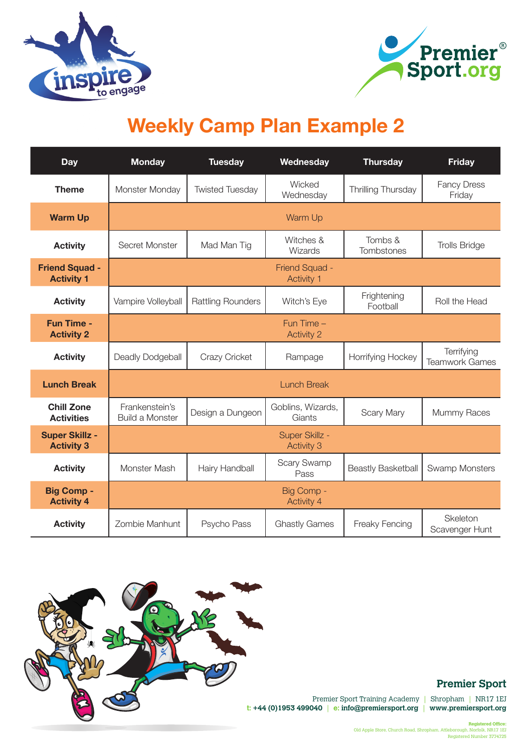# Weekly Camp Plan Example 2

| Day | Monday | Tuesday | Wednesday | Thursday | Friday |
|---|---|---|---|---|---|
| **Theme** | Monster Monday | Twisted Tuesday | Wicked Wednesday | Thrilling Thursday | Fancy Dress Friday |
| **Warm Up** | Warm Up | | | | |
| **Activity** | Secret Monster | Mad Man Tig | Witches & Wizards | Tombs & Tombstones | Trolls Bridge |
| **Friend Squad - Activity 1** | Friend Squad - Activity 1 | | | | |
| **Activity** | Vampire Volleyball | Rattling Rounders | Witch's Eye | Frightening Football | Roll the Head |
| **Fun Time - Activity 2** | Fun Time – Activity 2 | | | | |
| **Activity** | Deadly Dodgeball | Crazy Cricket | Rampage | Horrifying Hockey | Terrifying Teamwork Games |
| **Lunch Break** | Lunch Break | | | | |
| **Chill Zone Activities** | Frankenstein's Build a Monster | Design a Dungeon | Goblins, Wizards, Giants | Scary Mary | Mummy Races |
| **Super Skillz - Activity 3** | Super Skillz - Activity 3 | | | | |
| **Activity** | Monster Mash | Hairy Handball | Scary Swamp Pass | Beastly Basketball | Swamp Monsters |
| **Big Comp - Activity 4** | Big Comp - Activity 4 | | | | |
| **Activity** | Zombie Manhunt | Psycho Pass | Ghastly Games | Freaky Fencing | Skeleton Scavenger Hunt |

**Premier Sport**

Premier Sport Training Academy | Shropham | NR17 1EJ

t: +44 (0)1953 499040 | e: info@premiersport.org | www.premiersport.org

Registered Office:
Old Apple Store, Church Road, Shropham, Attleborough, Norfolk, NR17 1EJ
Registered Number 3774725